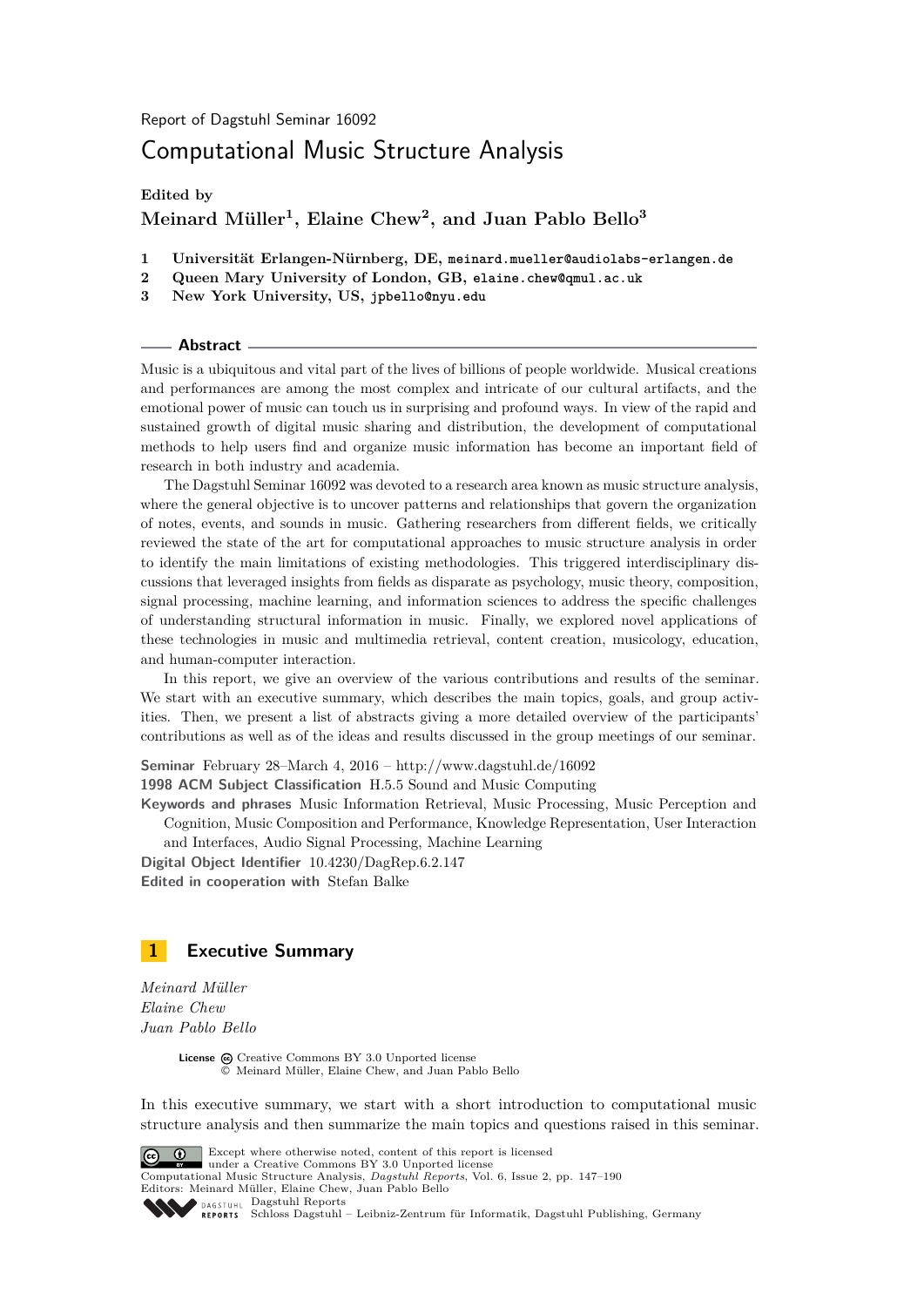Report of Dagstuhl Seminar 16092

# Computational Music Structure Analysis

**Edited by**

**Meinard Müller[1], Elaine Chew[2], and Juan Pablo Bello[3]**

1 **Universität Erlangen-Nürnberg, DE,** `meinard.mueller@audiolabs-erlangen.de`
2 **Queen Mary University of London, GB,** `elaine.chew@qmul.ac.uk`
3 **New York University, US,** `jpbello@nyu.edu`

## Abstract

Music is a ubiquitous and vital part of the lives of billions of people worldwide. Musical creations and performances are among the most complex and intricate of our cultural artifacts, and the emotional power of music can touch us in surprising and profound ways. In view of the rapid and sustained growth of digital music sharing and distribution, the development of computational methods to help users find and organize music information has become an important field of research in both industry and academia.

The Dagstuhl Seminar 16092 was devoted to a research area known as music structure analysis, where the general objective is to uncover patterns and relationships that govern the organization of notes, events, and sounds in music. Gathering researchers from different fields, we critically reviewed the state of the art for computational approaches to music structure analysis in order to identify the main limitations of existing methodologies. This triggered interdisciplinary discussions that leveraged insights from fields as disparate as psychology, music theory, composition, signal processing, machine learning, and information sciences to address the specific challenges of understanding structural information in music. Finally, we explored novel applications of these technologies in music and multimedia retrieval, content creation, musicology, education, and human-computer interaction.

In this report, we give an overview of the various contributions and results of the seminar. We start with an executive summary, which describes the main topics, goals, and group activities. Then, we present a list of abstracts giving a more detailed overview of the participants' contributions as well as of the ideas and results discussed in the group meetings of our seminar.

**Seminar** February 28–March 4, 2016 – http://www.dagstuhl.de/16092
**1998 ACM Subject Classification** H.5.5 Sound and Music Computing
**Keywords and phrases** Music Information Retrieval, Music Processing, Music Perception and Cognition, Music Composition and Performance, Knowledge Representation, User Interaction and Interfaces, Audio Signal Processing, Machine Learning
**Digital Object Identifier** 10.4230/DagRep.6.2.147
**Edited in cooperation with** Stefan Balke

## 1 Executive Summary

*Meinard Müller*
*Elaine Chew*
*Juan Pablo Bello*

**License** Creative Commons BY 3.0 Unported license
© Meinard Müller, Elaine Chew, and Juan Pablo Bello

In this executive summary, we start with a short introduction to computational music structure analysis and then summarize the main topics and questions raised in this seminar.

Except where otherwise noted, content of this report is licensed under a Creative Commons BY 3.0 Unported license
Computational Music Structure Analysis, *Dagstuhl Reports*, Vol. 6, Issue 2, pp. 147–190
Editors: Meinard Müller, Elaine Chew, Juan Pablo Bello
Dagstuhl Reports
Schloss Dagstuhl – Leibniz-Zentrum für Informatik, Dagstuhl Publishing, Germany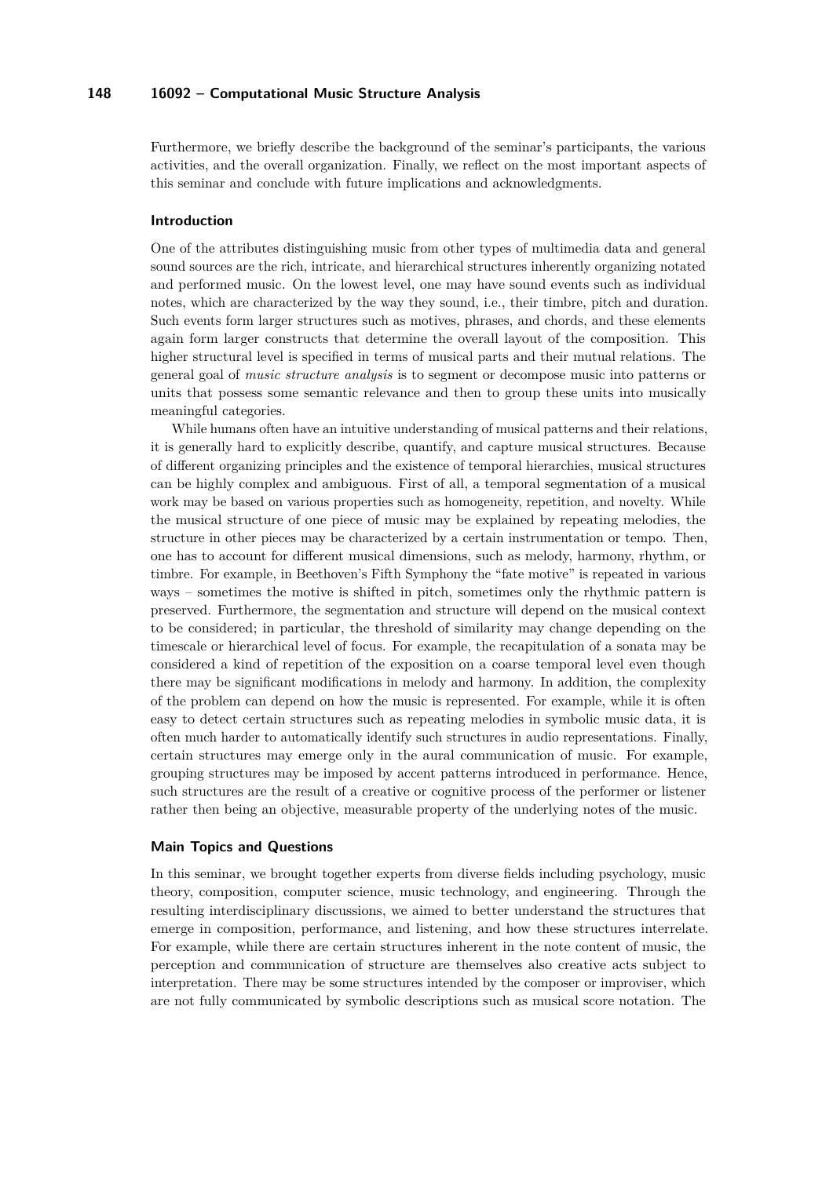Furthermore, we briefly describe the background of the seminar's participants, the various activities, and the overall organization. Finally, we reflect on the most important aspects of this seminar and conclude with future implications and acknowledgments.

### Introduction

One of the attributes distinguishing music from other types of multimedia data and general sound sources are the rich, intricate, and hierarchical structures inherently organizing notated and performed music. On the lowest level, one may have sound events such as individual notes, which are characterized by the way they sound, i.e., their timbre, pitch and duration. Such events form larger structures such as motives, phrases, and chords, and these elements again form larger constructs that determine the overall layout of the composition. This higher structural level is specified in terms of musical parts and their mutual relations. The general goal of *music structure analysis* is to segment or decompose music into patterns or units that possess some semantic relevance and then to group these units into musically meaningful categories.

While humans often have an intuitive understanding of musical patterns and their relations, it is generally hard to explicitly describe, quantify, and capture musical structures. Because of different organizing principles and the existence of temporal hierarchies, musical structures can be highly complex and ambiguous. First of all, a temporal segmentation of a musical work may be based on various properties such as homogeneity, repetition, and novelty. While the musical structure of one piece of music may be explained by repeating melodies, the structure in other pieces may be characterized by a certain instrumentation or tempo. Then, one has to account for different musical dimensions, such as melody, harmony, rhythm, or timbre. For example, in Beethoven's Fifth Symphony the "fate motive" is repeated in various ways – sometimes the motive is shifted in pitch, sometimes only the rhythmic pattern is preserved. Furthermore, the segmentation and structure will depend on the musical context to be considered; in particular, the threshold of similarity may change depending on the timescale or hierarchical level of focus. For example, the recapitulation of a sonata may be considered a kind of repetition of the exposition on a coarse temporal level even though there may be significant modifications in melody and harmony. In addition, the complexity of the problem can depend on how the music is represented. For example, while it is often easy to detect certain structures such as repeating melodies in symbolic music data, it is often much harder to automatically identify such structures in audio representations. Finally, certain structures may emerge only in the aural communication of music. For example, grouping structures may be imposed by accent patterns introduced in performance. Hence, such structures are the result of a creative or cognitive process of the performer or listener rather then being an objective, measurable property of the underlying notes of the music.

### Main Topics and Questions

In this seminar, we brought together experts from diverse fields including psychology, music theory, composition, computer science, music technology, and engineering. Through the resulting interdisciplinary discussions, we aimed to better understand the structures that emerge in composition, performance, and listening, and how these structures interrelate. For example, while there are certain structures inherent in the note content of music, the perception and communication of structure are themselves also creative acts subject to interpretation. There may be some structures intended by the composer or improviser, which are not fully communicated by symbolic descriptions such as musical score notation. The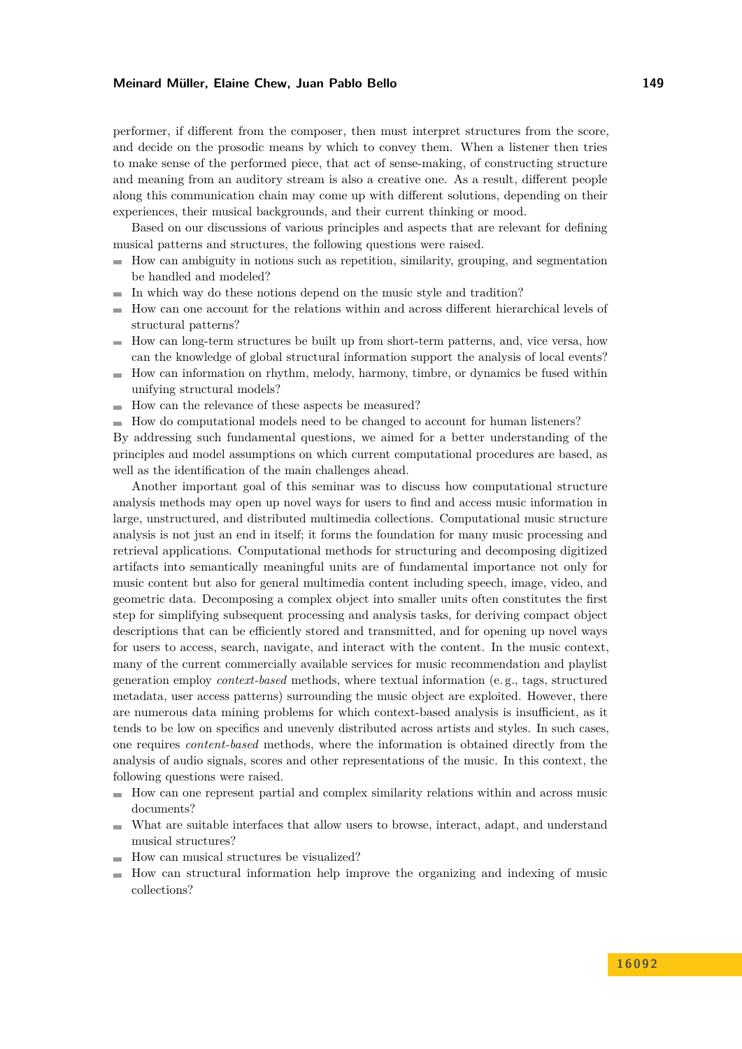performer, if different from the composer, then must interpret structures from the score, and decide on the prosodic means by which to convey them. When a listener then tries to make sense of the performed piece, that act of sense-making, of constructing structure and meaning from an auditory stream is also a creative one. As a result, different people along this communication chain may come up with different solutions, depending on their experiences, their musical backgrounds, and their current thinking or mood.

Based on our discussions of various principles and aspects that are relevant for defining musical patterns and structures, the following questions were raised.

- How can ambiguity in notions such as repetition, similarity, grouping, and segmentation be handled and modeled?
- In which way do these notions depend on the music style and tradition?
- How can one account for the relations within and across different hierarchical levels of structural patterns?
- How can long-term structures be built up from short-term patterns, and, vice versa, how can the knowledge of global structural information support the analysis of local events?
- How can information on rhythm, melody, harmony, timbre, or dynamics be fused within unifying structural models?
- How can the relevance of these aspects be measured?
- How do computational models need to be changed to account for human listeners?

By addressing such fundamental questions, we aimed for a better understanding of the principles and model assumptions on which current computational procedures are based, as well as the identification of the main challenges ahead.

Another important goal of this seminar was to discuss how computational structure analysis methods may open up novel ways for users to find and access music information in large, unstructured, and distributed multimedia collections. Computational music structure analysis is not just an end in itself; it forms the foundation for many music processing and retrieval applications. Computational methods for structuring and decomposing digitized artifacts into semantically meaningful units are of fundamental importance not only for music content but also for general multimedia content including speech, image, video, and geometric data. Decomposing a complex object into smaller units often constitutes the first step for simplifying subsequent processing and analysis tasks, for deriving compact object descriptions that can be efficiently stored and transmitted, and for opening up novel ways for users to access, search, navigate, and interact with the content. In the music context, many of the current commercially available services for music recommendation and playlist generation employ *context-based* methods, where textual information (e.g., tags, structured metadata, user access patterns) surrounding the music object are exploited. However, there are numerous data mining problems for which context-based analysis is insufficient, as it tends to be low on specifics and unevenly distributed across artists and styles. In such cases, one requires *content-based* methods, where the information is obtained directly from the analysis of audio signals, scores and other representations of the music. In this context, the following questions were raised.

- How can one represent partial and complex similarity relations within and across music documents?
- What are suitable interfaces that allow users to browse, interact, adapt, and understand musical structures?
- How can musical structures be visualized?
- How can structural information help improve the organizing and indexing of music collections?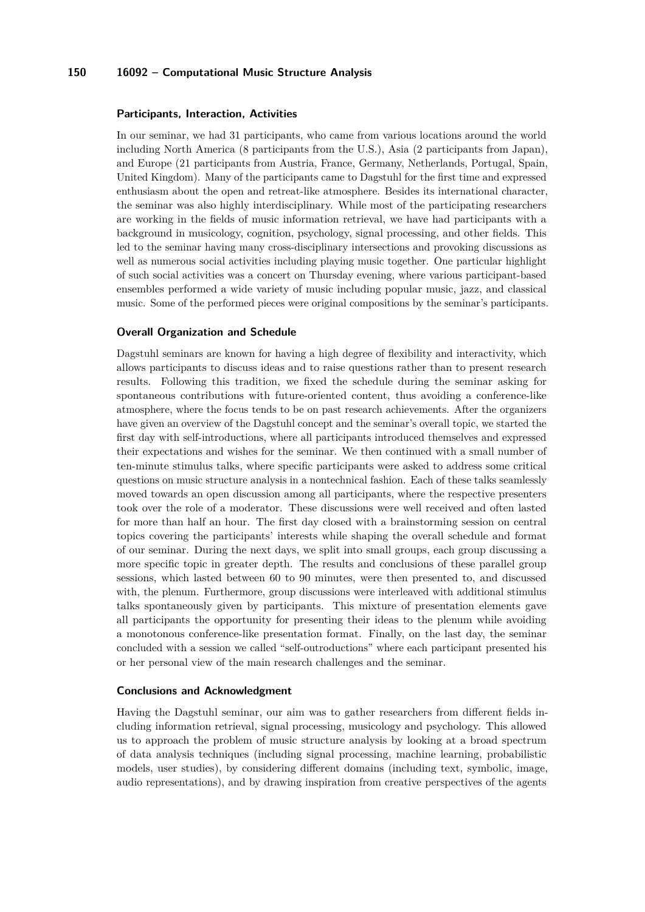### Participants, Interaction, Activities

In our seminar, we had 31 participants, who came from various locations around the world including North America (8 participants from the U.S.), Asia (2 participants from Japan), and Europe (21 participants from Austria, France, Germany, Netherlands, Portugal, Spain, United Kingdom). Many of the participants came to Dagstuhl for the first time and expressed enthusiasm about the open and retreat-like atmosphere. Besides its international character, the seminar was also highly interdisciplinary. While most of the participating researchers are working in the fields of music information retrieval, we have had participants with a background in musicology, cognition, psychology, signal processing, and other fields. This led to the seminar having many cross-disciplinary intersections and provoking discussions as well as numerous social activities including playing music together. One particular highlight of such social activities was a concert on Thursday evening, where various participant-based ensembles performed a wide variety of music including popular music, jazz, and classical music. Some of the performed pieces were original compositions by the seminar's participants.

### Overall Organization and Schedule

Dagstuhl seminars are known for having a high degree of flexibility and interactivity, which allows participants to discuss ideas and to raise questions rather than to present research results. Following this tradition, we fixed the schedule during the seminar asking for spontaneous contributions with future-oriented content, thus avoiding a conference-like atmosphere, where the focus tends to be on past research achievements. After the organizers have given an overview of the Dagstuhl concept and the seminar's overall topic, we started the first day with self-introductions, where all participants introduced themselves and expressed their expectations and wishes for the seminar. We then continued with a small number of ten-minute stimulus talks, where specific participants were asked to address some critical questions on music structure analysis in a nontechnical fashion. Each of these talks seamlessly moved towards an open discussion among all participants, where the respective presenters took over the role of a moderator. These discussions were well received and often lasted for more than half an hour. The first day closed with a brainstorming session on central topics covering the participants' interests while shaping the overall schedule and format of our seminar. During the next days, we split into small groups, each group discussing a more specific topic in greater depth. The results and conclusions of these parallel group sessions, which lasted between 60 to 90 minutes, were then presented to, and discussed with, the plenum. Furthermore, group discussions were interleaved with additional stimulus talks spontaneously given by participants. This mixture of presentation elements gave all participants the opportunity for presenting their ideas to the plenum while avoiding a monotonous conference-like presentation format. Finally, on the last day, the seminar concluded with a session we called "self-outroductions" where each participant presented his or her personal view of the main research challenges and the seminar.

### Conclusions and Acknowledgment

Having the Dagstuhl seminar, our aim was to gather researchers from different fields including information retrieval, signal processing, musicology and psychology. This allowed us to approach the problem of music structure analysis by looking at a broad spectrum of data analysis techniques (including signal processing, machine learning, probabilistic models, user studies), by considering different domains (including text, symbolic, image, audio representations), and by drawing inspiration from creative perspectives of the agents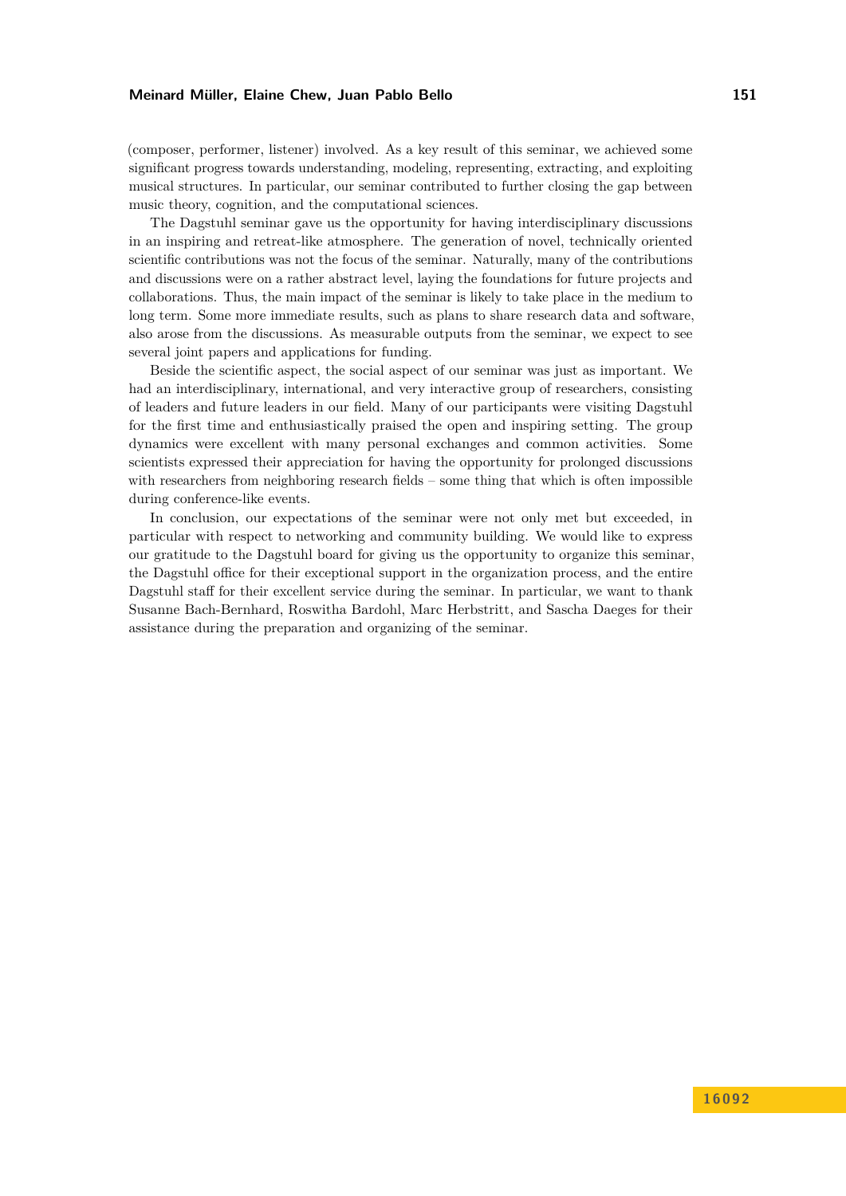(composer, performer, listener) involved. As a key result of this seminar, we achieved some significant progress towards understanding, modeling, representing, extracting, and exploiting musical structures. In particular, our seminar contributed to further closing the gap between music theory, cognition, and the computational sciences.

The Dagstuhl seminar gave us the opportunity for having interdisciplinary discussions in an inspiring and retreat-like atmosphere. The generation of novel, technically oriented scientific contributions was not the focus of the seminar. Naturally, many of the contributions and discussions were on a rather abstract level, laying the foundations for future projects and collaborations. Thus, the main impact of the seminar is likely to take place in the medium to long term. Some more immediate results, such as plans to share research data and software, also arose from the discussions. As measurable outputs from the seminar, we expect to see several joint papers and applications for funding.

Beside the scientific aspect, the social aspect of our seminar was just as important. We had an interdisciplinary, international, and very interactive group of researchers, consisting of leaders and future leaders in our field. Many of our participants were visiting Dagstuhl for the first time and enthusiastically praised the open and inspiring setting. The group dynamics were excellent with many personal exchanges and common activities. Some scientists expressed their appreciation for having the opportunity for prolonged discussions with researchers from neighboring research fields – some thing that which is often impossible during conference-like events.

In conclusion, our expectations of the seminar were not only met but exceeded, in particular with respect to networking and community building. We would like to express our gratitude to the Dagstuhl board for giving us the opportunity to organize this seminar, the Dagstuhl office for their exceptional support in the organization process, and the entire Dagstuhl staff for their excellent service during the seminar. In particular, we want to thank Susanne Bach-Bernhard, Roswitha Bardohl, Marc Herbstritt, and Sascha Daeges for their assistance during the preparation and organizing of the seminar.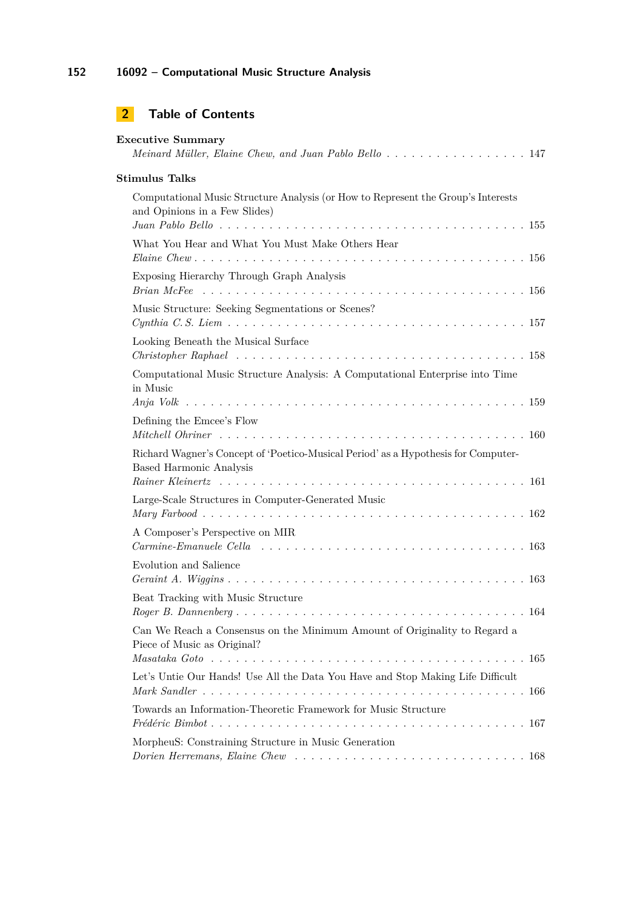## 2 Table of Contents

**Executive Summary**

*Meinard Müller, Elaine Chew, and Juan Pablo Bello* . . . . . . . . . . . . . . . . 147

**Stimulus Talks**

Computational Music Structure Analysis (or How to Represent the Group's Interests and Opinions in a Few Slides)
*Juan Pablo Bello* . . . . . . . . . . . . . . . . . . . . . . . . . . . . . . . . . . . 155

What You Hear and What You Must Make Others Hear
*Elaine Chew* . . . . . . . . . . . . . . . . . . . . . . . . . . . . . . . . . . . 156

Exposing Hierarchy Through Graph Analysis
*Brian McFee* . . . . . . . . . . . . . . . . . . . . . . . . . . . . . . . . . . . 156

Music Structure: Seeking Segmentations or Scenes?
*Cynthia C. S. Liem* . . . . . . . . . . . . . . . . . . . . . . . . . . . . . . . . 157

Looking Beneath the Musical Surface
*Christopher Raphael* . . . . . . . . . . . . . . . . . . . . . . . . . . . . . . . 158

Computational Music Structure Analysis: A Computational Enterprise into Time in Music
*Anja Volk* . . . . . . . . . . . . . . . . . . . . . . . . . . . . . . . . . . . . 159

Defining the Emcee's Flow
*Mitchell Ohriner* . . . . . . . . . . . . . . . . . . . . . . . . . . . . . . . . . 160

Richard Wagner's Concept of 'Poetico-Musical Period' as a Hypothesis for Computer-Based Harmonic Analysis
*Rainer Kleinertz* . . . . . . . . . . . . . . . . . . . . . . . . . . . . . . . . . 161

Large-Scale Structures in Computer-Generated Music
*Mary Farbood* . . . . . . . . . . . . . . . . . . . . . . . . . . . . . . . . . . . 162

A Composer's Perspective on MIR
*Carmine-Emanuele Cella* . . . . . . . . . . . . . . . . . . . . . . . . . . . . . 163

Evolution and Salience
*Geraint A. Wiggins* . . . . . . . . . . . . . . . . . . . . . . . . . . . . . . . . 163

Beat Tracking with Music Structure
*Roger B. Dannenberg* . . . . . . . . . . . . . . . . . . . . . . . . . . . . . . . 164

Can We Reach a Consensus on the Minimum Amount of Originality to Regard a Piece of Music as Original?
*Masataka Goto* . . . . . . . . . . . . . . . . . . . . . . . . . . . . . . . . . . 165

Let's Untie Our Hands! Use All the Data You Have and Stop Making Life Difficult
*Mark Sandler* . . . . . . . . . . . . . . . . . . . . . . . . . . . . . . . . . . . 166

Towards an Information-Theoretic Framework for Music Structure
*Frédéric Bimbot* . . . . . . . . . . . . . . . . . . . . . . . . . . . . . . . . . 167

MorpheuS: Constraining Structure in Music Generation
*Dorien Herremans, Elaine Chew* . . . . . . . . . . . . . . . . . . . . . . . . . 168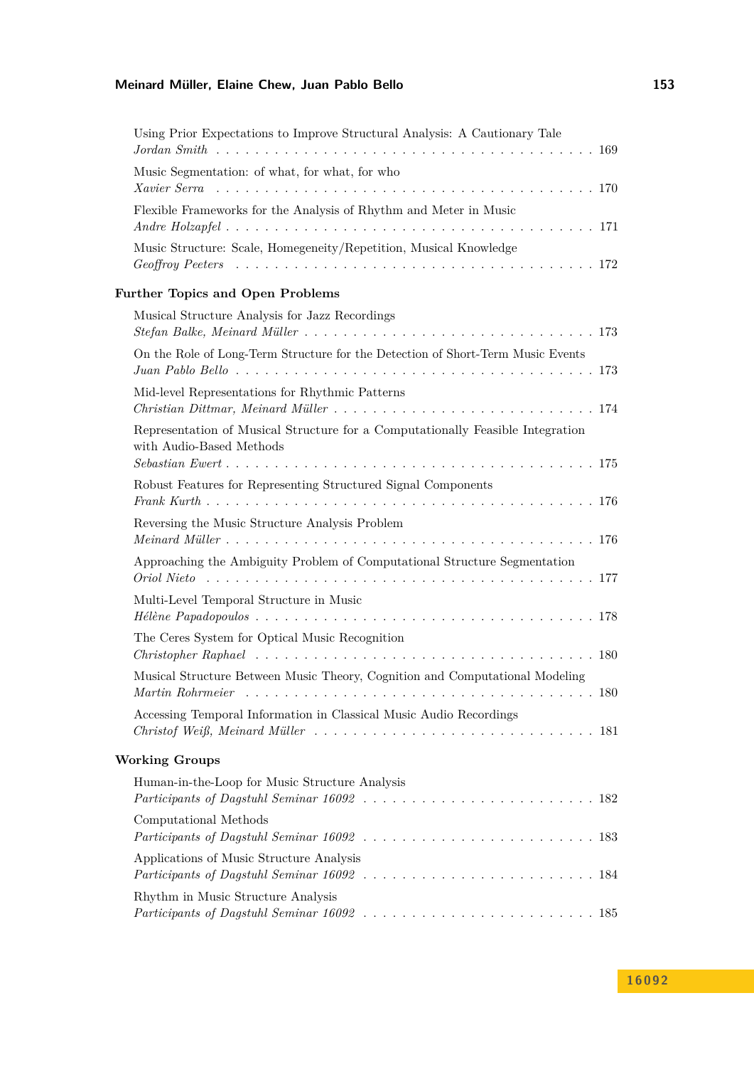Using Prior Expectations to Improve Structural Analysis: A Cautionary Tale
*Jordan Smith* . . . . . . . . . . . . . . . . . . . . . . . . . . . . . . . . . . . . . . 169

Music Segmentation: of what, for what, for who
*Xavier Serra* . . . . . . . . . . . . . . . . . . . . . . . . . . . . . . . . . . . . . . 170

Flexible Frameworks for the Analysis of Rhythm and Meter in Music
*Andre Holzapfel* . . . . . . . . . . . . . . . . . . . . . . . . . . . . . . . . . . . . 171

Music Structure: Scale, Homegeneity/Repetition, Musical Knowledge
*Geoffroy Peeters* . . . . . . . . . . . . . . . . . . . . . . . . . . . . . . . . . . . . 172

**Further Topics and Open Problems**

Musical Structure Analysis for Jazz Recordings
*Stefan Balke, Meinard Müller* . . . . . . . . . . . . . . . . . . . . . . . . . . . . 173

On the Role of Long-Term Structure for the Detection of Short-Term Music Events
*Juan Pablo Bello* . . . . . . . . . . . . . . . . . . . . . . . . . . . . . . . . . . . 173

Mid-level Representations for Rhythmic Patterns
*Christian Dittmar, Meinard Müller* . . . . . . . . . . . . . . . . . . . . . . . . . . 174

Representation of Musical Structure for a Computationally Feasible Integration with Audio-Based Methods
*Sebastian Ewert* . . . . . . . . . . . . . . . . . . . . . . . . . . . . . . . . . . . . 175

Robust Features for Representing Structured Signal Components
*Frank Kurth* . . . . . . . . . . . . . . . . . . . . . . . . . . . . . . . . . . . . . . 176

Reversing the Music Structure Analysis Problem
*Meinard Müller* . . . . . . . . . . . . . . . . . . . . . . . . . . . . . . . . . . . . 176

Approaching the Ambiguity Problem of Computational Structure Segmentation
*Oriol Nieto* . . . . . . . . . . . . . . . . . . . . . . . . . . . . . . . . . . . . . . 177

Multi-Level Temporal Structure in Music
*Hélène Papadopoulos* . . . . . . . . . . . . . . . . . . . . . . . . . . . . . . . . . 178

The Ceres System for Optical Music Recognition
*Christopher Raphael* . . . . . . . . . . . . . . . . . . . . . . . . . . . . . . . . . . 180

Musical Structure Between Music Theory, Cognition and Computational Modeling
*Martin Rohrmeier* . . . . . . . . . . . . . . . . . . . . . . . . . . . . . . . . . . . 180

Accessing Temporal Information in Classical Music Audio Recordings
*Christof Weiß, Meinard Müller* . . . . . . . . . . . . . . . . . . . . . . . . . . . . 181

**Working Groups**

Human-in-the-Loop for Music Structure Analysis
*Participants of Dagstuhl Seminar 16092* . . . . . . . . . . . . . . . . . . . . . . . 182

Computational Methods
*Participants of Dagstuhl Seminar 16092* . . . . . . . . . . . . . . . . . . . . . . . 183

Applications of Music Structure Analysis
*Participants of Dagstuhl Seminar 16092* . . . . . . . . . . . . . . . . . . . . . . . 184

Rhythm in Music Structure Analysis
*Participants of Dagstuhl Seminar 16092* . . . . . . . . . . . . . . . . . . . . . . . 185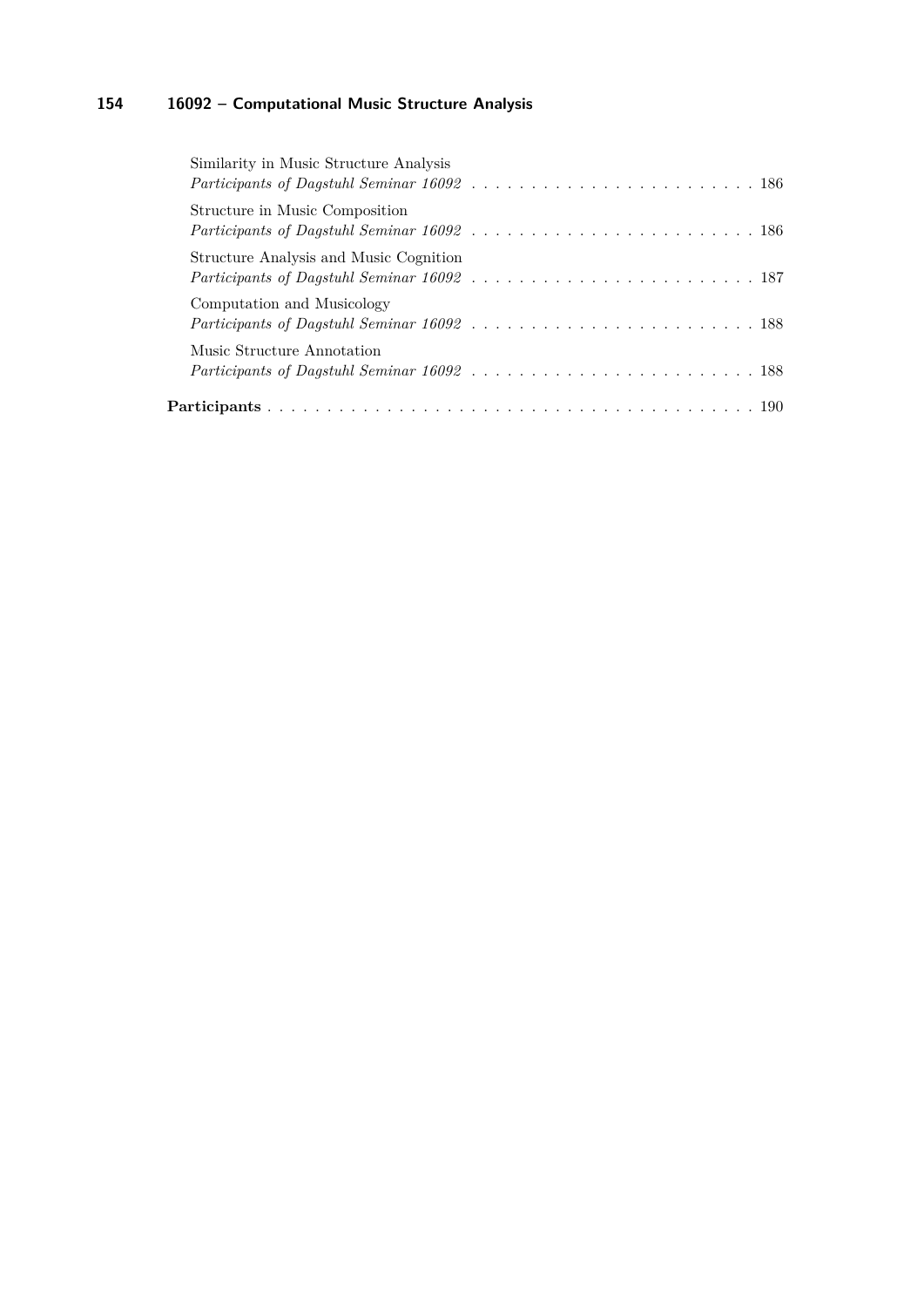Similarity in Music Structure Analysis
*Participants of Dagstuhl Seminar 16092* . . . . . . . . . . . . . . . . . . . . . . . . 186

Structure in Music Composition
*Participants of Dagstuhl Seminar 16092* . . . . . . . . . . . . . . . . . . . . . . . . 186

Structure Analysis and Music Cognition
*Participants of Dagstuhl Seminar 16092* . . . . . . . . . . . . . . . . . . . . . . . . 187

Computation and Musicology
*Participants of Dagstuhl Seminar 16092* . . . . . . . . . . . . . . . . . . . . . . . . 188

Music Structure Annotation
*Participants of Dagstuhl Seminar 16092* . . . . . . . . . . . . . . . . . . . . . . . . 188

**Participants** . . . . . . . . . . . . . . . . . . . . . . . . . . . . . . . . . . . . . . . . . 190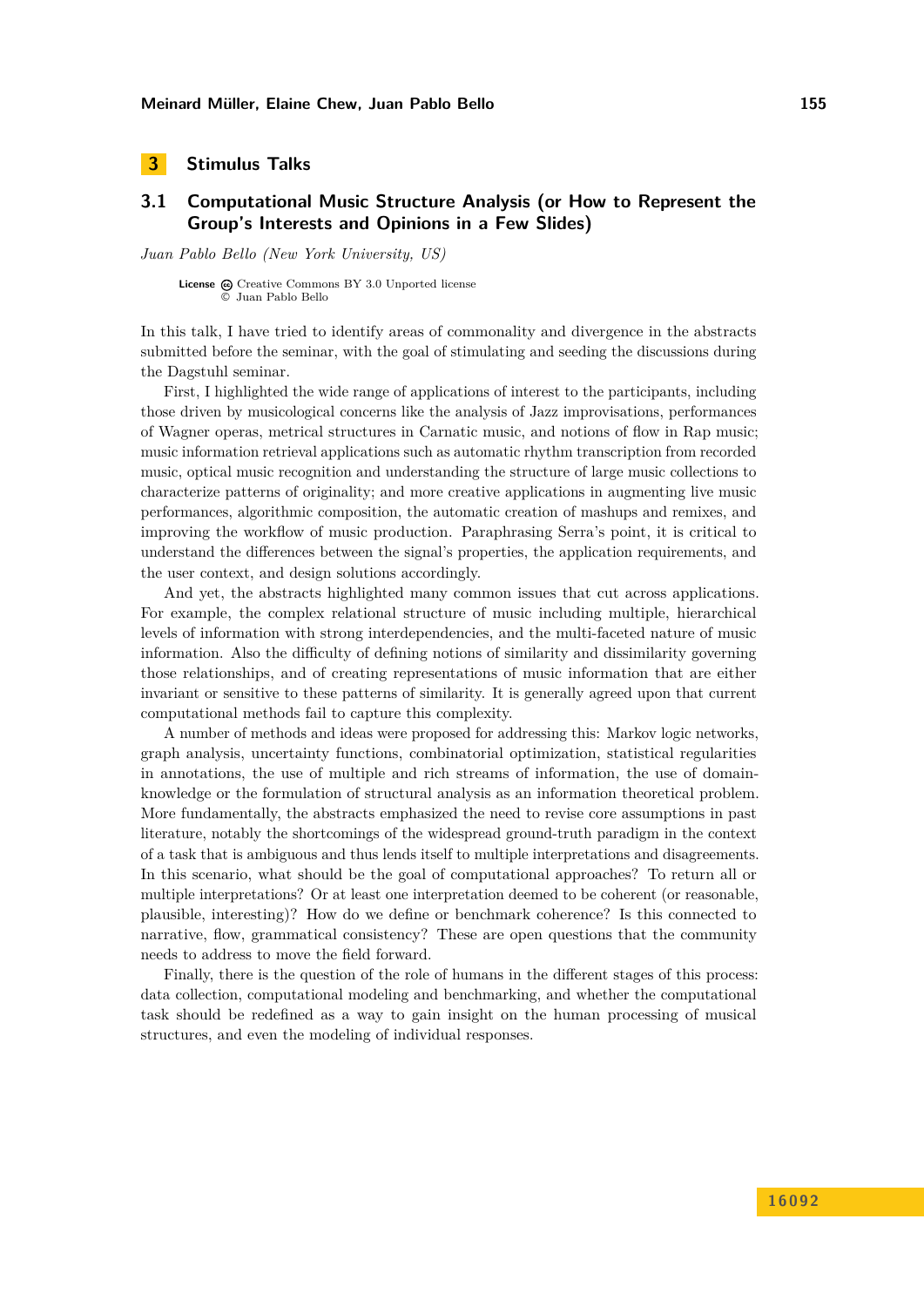# 3 Stimulus Talks

## 3.1 Computational Music Structure Analysis (or How to Represent the Group's Interests and Opinions in a Few Slides)

*Juan Pablo Bello (New York University, US)*

**License** Creative Commons BY 3.0 Unported license
© Juan Pablo Bello

In this talk, I have tried to identify areas of commonality and divergence in the abstracts submitted before the seminar, with the goal of stimulating and seeding the discussions during the Dagstuhl seminar.

First, I highlighted the wide range of applications of interest to the participants, including those driven by musicological concerns like the analysis of Jazz improvisations, performances of Wagner operas, metrical structures in Carnatic music, and notions of flow in Rap music; music information retrieval applications such as automatic rhythm transcription from recorded music, optical music recognition and understanding the structure of large music collections to characterize patterns of originality; and more creative applications in augmenting live music performances, algorithmic composition, the automatic creation of mashups and remixes, and improving the workflow of music production. Paraphrasing Serra's point, it is critical to understand the differences between the signal's properties, the application requirements, and the user context, and design solutions accordingly.

And yet, the abstracts highlighted many common issues that cut across applications. For example, the complex relational structure of music including multiple, hierarchical levels of information with strong interdependencies, and the multi-faceted nature of music information. Also the difficulty of defining notions of similarity and dissimilarity governing those relationships, and of creating representations of music information that are either invariant or sensitive to these patterns of similarity. It is generally agreed upon that current computational methods fail to capture this complexity.

A number of methods and ideas were proposed for addressing this: Markov logic networks, graph analysis, uncertainty functions, combinatorial optimization, statistical regularities in annotations, the use of multiple and rich streams of information, the use of domain-knowledge or the formulation of structural analysis as an information theoretical problem. More fundamentally, the abstracts emphasized the need to revise core assumptions in past literature, notably the shortcomings of the widespread ground-truth paradigm in the context of a task that is ambiguous and thus lends itself to multiple interpretations and disagreements. In this scenario, what should be the goal of computational approaches? To return all or multiple interpretations? Or at least one interpretation deemed to be coherent (or reasonable, plausible, interesting)? How do we define or benchmark coherence? Is this connected to narrative, flow, grammatical consistency? These are open questions that the community needs to address to move the field forward.

Finally, there is the question of the role of humans in the different stages of this process: data collection, computational modeling and benchmarking, and whether the computational task should be redefined as a way to gain insight on the human processing of musical structures, and even the modeling of individual responses.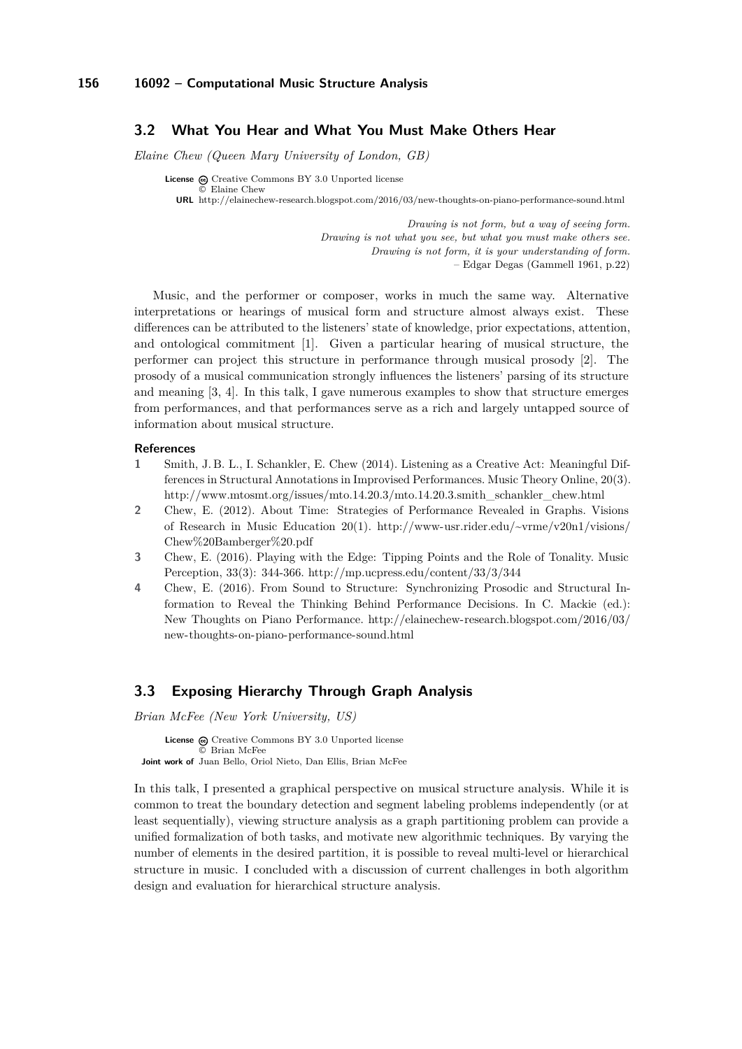## 3.2 What You Hear and What You Must Make Others Hear

*Elaine Chew (Queen Mary University of London, GB)*

**License** Creative Commons BY 3.0 Unported license
© Elaine Chew
**URL** http://elainechew-research.blogspot.com/2016/03/new-thoughts-on-piano-performance-sound.html

*Drawing is not form, but a way of seeing form.*
*Drawing is not what you see, but what you must make others see.*
*Drawing is not form, it is your understanding of form.*
– Edgar Degas (Gammell 1961, p.22)

Music, and the performer or composer, works in much the same way. Alternative interpretations or hearings of musical form and structure almost always exist. These differences can be attributed to the listeners' state of knowledge, prior expectations, attention, and ontological commitment [1]. Given a particular hearing of musical structure, the performer can project this structure in performance through musical prosody [2]. The prosody of a musical communication strongly influences the listeners' parsing of its structure and meaning [3, 4]. In this talk, I gave numerous examples to show that structure emerges from performances, and that performances serve as a rich and largely untapped source of information about musical structure.

#### References

1. Smith, J. B. L., I. Schankler, E. Chew (2014). Listening as a Creative Act: Meaningful Differences in Structural Annotations in Improvised Performances. Music Theory Online, 20(3). http://www.mtosmt.org/issues/mto.14.20.3/mto.14.20.3.smith_schankler_chew.html
2. Chew, E. (2012). About Time: Strategies of Performance Revealed in Graphs. Visions of Research in Music Education 20(1). http://www-usr.rider.edu/~vrme/v20n1/visions/Chew%20Bamberger%20.pdf
3. Chew, E. (2016). Playing with the Edge: Tipping Points and the Role of Tonality. Music Perception, 33(3): 344-366. http://mp.ucpress.edu/content/33/3/344
4. Chew, E. (2016). From Sound to Structure: Synchronizing Prosodic and Structural Information to Reveal the Thinking Behind Performance Decisions. In C. Mackie (ed.): New Thoughts on Piano Performance. http://elainechew-research.blogspot.com/2016/03/new-thoughts-on-piano-performance-sound.html

## 3.3 Exposing Hierarchy Through Graph Analysis

*Brian McFee (New York University, US)*

**License** Creative Commons BY 3.0 Unported license
© Brian McFee
**Joint work of** Juan Bello, Oriol Nieto, Dan Ellis, Brian McFee

In this talk, I presented a graphical perspective on musical structure analysis. While it is common to treat the boundary detection and segment labeling problems independently (or at least sequentially), viewing structure analysis as a graph partitioning problem can provide a unified formalization of both tasks, and motivate new algorithmic techniques. By varying the number of elements in the desired partition, it is possible to reveal multi-level or hierarchical structure in music. I concluded with a discussion of current challenges in both algorithm design and evaluation for hierarchical structure analysis.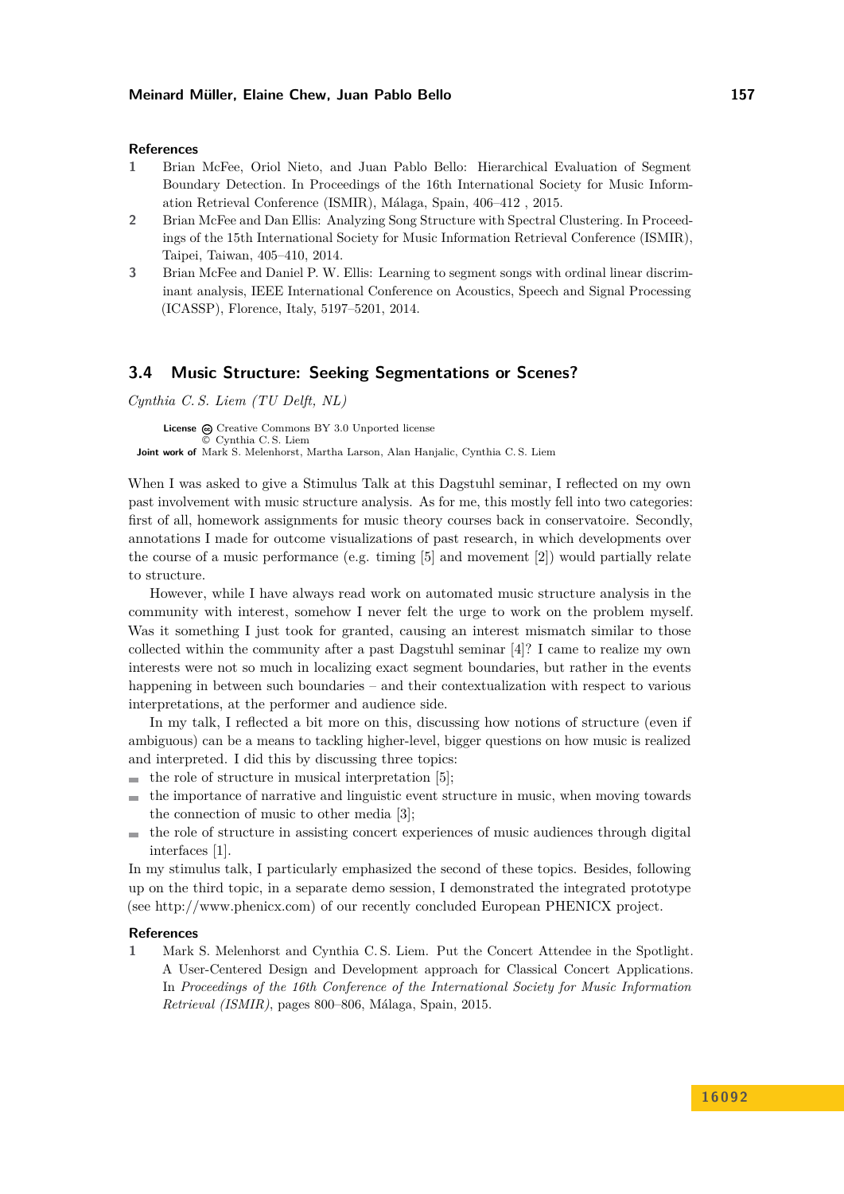### References

1. Brian McFee, Oriol Nieto, and Juan Pablo Bello: Hierarchical Evaluation of Segment Boundary Detection. In Proceedings of the 16th International Society for Music Information Retrieval Conference (ISMIR), Málaga, Spain, 406–412 , 2015.
2. Brian McFee and Dan Ellis: Analyzing Song Structure with Spectral Clustering. In Proceedings of the 15th International Society for Music Information Retrieval Conference (ISMIR), Taipei, Taiwan, 405–410, 2014.
3. Brian McFee and Daniel P. W. Ellis: Learning to segment songs with ordinal linear discriminant analysis, IEEE International Conference on Acoustics, Speech and Signal Processing (ICASSP), Florence, Italy, 5197–5201, 2014.

## 3.4 Music Structure: Seeking Segmentations or Scenes?

*Cynthia C. S. Liem (TU Delft, NL)*

**License** Creative Commons BY 3.0 Unported license
© Cynthia C. S. Liem
**Joint work of** Mark S. Melenhorst, Martha Larson, Alan Hanjalic, Cynthia C. S. Liem

When I was asked to give a Stimulus Talk at this Dagstuhl seminar, I reflected on my own past involvement with music structure analysis. As for me, this mostly fell into two categories: first of all, homework assignments for music theory courses back in conservatoire. Secondly, annotations I made for outcome visualizations of past research, in which developments over the course of a music performance (e.g. timing [5] and movement [2]) would partially relate to structure.

However, while I have always read work on automated music structure analysis in the community with interest, somehow I never felt the urge to work on the problem myself. Was it something I just took for granted, causing an interest mismatch similar to those collected within the community after a past Dagstuhl seminar [4]? I came to realize my own interests were not so much in localizing exact segment boundaries, but rather in the events happening in between such boundaries – and their contextualization with respect to various interpretations, at the performer and audience side.

In my talk, I reflected a bit more on this, discussing how notions of structure (even if ambiguous) can be a means to tackling higher-level, bigger questions on how music is realized and interpreted. I did this by discussing three topics:

- the role of structure in musical interpretation [5];
- the importance of narrative and linguistic event structure in music, when moving towards the connection of music to other media [3];
- the role of structure in assisting concert experiences of music audiences through digital interfaces [1].

In my stimulus talk, I particularly emphasized the second of these topics. Besides, following up on the third topic, in a separate demo session, I demonstrated the integrated prototype (see http://www.phenicx.com) of our recently concluded European PHENICX project.

### References

1. Mark S. Melenhorst and Cynthia C. S. Liem. Put the Concert Attendee in the Spotlight. A User-Centered Design and Development approach for Classical Concert Applications. In *Proceedings of the 16th Conference of the International Society for Music Information Retrieval (ISMIR)*, pages 800–806, Málaga, Spain, 2015.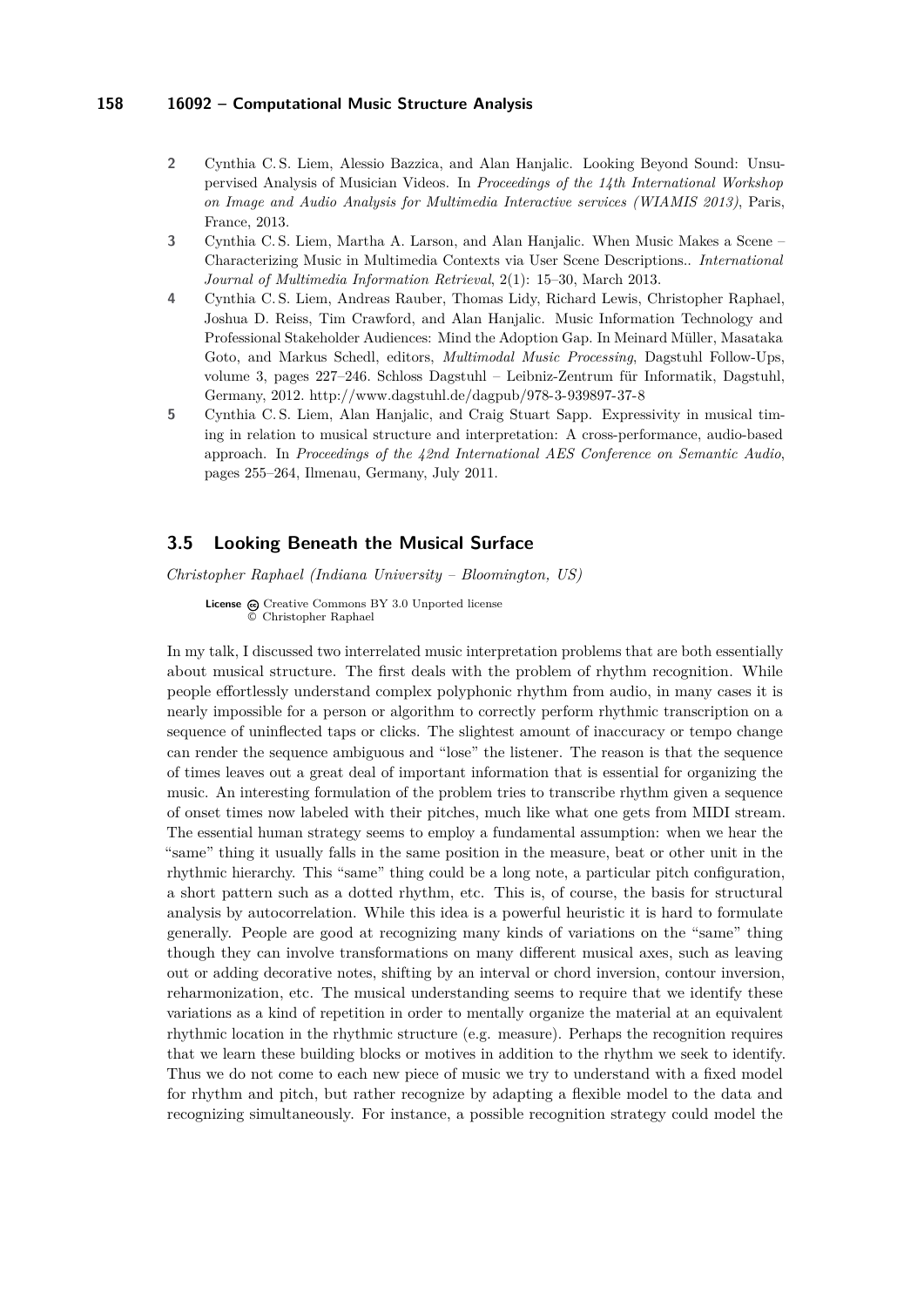2 Cynthia C. S. Liem, Alessio Bazzica, and Alan Hanjalic. Looking Beyond Sound: Unsupervised Analysis of Musician Videos. In *Proceedings of the 14th International Workshop on Image and Audio Analysis for Multimedia Interactive services (WIAMIS 2013)*, Paris, France, 2013.

3 Cynthia C. S. Liem, Martha A. Larson, and Alan Hanjalic. When Music Makes a Scene – Characterizing Music in Multimedia Contexts via User Scene Descriptions.. *International Journal of Multimedia Information Retrieval*, 2(1): 15–30, March 2013.

4 Cynthia C. S. Liem, Andreas Rauber, Thomas Lidy, Richard Lewis, Christopher Raphael, Joshua D. Reiss, Tim Crawford, and Alan Hanjalic. Music Information Technology and Professional Stakeholder Audiences: Mind the Adoption Gap. In Meinard Müller, Masataka Goto, and Markus Schedl, editors, *Multimodal Music Processing*, Dagstuhl Follow-Ups, volume 3, pages 227–246. Schloss Dagstuhl – Leibniz-Zentrum für Informatik, Dagstuhl, Germany, 2012. http://www.dagstuhl.de/dagpub/978-3-939897-37-8

5 Cynthia C. S. Liem, Alan Hanjalic, and Craig Stuart Sapp. Expressivity in musical timing in relation to musical structure and interpretation: A cross-performance, audio-based approach. In *Proceedings of the 42nd International AES Conference on Semantic Audio*, pages 255–264, Ilmenau, Germany, July 2011.

## 3.5 Looking Beneath the Musical Surface

*Christopher Raphael (Indiana University – Bloomington, US)*

**License** Creative Commons BY 3.0 Unported license
© Christopher Raphael

In my talk, I discussed two interrelated music interpretation problems that are both essentially about musical structure. The first deals with the problem of rhythm recognition. While people effortlessly understand complex polyphonic rhythm from audio, in many cases it is nearly impossible for a person or algorithm to correctly perform rhythmic transcription on a sequence of uninflected taps or clicks. The slightest amount of inaccuracy or tempo change can render the sequence ambiguous and "lose" the listener. The reason is that the sequence of times leaves out a great deal of important information that is essential for organizing the music. An interesting formulation of the problem tries to transcribe rhythm given a sequence of onset times now labeled with their pitches, much like what one gets from MIDI stream. The essential human strategy seems to employ a fundamental assumption: when we hear the "same" thing it usually falls in the same position in the measure, beat or other unit in the rhythmic hierarchy. This "same" thing could be a long note, a particular pitch configuration, a short pattern such as a dotted rhythm, etc. This is, of course, the basis for structural analysis by autocorrelation. While this idea is a powerful heuristic it is hard to formulate generally. People are good at recognizing many kinds of variations on the "same" thing though they can involve transformations on many different musical axes, such as leaving out or adding decorative notes, shifting by an interval or chord inversion, contour inversion, reharmonization, etc. The musical understanding seems to require that we identify these variations as a kind of repetition in order to mentally organize the material at an equivalent rhythmic location in the rhythmic structure (e.g. measure). Perhaps the recognition requires that we learn these building blocks or motives in addition to the rhythm we seek to identify. Thus we do not come to each new piece of music we try to understand with a fixed model for rhythm and pitch, but rather recognize by adapting a flexible model to the data and recognizing simultaneously. For instance, a possible recognition strategy could model the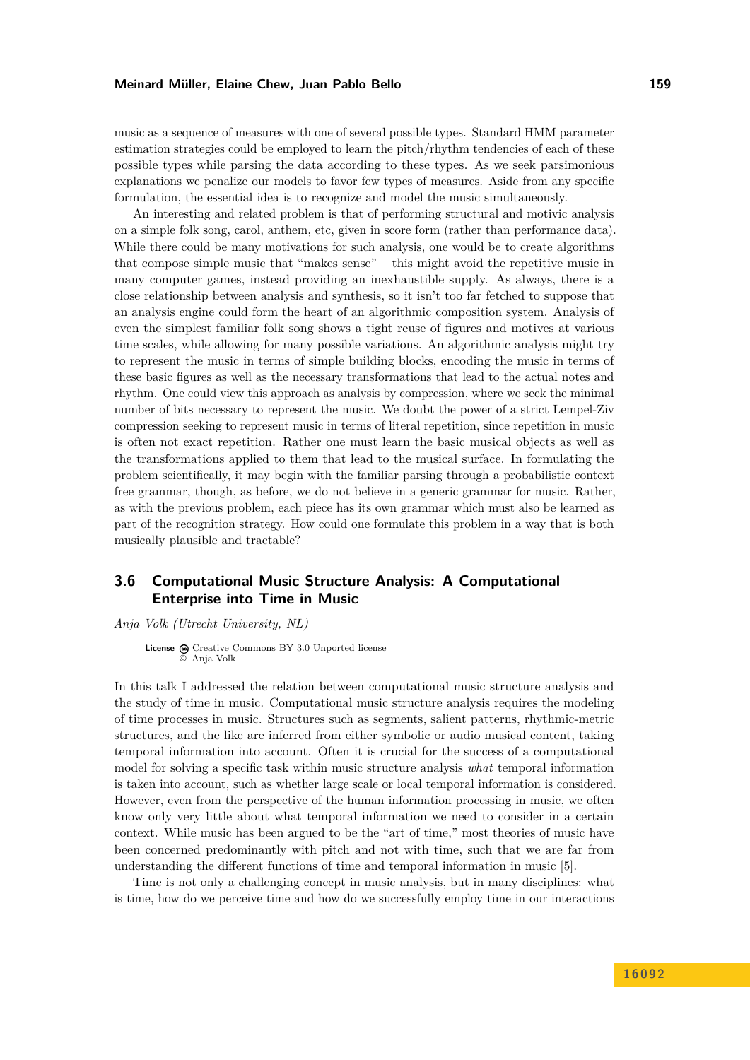music as a sequence of measures with one of several possible types. Standard HMM parameter estimation strategies could be employed to learn the pitch/rhythm tendencies of each of these possible types while parsing the data according to these types. As we seek parsimonious explanations we penalize our models to favor few types of measures. Aside from any specific formulation, the essential idea is to recognize and model the music simultaneously.

An interesting and related problem is that of performing structural and motivic analysis on a simple folk song, carol, anthem, etc, given in score form (rather than performance data). While there could be many motivations for such analysis, one would be to create algorithms that compose simple music that "makes sense" – this might avoid the repetitive music in many computer games, instead providing an inexhaustible supply. As always, there is a close relationship between analysis and synthesis, so it isn't too far fetched to suppose that an analysis engine could form the heart of an algorithmic composition system. Analysis of even the simplest familiar folk song shows a tight reuse of figures and motives at various time scales, while allowing for many possible variations. An algorithmic analysis might try to represent the music in terms of simple building blocks, encoding the music in terms of these basic figures as well as the necessary transformations that lead to the actual notes and rhythm. One could view this approach as analysis by compression, where we seek the minimal number of bits necessary to represent the music. We doubt the power of a strict Lempel-Ziv compression seeking to represent music in terms of literal repetition, since repetition in music is often not exact repetition. Rather one must learn the basic musical objects as well as the transformations applied to them that lead to the musical surface. In formulating the problem scientifically, it may begin with the familiar parsing through a probabilistic context free grammar, though, as before, we do not believe in a generic grammar for music. Rather, as with the previous problem, each piece has its own grammar which must also be learned as part of the recognition strategy. How could one formulate this problem in a way that is both musically plausible and tractable?

## 3.6 Computational Music Structure Analysis: A Computational Enterprise into Time in Music

*Anja Volk (Utrecht University, NL)*

**License** Creative Commons BY 3.0 Unported license
© Anja Volk

In this talk I addressed the relation between computational music structure analysis and the study of time in music. Computational music structure analysis requires the modeling of time processes in music. Structures such as segments, salient patterns, rhythmic-metric structures, and the like are inferred from either symbolic or audio musical content, taking temporal information into account. Often it is crucial for the success of a computational model for solving a specific task within music structure analysis *what* temporal information is taken into account, such as whether large scale or local temporal information is considered. However, even from the perspective of the human information processing in music, we often know only very little about what temporal information we need to consider in a certain context. While music has been argued to be the "art of time," most theories of music have been concerned predominantly with pitch and not with time, such that we are far from understanding the different functions of time and temporal information in music [5].

Time is not only a challenging concept in music analysis, but in many disciplines: what is time, how do we perceive time and how do we successfully employ time in our interactions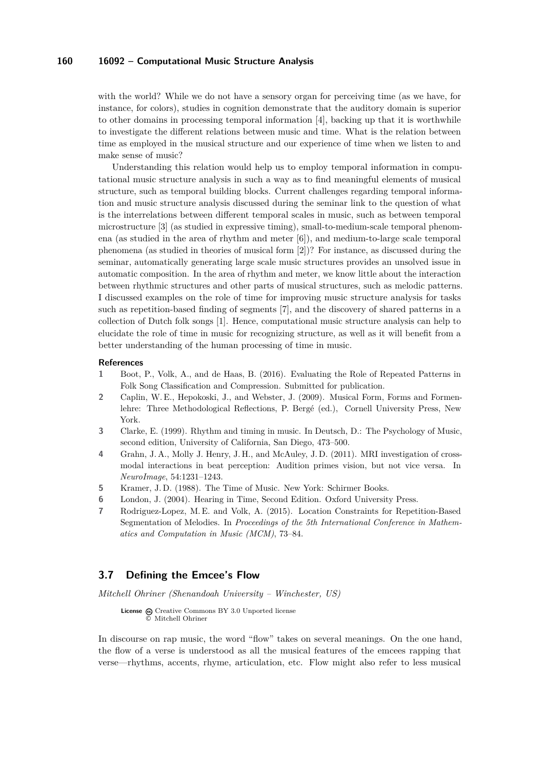with the world? While we do not have a sensory organ for perceiving time (as we have, for instance, for colors), studies in cognition demonstrate that the auditory domain is superior to other domains in processing temporal information [4], backing up that it is worthwhile to investigate the different relations between music and time. What is the relation between time as employed in the musical structure and our experience of time when we listen to and make sense of music?

Understanding this relation would help us to employ temporal information in computational music structure analysis in such a way as to find meaningful elements of musical structure, such as temporal building blocks. Current challenges regarding temporal information and music structure analysis discussed during the seminar link to the question of what is the interrelations between different temporal scales in music, such as between temporal microstructure [3] (as studied in expressive timing), small-to-medium-scale temporal phenomena (as studied in the area of rhythm and meter [6]), and medium-to-large scale temporal phenomena (as studied in theories of musical form [2])? For instance, as discussed during the seminar, automatically generating large scale music structures provides an unsolved issue in automatic composition. In the area of rhythm and meter, we know little about the interaction between rhythmic structures and other parts of musical structures, such as melodic patterns. I discussed examples on the role of time for improving music structure analysis for tasks such as repetition-based finding of segments [7], and the discovery of shared patterns in a collection of Dutch folk songs [1]. Hence, computational music structure analysis can help to elucidate the role of time in music for recognizing structure, as well as it will benefit from a better understanding of the human processing of time in music.

**References**

1. Boot, P., Volk, A., and de Haas, B. (2016). Evaluating the Role of Repeated Patterns in Folk Song Classification and Compression. Submitted for publication.
2. Caplin, W. E., Hepokoski, J., and Webster, J. (2009). Musical Form, Forms and Formenlehre: Three Methodological Reflections, P. Bergé (ed.), Cornell University Press, New York.
3. Clarke, E. (1999). Rhythm and timing in music. In Deutsch, D.: The Psychology of Music, second edition, University of California, San Diego, 473–500.
4. Grahn, J. A., Molly J. Henry, J. H., and McAuley, J. D. (2011). MRI investigation of cross-modal interactions in beat perception: Audition primes vision, but not vice versa. In *NeuroImage*, 54:1231–1243.
5. Kramer, J. D. (1988). The Time of Music. New York: Schirmer Books.
6. London, J. (2004). Hearing in Time, Second Edition. Oxford University Press.
7. Rodriguez-Lopez, M. E. and Volk, A. (2015). Location Constraints for Repetition-Based Segmentation of Melodies. In *Proceedings of the 5th International Conference in Mathematics and Computation in Music (MCM)*, 73–84.

## 3.7 Defining the Emcee's Flow

*Mitchell Ohriner (Shenandoah University – Winchester, US)*

**License** Creative Commons BY 3.0 Unported license
© Mitchell Ohriner

In discourse on rap music, the word "flow" takes on several meanings. On the one hand, the flow of a verse is understood as all the musical features of the emcees rapping that verse—rhythms, accents, rhyme, articulation, etc. Flow might also refer to less musical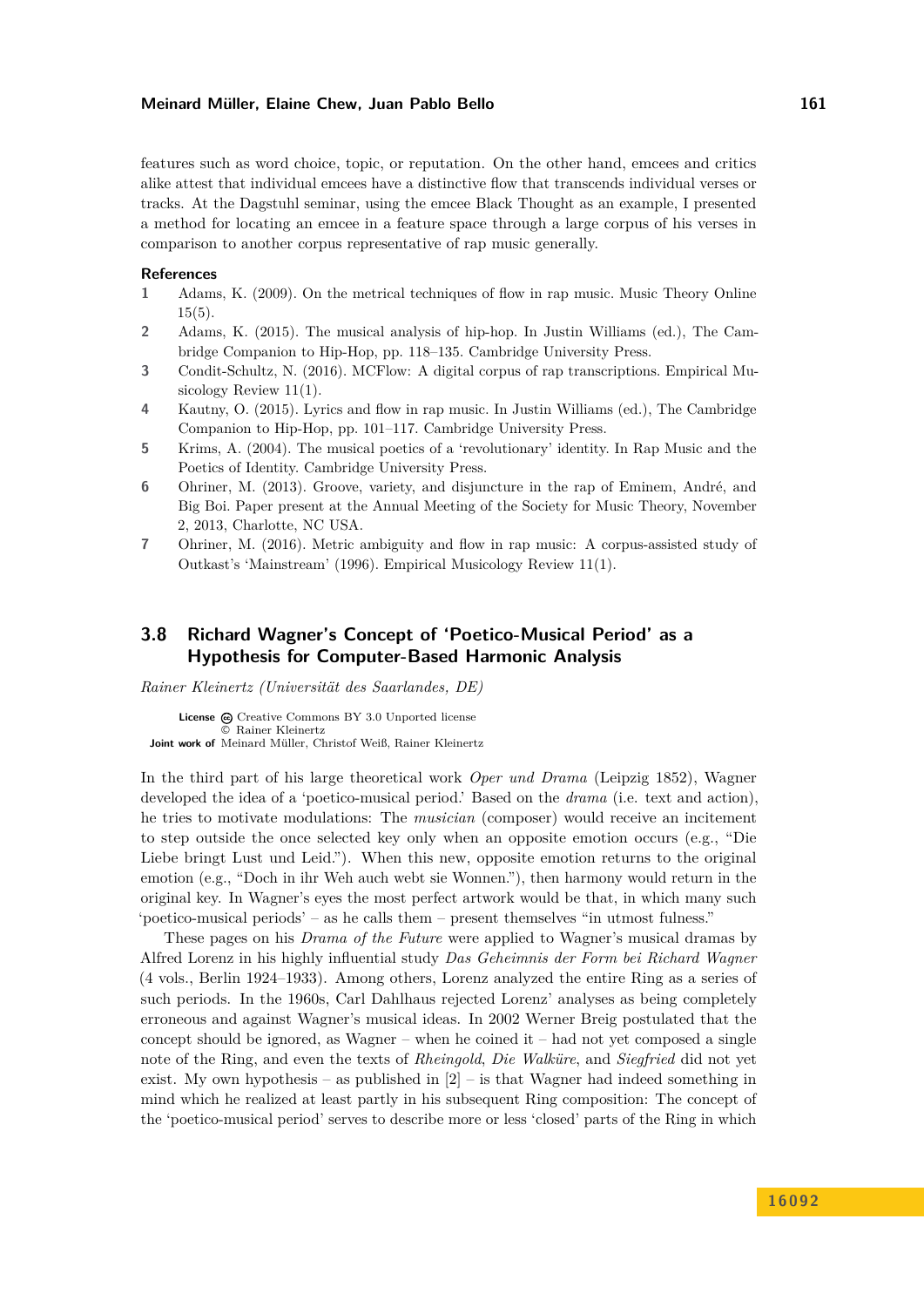features such as word choice, topic, or reputation. On the other hand, emcees and critics alike attest that individual emcees have a distinctive flow that transcends individual verses or tracks. At the Dagstuhl seminar, using the emcee Black Thought as an example, I presented a method for locating an emcee in a feature space through a large corpus of his verses in comparison to another corpus representative of rap music generally.

#### References

1. Adams, K. (2009). On the metrical techniques of flow in rap music. Music Theory Online 15(5).
2. Adams, K. (2015). The musical analysis of hip-hop. In Justin Williams (ed.), The Cambridge Companion to Hip-Hop, pp. 118–135. Cambridge University Press.
3. Condit-Schultz, N. (2016). MCFlow: A digital corpus of rap transcriptions. Empirical Musicology Review 11(1).
4. Kautny, O. (2015). Lyrics and flow in rap music. In Justin Williams (ed.), The Cambridge Companion to Hip-Hop, pp. 101–117. Cambridge University Press.
5. Krims, A. (2004). The musical poetics of a 'revolutionary' identity. In Rap Music and the Poetics of Identity. Cambridge University Press.
6. Ohriner, M. (2013). Groove, variety, and disjuncture in the rap of Eminem, André, and Big Boi. Paper present at the Annual Meeting of the Society for Music Theory, November 2, 2013, Charlotte, NC USA.
7. Ohriner, M. (2016). Metric ambiguity and flow in rap music: A corpus-assisted study of Outkast's 'Mainstream' (1996). Empirical Musicology Review 11(1).

## 3.8 Richard Wagner's Concept of 'Poetico-Musical Period' as a Hypothesis for Computer-Based Harmonic Analysis

*Rainer Kleinertz (Universität des Saarlandes, DE)*

**License** Creative Commons BY 3.0 Unported license
© Rainer Kleinertz
**Joint work of** Meinard Müller, Christof Weiß, Rainer Kleinertz

In the third part of his large theoretical work *Oper und Drama* (Leipzig 1852), Wagner developed the idea of a 'poetico-musical period.' Based on the *drama* (i.e. text and action), he tries to motivate modulations: The *musician* (composer) would receive an incitement to step outside the once selected key only when an opposite emotion occurs (e.g., "Die Liebe bringt Lust und Leid."). When this new, opposite emotion returns to the original emotion (e.g., "Doch in ihr Weh auch webt sie Wonnen."), then harmony would return in the original key. In Wagner's eyes the most perfect artwork would be that, in which many such 'poetico-musical periods' – as he calls them – present themselves "in utmost fulness."

These pages on his *Drama of the Future* were applied to Wagner's musical dramas by Alfred Lorenz in his highly influential study *Das Geheimnis der Form bei Richard Wagner* (4 vols., Berlin 1924–1933). Among others, Lorenz analyzed the entire Ring as a series of such periods. In the 1960s, Carl Dahlhaus rejected Lorenz' analyses as being completely erroneous and against Wagner's musical ideas. In 2002 Werner Breig postulated that the concept should be ignored, as Wagner – when he coined it – had not yet composed a single note of the Ring, and even the texts of *Rheingold*, *Die Walküre*, and *Siegfried* did not yet exist. My own hypothesis – as published in [2] – is that Wagner had indeed something in mind which he realized at least partly in his subsequent Ring composition: The concept of the 'poetico-musical period' serves to describe more or less 'closed' parts of the Ring in which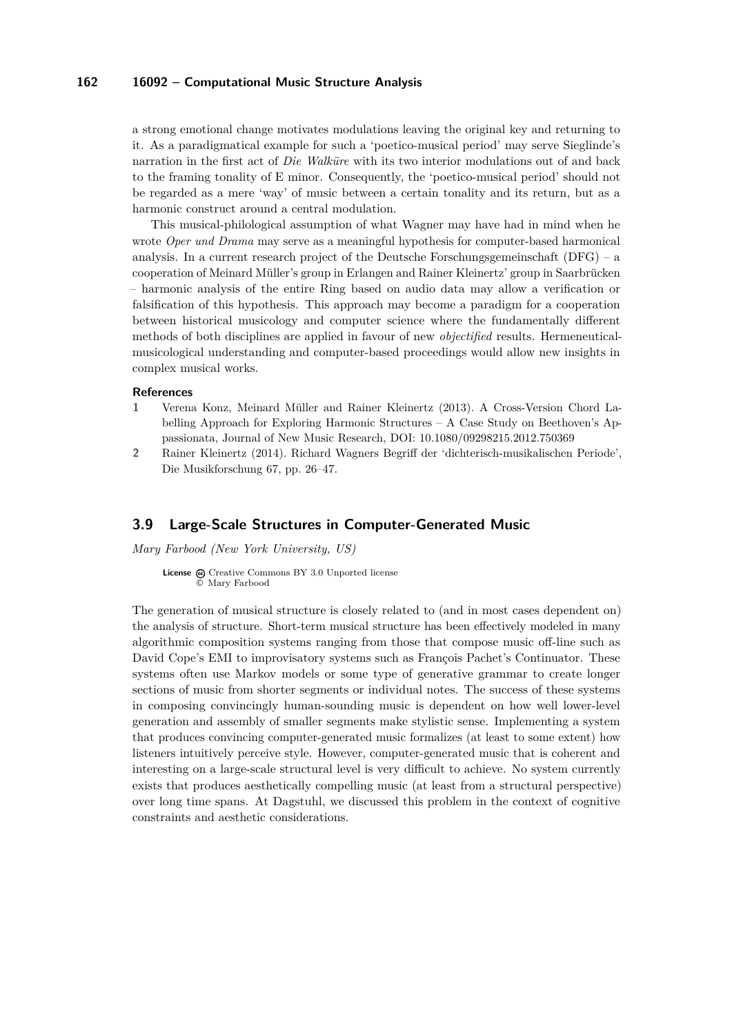a strong emotional change motivates modulations leaving the original key and returning to it. As a paradigmatical example for such a 'poetico-musical period' may serve Sieglinde's narration in the first act of *Die Walküre* with its two interior modulations out of and back to the framing tonality of E minor. Consequently, the 'poetico-musical period' should not be regarded as a mere 'way' of music between a certain tonality and its return, but as a harmonic construct around a central modulation.

This musical-philological assumption of what Wagner may have had in mind when he wrote *Oper und Drama* may serve as a meaningful hypothesis for computer-based harmonical analysis. In a current research project of the Deutsche Forschungsgemeinschaft (DFG) – a cooperation of Meinard Müller's group in Erlangen and Rainer Kleinertz' group in Saarbrücken – harmonic analysis of the entire Ring based on audio data may allow a verification or falsification of this hypothesis. This approach may become a paradigm for a cooperation between historical musicology and computer science where the fundamentally different methods of both disciplines are applied in favour of new *objectified* results. Hermeneutical-musicological understanding and computer-based proceedings would allow new insights in complex musical works.

**References**

1. Verena Konz, Meinard Müller and Rainer Kleinertz (2013). A Cross-Version Chord Labelling Approach for Exploring Harmonic Structures – A Case Study on Beethoven's Appassionata, Journal of New Music Research, DOI: 10.1080/09298215.2012.750369
2. Rainer Kleinertz (2014). Richard Wagners Begriff der 'dichterisch-musikalischen Periode', Die Musikforschung 67, pp. 26–47.

## 3.9 Large-Scale Structures in Computer-Generated Music

*Mary Farbood (New York University, US)*

**License** Creative Commons BY 3.0 Unported license
© Mary Farbood

The generation of musical structure is closely related to (and in most cases dependent on) the analysis of structure. Short-term musical structure has been effectively modeled in many algorithmic composition systems ranging from those that compose music off-line such as David Cope's EMI to improvisatory systems such as François Pachet's Continuator. These systems often use Markov models or some type of generative grammar to create longer sections of music from shorter segments or individual notes. The success of these systems in composing convincingly human-sounding music is dependent on how well lower-level generation and assembly of smaller segments make stylistic sense. Implementing a system that produces convincing computer-generated music formalizes (at least to some extent) how listeners intuitively perceive style. However, computer-generated music that is coherent and interesting on a large-scale structural level is very difficult to achieve. No system currently exists that produces aesthetically compelling music (at least from a structural perspective) over long time spans. At Dagstuhl, we discussed this problem in the context of cognitive constraints and aesthetic considerations.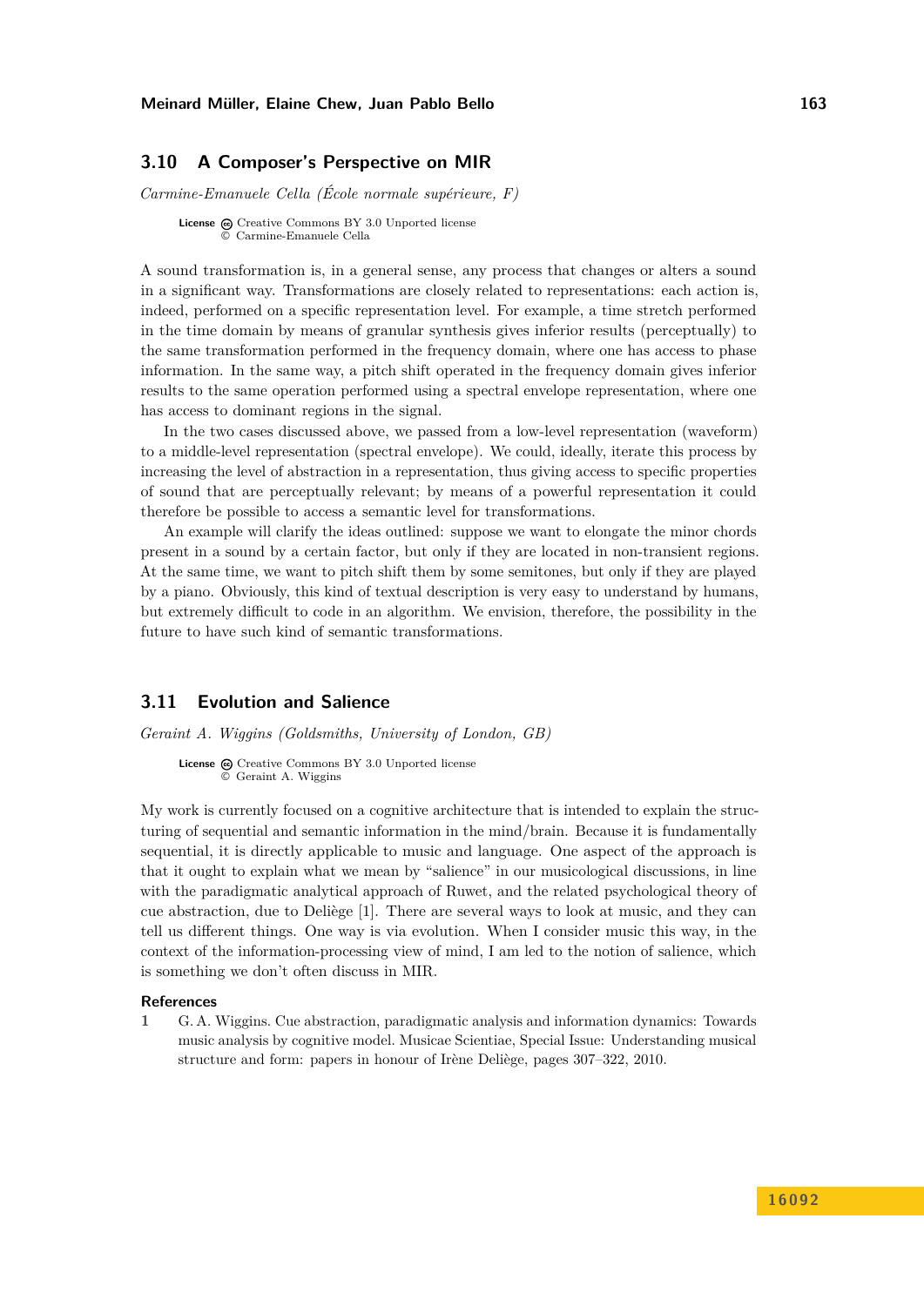## 3.10 A Composer's Perspective on MIR

*Carmine-Emanuele Cella (École normale supérieure, F)*

**License** Creative Commons BY 3.0 Unported license
© Carmine-Emanuele Cella

A sound transformation is, in a general sense, any process that changes or alters a sound in a significant way. Transformations are closely related to representations: each action is, indeed, performed on a specific representation level. For example, a time stretch performed in the time domain by means of granular synthesis gives inferior results (perceptually) to the same transformation performed in the frequency domain, where one has access to phase information. In the same way, a pitch shift operated in the frequency domain gives inferior results to the same operation performed using a spectral envelope representation, where one has access to dominant regions in the signal.

In the two cases discussed above, we passed from a low-level representation (waveform) to a middle-level representation (spectral envelope). We could, ideally, iterate this process by increasing the level of abstraction in a representation, thus giving access to specific properties of sound that are perceptually relevant; by means of a powerful representation it could therefore be possible to access a semantic level for transformations.

An example will clarify the ideas outlined: suppose we want to elongate the minor chords present in a sound by a certain factor, but only if they are located in non-transient regions. At the same time, we want to pitch shift them by some semitones, but only if they are played by a piano. Obviously, this kind of textual description is very easy to understand by humans, but extremely difficult to code in an algorithm. We envision, therefore, the possibility in the future to have such kind of semantic transformations.

## 3.11 Evolution and Salience

*Geraint A. Wiggins (Goldsmiths, University of London, GB)*

**License** Creative Commons BY 3.0 Unported license
© Geraint A. Wiggins

My work is currently focused on a cognitive architecture that is intended to explain the structuring of sequential and semantic information in the mind/brain. Because it is fundamentally sequential, it is directly applicable to music and language. One aspect of the approach is that it ought to explain what we mean by "salience" in our musicological discussions, in line with the paradigmatic analytical approach of Ruwet, and the related psychological theory of cue abstraction, due to Deliège [1]. There are several ways to look at music, and they can tell us different things. One way is via evolution. When I consider music this way, in the context of the information-processing view of mind, I am led to the notion of salience, which is something we don't often discuss in MIR.

### References

1. G. A. Wiggins. Cue abstraction, paradigmatic analysis and information dynamics: Towards music analysis by cognitive model. Musicae Scientiae, Special Issue: Understanding musical structure and form: papers in honour of Irène Deliège, pages 307–322, 2010.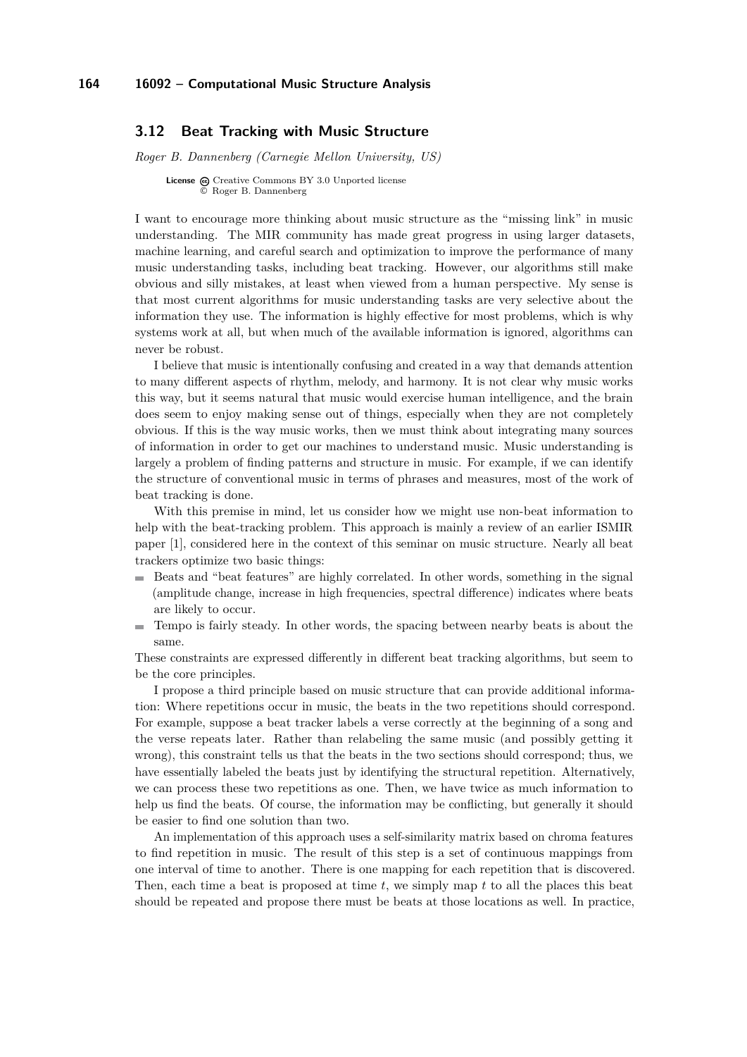## 3.12 Beat Tracking with Music Structure

*Roger B. Dannenberg (Carnegie Mellon University, US)*

License Creative Commons BY 3.0 Unported license
© Roger B. Dannenberg

I want to encourage more thinking about music structure as the "missing link" in music understanding. The MIR community has made great progress in using larger datasets, machine learning, and careful search and optimization to improve the performance of many music understanding tasks, including beat tracking. However, our algorithms still make obvious and silly mistakes, at least when viewed from a human perspective. My sense is that most current algorithms for music understanding tasks are very selective about the information they use. The information is highly effective for most problems, which is why systems work at all, but when much of the available information is ignored, algorithms can never be robust.

I believe that music is intentionally confusing and created in a way that demands attention to many different aspects of rhythm, melody, and harmony. It is not clear why music works this way, but it seems natural that music would exercise human intelligence, and the brain does seem to enjoy making sense out of things, especially when they are not completely obvious. If this is the way music works, then we must think about integrating many sources of information in order to get our machines to understand music. Music understanding is largely a problem of finding patterns and structure in music. For example, if we can identify the structure of conventional music in terms of phrases and measures, most of the work of beat tracking is done.

With this premise in mind, let us consider how we might use non-beat information to help with the beat-tracking problem. This approach is mainly a review of an earlier ISMIR paper [1], considered here in the context of this seminar on music structure. Nearly all beat trackers optimize two basic things:

- Beats and "beat features" are highly correlated. In other words, something in the signal (amplitude change, increase in high frequencies, spectral difference) indicates where beats are likely to occur.
- Tempo is fairly steady. In other words, the spacing between nearby beats is about the same.

These constraints are expressed differently in different beat tracking algorithms, but seem to be the core principles.

I propose a third principle based on music structure that can provide additional information: Where repetitions occur in music, the beats in the two repetitions should correspond. For example, suppose a beat tracker labels a verse correctly at the beginning of a song and the verse repeats later. Rather than relabeling the same music (and possibly getting it wrong), this constraint tells us that the beats in the two sections should correspond; thus, we have essentially labeled the beats just by identifying the structural repetition. Alternatively, we can process these two repetitions as one. Then, we have twice as much information to help us find the beats. Of course, the information may be conflicting, but generally it should be easier to find one solution than two.

An implementation of this approach uses a self-similarity matrix based on chroma features to find repetition in music. The result of this step is a set of continuous mappings from one interval of time to another. There is one mapping for each repetition that is discovered. Then, each time a beat is proposed at time $t$, we simply map $t$ to all the places this beat should be repeated and propose there must be beats at those locations as well. In practice,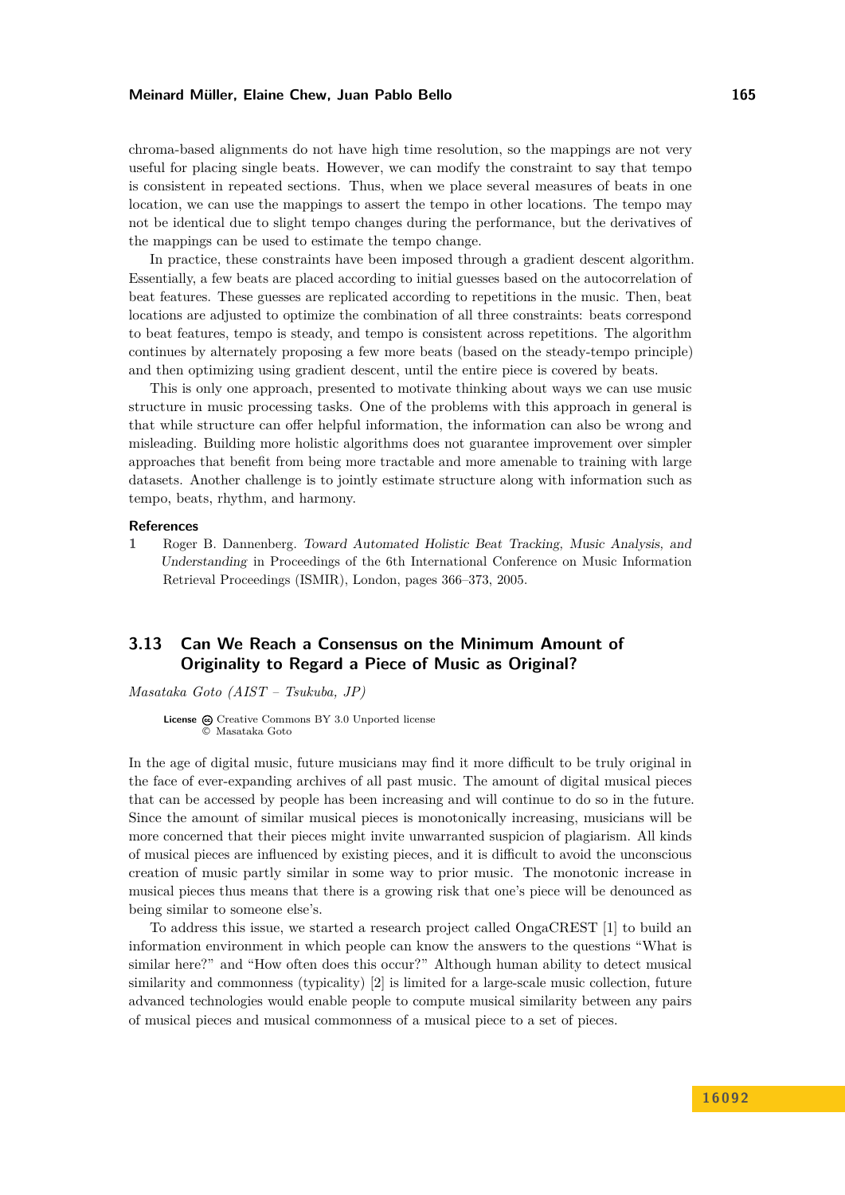chroma-based alignments do not have high time resolution, so the mappings are not very useful for placing single beats. However, we can modify the constraint to say that tempo is consistent in repeated sections. Thus, when we place several measures of beats in one location, we can use the mappings to assert the tempo in other locations. The tempo may not be identical due to slight tempo changes during the performance, but the derivatives of the mappings can be used to estimate the tempo change.

In practice, these constraints have been imposed through a gradient descent algorithm. Essentially, a few beats are placed according to initial guesses based on the autocorrelation of beat features. These guesses are replicated according to repetitions in the music. Then, beat locations are adjusted to optimize the combination of all three constraints: beats correspond to beat features, tempo is steady, and tempo is consistent across repetitions. The algorithm continues by alternately proposing a few more beats (based on the steady-tempo principle) and then optimizing using gradient descent, until the entire piece is covered by beats.

This is only one approach, presented to motivate thinking about ways we can use music structure in music processing tasks. One of the problems with this approach in general is that while structure can offer helpful information, the information can also be wrong and misleading. Building more holistic algorithms does not guarantee improvement over simpler approaches that benefit from being more tractable and more amenable to training with large datasets. Another challenge is to jointly estimate structure along with information such as tempo, beats, rhythm, and harmony.

**References**

1 Roger B. Dannenberg. *Toward Automated Holistic Beat Tracking, Music Analysis, and Understanding* in Proceedings of the 6th International Conference on Music Information Retrieval Proceedings (ISMIR), London, pages 366–373, 2005.

## 3.13 Can We Reach a Consensus on the Minimum Amount of Originality to Regard a Piece of Music as Original?

*Masataka Goto (AIST – Tsukuba, JP)*

**License** Creative Commons BY 3.0 Unported license
© Masataka Goto

In the age of digital music, future musicians may find it more difficult to be truly original in the face of ever-expanding archives of all past music. The amount of digital musical pieces that can be accessed by people has been increasing and will continue to do so in the future. Since the amount of similar musical pieces is monotonically increasing, musicians will be more concerned that their pieces might invite unwarranted suspicion of plagiarism. All kinds of musical pieces are influenced by existing pieces, and it is difficult to avoid the unconscious creation of music partly similar in some way to prior music. The monotonic increase in musical pieces thus means that there is a growing risk that one's piece will be denounced as being similar to someone else's.

To address this issue, we started a research project called OngaCREST [1] to build an information environment in which people can know the answers to the questions "What is similar here?" and "How often does this occur?" Although human ability to detect musical similarity and commonness (typicality) [2] is limited for a large-scale music collection, future advanced technologies would enable people to compute musical similarity between any pairs of musical pieces and musical commonness of a musical piece to a set of pieces.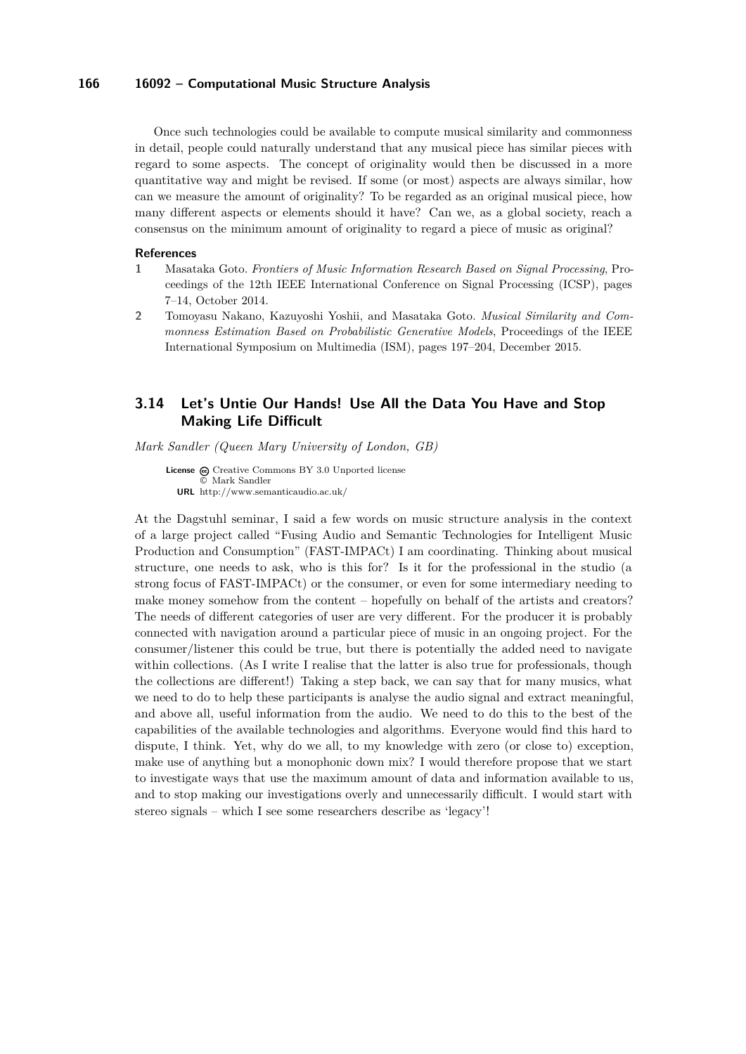Once such technologies could be available to compute musical similarity and commonness in detail, people could naturally understand that any musical piece has similar pieces with regard to some aspects. The concept of originality would then be discussed in a more quantitative way and might be revised. If some (or most) aspects are always similar, how can we measure the amount of originality? To be regarded as an original musical piece, how many different aspects or elements should it have? Can we, as a global society, reach a consensus on the minimum amount of originality to regard a piece of music as original?

#### References

1. Masataka Goto. *Frontiers of Music Information Research Based on Signal Processing*, Proceedings of the 12th IEEE International Conference on Signal Processing (ICSP), pages 7–14, October 2014.
2. Tomoyasu Nakano, Kazuyoshi Yoshii, and Masataka Goto. *Musical Similarity and Commonness Estimation Based on Probabilistic Generative Models*, Proceedings of the IEEE International Symposium on Multimedia (ISM), pages 197–204, December 2015.

## 3.14 Let's Untie Our Hands! Use All the Data You Have and Stop Making Life Difficult

*Mark Sandler (Queen Mary University of London, GB)*

**License** Creative Commons BY 3.0 Unported license
© Mark Sandler
**URL** http://www.semanticaudio.ac.uk/

At the Dagstuhl seminar, I said a few words on music structure analysis in the context of a large project called "Fusing Audio and Semantic Technologies for Intelligent Music Production and Consumption" (FAST-IMPACt) I am coordinating. Thinking about musical structure, one needs to ask, who is this for? Is it for the professional in the studio (a strong focus of FAST-IMPACt) or the consumer, or even for some intermediary needing to make money somehow from the content – hopefully on behalf of the artists and creators? The needs of different categories of user are very different. For the producer it is probably connected with navigation around a particular piece of music in an ongoing project. For the consumer/listener this could be true, but there is potentially the added need to navigate within collections. (As I write I realise that the latter is also true for professionals, though the collections are different!) Taking a step back, we can say that for many musics, what we need to do to help these participants is analyse the audio signal and extract meaningful, and above all, useful information from the audio. We need to do this to the best of the capabilities of the available technologies and algorithms. Everyone would find this hard to dispute, I think. Yet, why do we all, to my knowledge with zero (or close to) exception, make use of anything but a monophonic down mix? I would therefore propose that we start to investigate ways that use the maximum amount of data and information available to us, and to stop making our investigations overly and unnecessarily difficult. I would start with stereo signals – which I see some researchers describe as 'legacy'!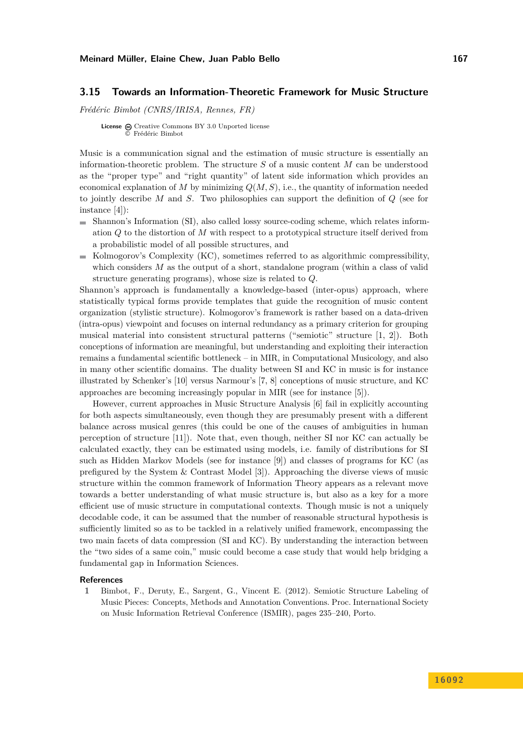### 3.15 Towards an Information-Theoretic Framework for Music Structure

*Frédéric Bimbot (CNRS/IRISA, Rennes, FR)*

**License** Creative Commons BY 3.0 Unported license
© Frédéric Bimbot

Music is a communication signal and the estimation of music structure is essentially an information-theoretic problem. The structure $S$ of a music content $M$ can be understood as the "proper type" and "right quantity" of latent side information which provides an economical explanation of $M$ by minimizing $Q(M, S)$, i.e., the quantity of information needed to jointly describe $M$ and $S$. Two philosophies can support the definition of $Q$ (see for instance [4]):

- Shannon's Information (SI), also called lossy source-coding scheme, which relates information $Q$ to the distortion of $M$ with respect to a prototypical structure itself derived from a probabilistic model of all possible structures, and
- Kolmogorov's Complexity (KC), sometimes referred to as algorithmic compressibility, which considers $M$ as the output of a short, standalone program (within a class of valid structure generating programs), whose size is related to $Q$.

Shannon's approach is fundamentally a knowledge-based (inter-opus) approach, where statistically typical forms provide templates that guide the recognition of music content organization (stylistic structure). Kolmogorov's framework is rather based on a data-driven (intra-opus) viewpoint and focuses on internal redundancy as a primary criterion for grouping musical material into consistent structural patterns ("semiotic" structure [1, 2]). Both conceptions of information are meaningful, but understanding and exploiting their interaction remains a fundamental scientific bottleneck – in MIR, in Computational Musicology, and also in many other scientific domains. The duality between SI and KC in music is for instance illustrated by Schenker's [10] versus Narmour's [7, 8] conceptions of music structure, and KC approaches are becoming increasingly popular in MIR (see for instance [5]).

However, current approaches in Music Structure Analysis [6] fail in explicitly accounting for both aspects simultaneously, even though they are presumably present with a different balance across musical genres (this could be one of the causes of ambiguities in human perception of structure [11]). Note that, even though, neither SI nor KC can actually be calculated exactly, they can be estimated using models, i.e. family of distributions for SI such as Hidden Markov Models (see for instance [9]) and classes of programs for KC (as prefigured by the System & Contrast Model [3]). Approaching the diverse views of music structure within the common framework of Information Theory appears as a relevant move towards a better understanding of what music structure is, but also as a key for a more efficient use of music structure in computational contexts. Though music is not a uniquely decodable code, it can be assumed that the number of reasonable structural hypothesis is sufficiently limited so as to be tackled in a relatively unified framework, encompassing the two main facets of data compression (SI and KC). By understanding the interaction between the "two sides of a same coin," music could become a case study that would help bridging a fundamental gap in Information Sciences.

#### References

1. Bimbot, F., Deruty, E., Sargent, G., Vincent E. (2012). Semiotic Structure Labeling of Music Pieces: Concepts, Methods and Annotation Conventions. Proc. International Society on Music Information Retrieval Conference (ISMIR), pages 235–240, Porto.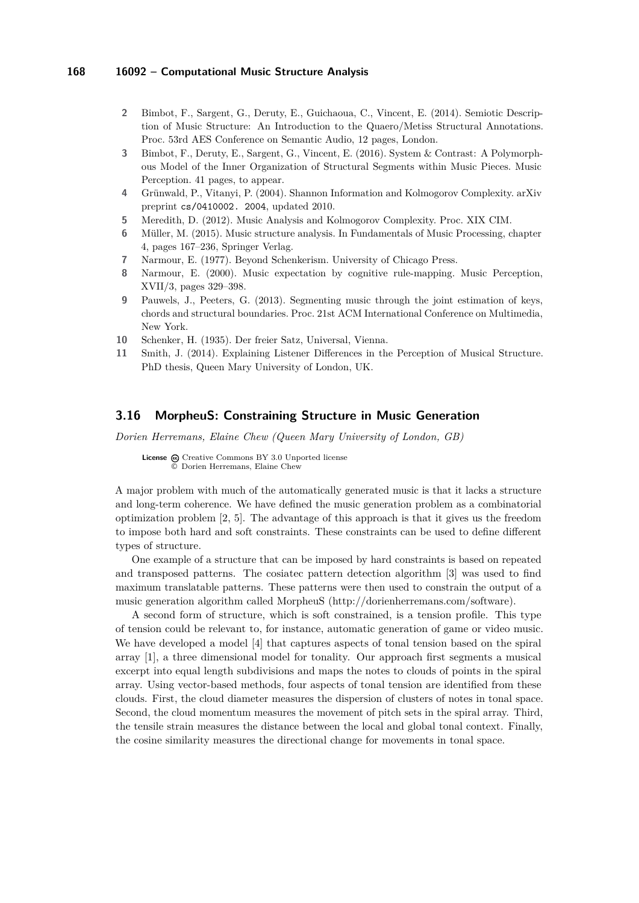2. Bimbot, F., Sargent, G., Deruty, E., Guichaoua, C., Vincent, E. (2014). Semiotic Description of Music Structure: An Introduction to the Quaero/Metiss Structural Annotations. Proc. 53rd AES Conference on Semantic Audio, 12 pages, London.
3. Bimbot, F., Deruty, E., Sargent, G., Vincent, E. (2016). System & Contrast: A Polymorphous Model of the Inner Organization of Structural Segments within Music Pieces. Music Perception. 41 pages, to appear.
4. Grünwald, P., Vitanyi, P. (2004). Shannon Information and Kolmogorov Complexity. arXiv preprint cs/0410002. 2004, updated 2010.
5. Meredith, D. (2012). Music Analysis and Kolmogorov Complexity. Proc. XIX CIM.
6. Müller, M. (2015). Music structure analysis. In Fundamentals of Music Processing, chapter 4, pages 167–236, Springer Verlag.
7. Narmour, E. (1977). Beyond Schenkerism. University of Chicago Press.
8. Narmour, E. (2000). Music expectation by cognitive rule-mapping. Music Perception, XVII/3, pages 329–398.
9. Pauwels, J., Peeters, G. (2013). Segmenting music through the joint estimation of keys, chords and structural boundaries. Proc. 21st ACM International Conference on Multimedia, New York.
10. Schenker, H. (1935). Der freier Satz, Universal, Vienna.
11. Smith, J. (2014). Explaining Listener Differences in the Perception of Musical Structure. PhD thesis, Queen Mary University of London, UK.

## 3.16 MorpheuS: Constraining Structure in Music Generation

*Dorien Herremans, Elaine Chew (Queen Mary University of London, GB)*

**License** Creative Commons BY 3.0 Unported license
© Dorien Herremans, Elaine Chew

A major problem with much of the automatically generated music is that it lacks a structure and long-term coherence. We have defined the music generation problem as a combinatorial optimization problem [2, 5]. The advantage of this approach is that it gives us the freedom to impose both hard and soft constraints. These constraints can be used to define different types of structure.

One example of a structure that can be imposed by hard constraints is based on repeated and transposed patterns. The cosiatec pattern detection algorithm [3] was used to find maximum translatable patterns. These patterns were then used to constrain the output of a music generation algorithm called MorpheuS (http://dorienherremans.com/software).

A second form of structure, which is soft constrained, is a tension profile. This type of tension could be relevant to, for instance, automatic generation of game or video music. We have developed a model [4] that captures aspects of tonal tension based on the spiral array [1], a three dimensional model for tonality. Our approach first segments a musical excerpt into equal length subdivisions and maps the notes to clouds of points in the spiral array. Using vector-based methods, four aspects of tonal tension are identified from these clouds. First, the cloud diameter measures the dispersion of clusters of notes in tonal space. Second, the cloud momentum measures the movement of pitch sets in the spiral array. Third, the tensile strain measures the distance between the local and global tonal context. Finally, the cosine similarity measures the directional change for movements in tonal space.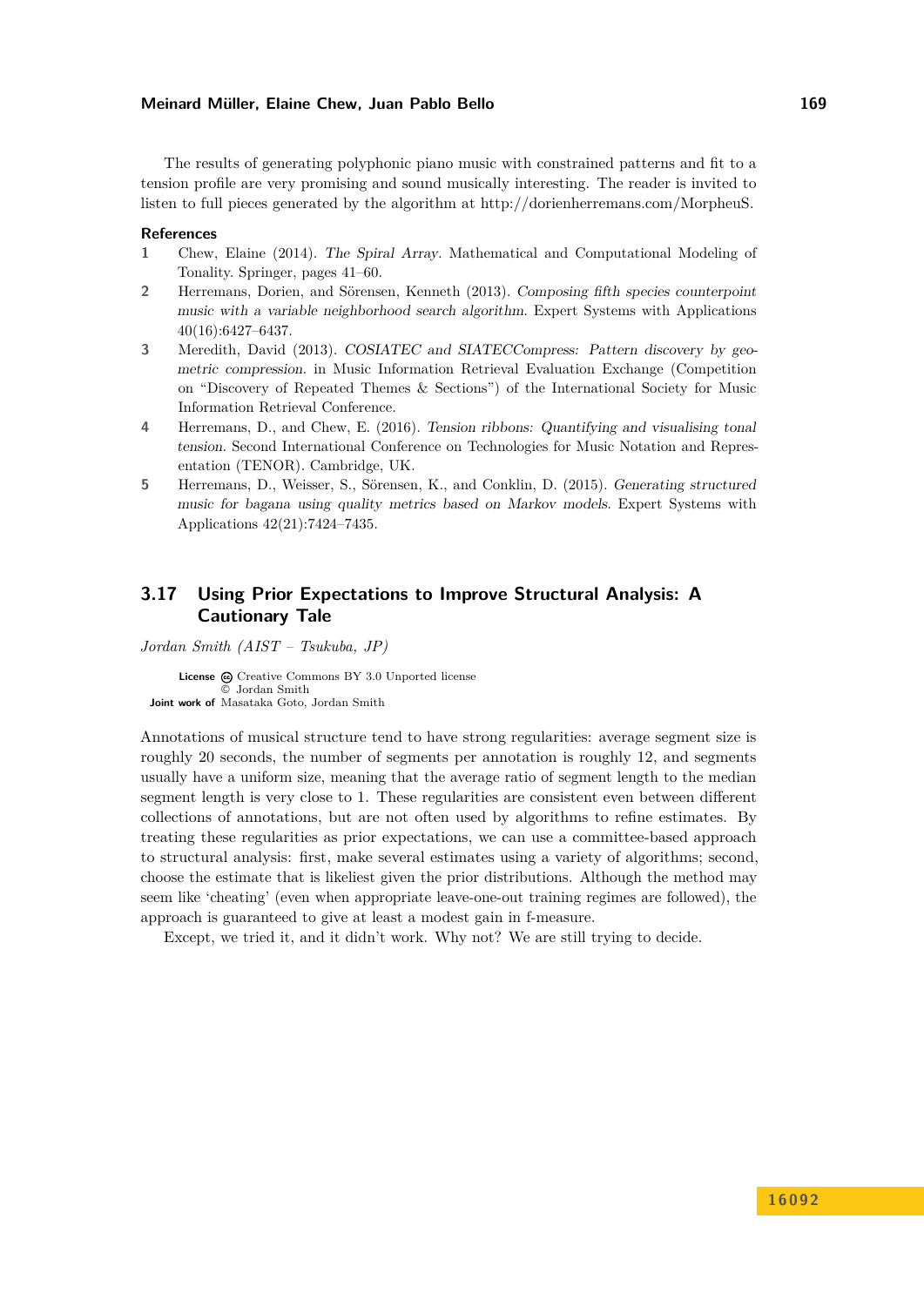The results of generating polyphonic piano music with constrained patterns and fit to a tension profile are very promising and sound musically interesting. The reader is invited to listen to full pieces generated by the algorithm at http://dorienherremans.com/MorpheuS.

**References**

1. Chew, Elaine (2014). *The Spiral Array*. Mathematical and Computational Modeling of Tonality. Springer, pages 41–60.
2. Herremans, Dorien, and Sörensen, Kenneth (2013). *Composing fifth species counterpoint music with a variable neighborhood search algorithm*. Expert Systems with Applications 40(16):6427–6437.
3. Meredith, David (2013). *COSIATEC and SIATECCompress: Pattern discovery by geometric compression*. in Music Information Retrieval Evaluation Exchange (Competition on "Discovery of Repeated Themes & Sections") of the International Society for Music Information Retrieval Conference.
4. Herremans, D., and Chew, E. (2016). *Tension ribbons: Quantifying and visualising tonal tension*. Second International Conference on Technologies for Music Notation and Representation (TENOR). Cambridge, UK.
5. Herremans, D., Weisser, S., Sörensen, K., and Conklin, D. (2015). *Generating structured music for bagana using quality metrics based on Markov models*. Expert Systems with Applications 42(21):7424–7435.

## 3.17 Using Prior Expectations to Improve Structural Analysis: A Cautionary Tale

*Jordan Smith (AIST – Tsukuba, JP)*

**License** Creative Commons BY 3.0 Unported license
© Jordan Smith
**Joint work of** Masataka Goto, Jordan Smith

Annotations of musical structure tend to have strong regularities: average segment size is roughly 20 seconds, the number of segments per annotation is roughly 12, and segments usually have a uniform size, meaning that the average ratio of segment length to the median segment length is very close to 1. These regularities are consistent even between different collections of annotations, but are not often used by algorithms to refine estimates. By treating these regularities as prior expectations, we can use a committee-based approach to structural analysis: first, make several estimates using a variety of algorithms; second, choose the estimate that is likeliest given the prior distributions. Although the method may seem like 'cheating' (even when appropriate leave-one-out training regimes are followed), the approach is guaranteed to give at least a modest gain in f-measure.

Except, we tried it, and it didn't work. Why not? We are still trying to decide.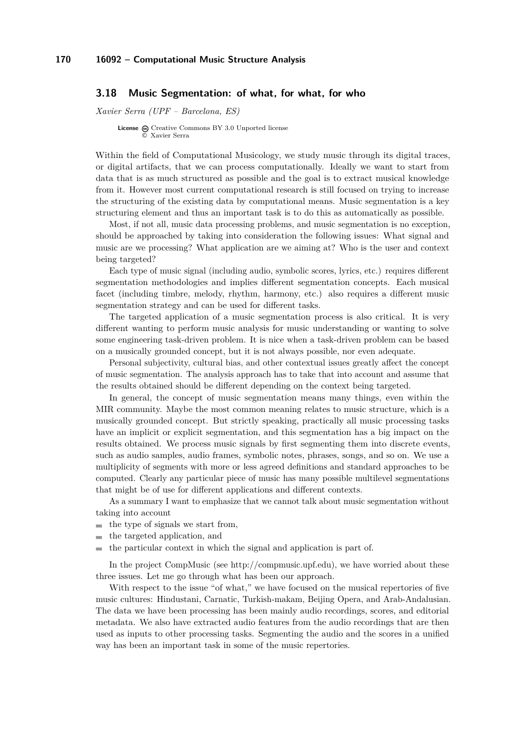### 3.18 Music Segmentation: of what, for what, for who

*Xavier Serra (UPF – Barcelona, ES)*

License Creative Commons BY 3.0 Unported license
© Xavier Serra

Within the field of Computational Musicology, we study music through its digital traces, or digital artifacts, that we can process computationally. Ideally we want to start from data that is as much structured as possible and the goal is to extract musical knowledge from it. However most current computational research is still focused on trying to increase the structuring of the existing data by computational means. Music segmentation is a key structuring element and thus an important task is to do this as automatically as possible.

Most, if not all, music data processing problems, and music segmentation is no exception, should be approached by taking into consideration the following issues: What signal and music are we processing? What application are we aiming at? Who is the user and context being targeted?

Each type of music signal (including audio, symbolic scores, lyrics, etc.) requires different segmentation methodologies and implies different segmentation concepts. Each musical facet (including timbre, melody, rhythm, harmony, etc.) also requires a different music segmentation strategy and can be used for different tasks.

The targeted application of a music segmentation process is also critical. It is very different wanting to perform music analysis for music understanding or wanting to solve some engineering task-driven problem. It is nice when a task-driven problem can be based on a musically grounded concept, but it is not always possible, nor even adequate.

Personal subjectivity, cultural bias, and other contextual issues greatly affect the concept of music segmentation. The analysis approach has to take that into account and assume that the results obtained should be different depending on the context being targeted.

In general, the concept of music segmentation means many things, even within the MIR community. Maybe the most common meaning relates to music structure, which is a musically grounded concept. But strictly speaking, practically all music processing tasks have an implicit or explicit segmentation, and this segmentation has a big impact on the results obtained. We process music signals by first segmenting them into discrete events, such as audio samples, audio frames, symbolic notes, phrases, songs, and so on. We use a multiplicity of segments with more or less agreed definitions and standard approaches to be computed. Clearly any particular piece of music has many possible multilevel segmentations that might be of use for different applications and different contexts.

As a summary I want to emphasize that we cannot talk about music segmentation without taking into account

- the type of signals we start from,
- the targeted application, and
- the particular context in which the signal and application is part of.

In the project CompMusic (see http://compmusic.upf.edu), we have worried about these three issues. Let me go through what has been our approach.

With respect to the issue "of what," we have focused on the musical repertories of five music cultures: Hindustani, Carnatic, Turkish-makam, Beijing Opera, and Arab-Andalusian. The data we have been processing has been mainly audio recordings, scores, and editorial metadata. We also have extracted audio features from the audio recordings that are then used as inputs to other processing tasks. Segmenting the audio and the scores in a unified way has been an important task in some of the music repertories.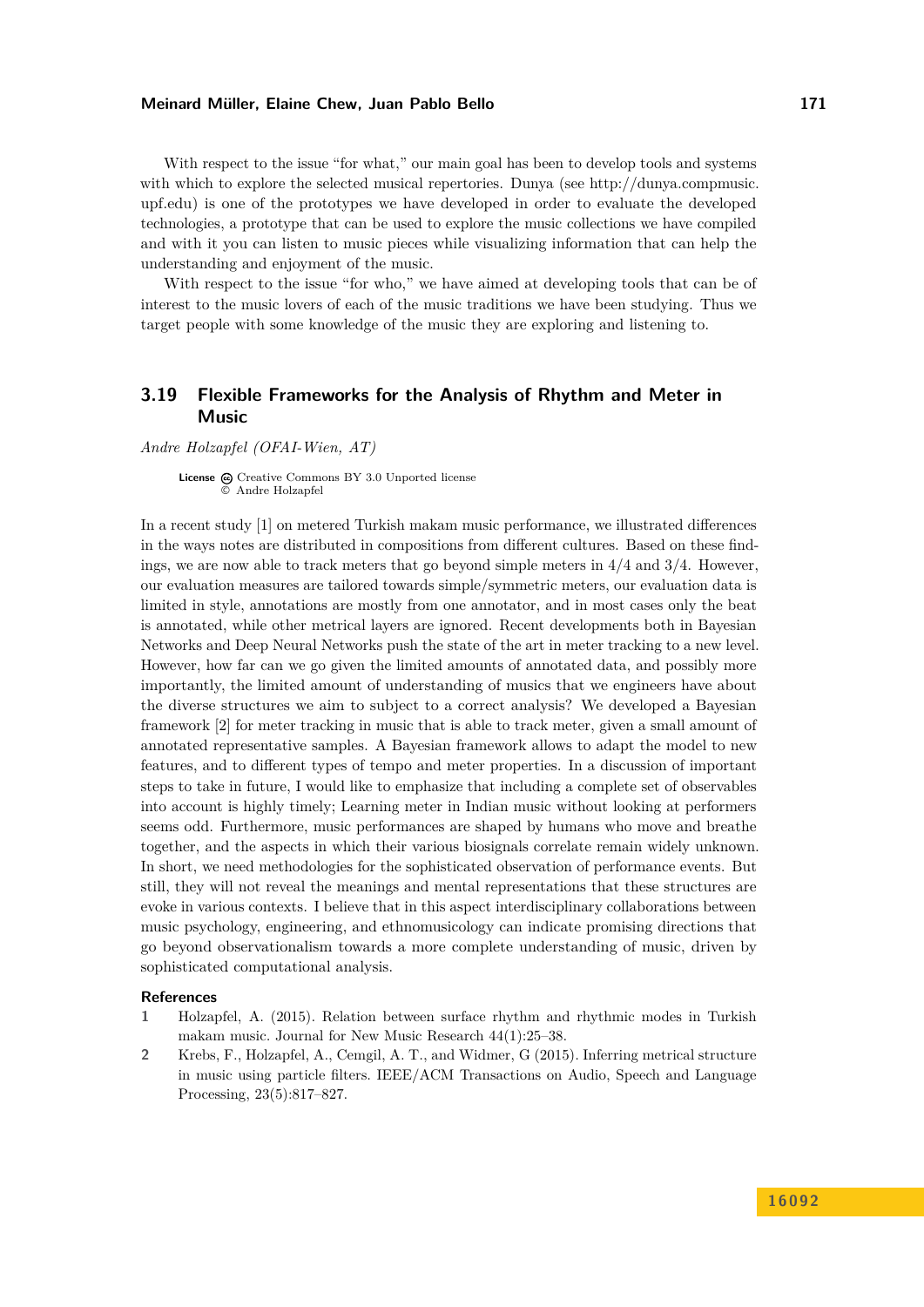With respect to the issue "for what," our main goal has been to develop tools and systems with which to explore the selected musical repertories. Dunya (see http://dunya.compmusic.upf.edu) is one of the prototypes we have developed in order to evaluate the developed technologies, a prototype that can be used to explore the music collections we have compiled and with it you can listen to music pieces while visualizing information that can help the understanding and enjoyment of the music.

With respect to the issue "for who," we have aimed at developing tools that can be of interest to the music lovers of each of the music traditions we have been studying. Thus we target people with some knowledge of the music they are exploring and listening to.

## 3.19 Flexible Frameworks for the Analysis of Rhythm and Meter in Music

*Andre Holzapfel (OFAI-Wien, AT)*

**License** Creative Commons BY 3.0 Unported license
© Andre Holzapfel

In a recent study [1] on metered Turkish makam music performance, we illustrated differences in the ways notes are distributed in compositions from different cultures. Based on these findings, we are now able to track meters that go beyond simple meters in 4/4 and 3/4. However, our evaluation measures are tailored towards simple/symmetric meters, our evaluation data is limited in style, annotations are mostly from one annotator, and in most cases only the beat is annotated, while other metrical layers are ignored. Recent developments both in Bayesian Networks and Deep Neural Networks push the state of the art in meter tracking to a new level. However, how far can we go given the limited amounts of annotated data, and possibly more importantly, the limited amount of understanding of musics that we engineers have about the diverse structures we aim to subject to a correct analysis? We developed a Bayesian framework [2] for meter tracking in music that is able to track meter, given a small amount of annotated representative samples. A Bayesian framework allows to adapt the model to new features, and to different types of tempo and meter properties. In a discussion of important steps to take in future, I would like to emphasize that including a complete set of observables into account is highly timely; Learning meter in Indian music without looking at performers seems odd. Furthermore, music performances are shaped by humans who move and breathe together, and the aspects in which their various biosignals correlate remain widely unknown. In short, we need methodologies for the sophisticated observation of performance events. But still, they will not reveal the meanings and mental representations that these structures are evoke in various contexts. I believe that in this aspect interdisciplinary collaborations between music psychology, engineering, and ethnomusicology can indicate promising directions that go beyond observationalism towards a more complete understanding of music, driven by sophisticated computational analysis.

### References

1. Holzapfel, A. (2015). Relation between surface rhythm and rhythmic modes in Turkish makam music. Journal for New Music Research 44(1):25–38.
2. Krebs, F., Holzapfel, A., Cemgil, A. T., and Widmer, G (2015). Inferring metrical structure in music using particle filters. IEEE/ACM Transactions on Audio, Speech and Language Processing, 23(5):817–827.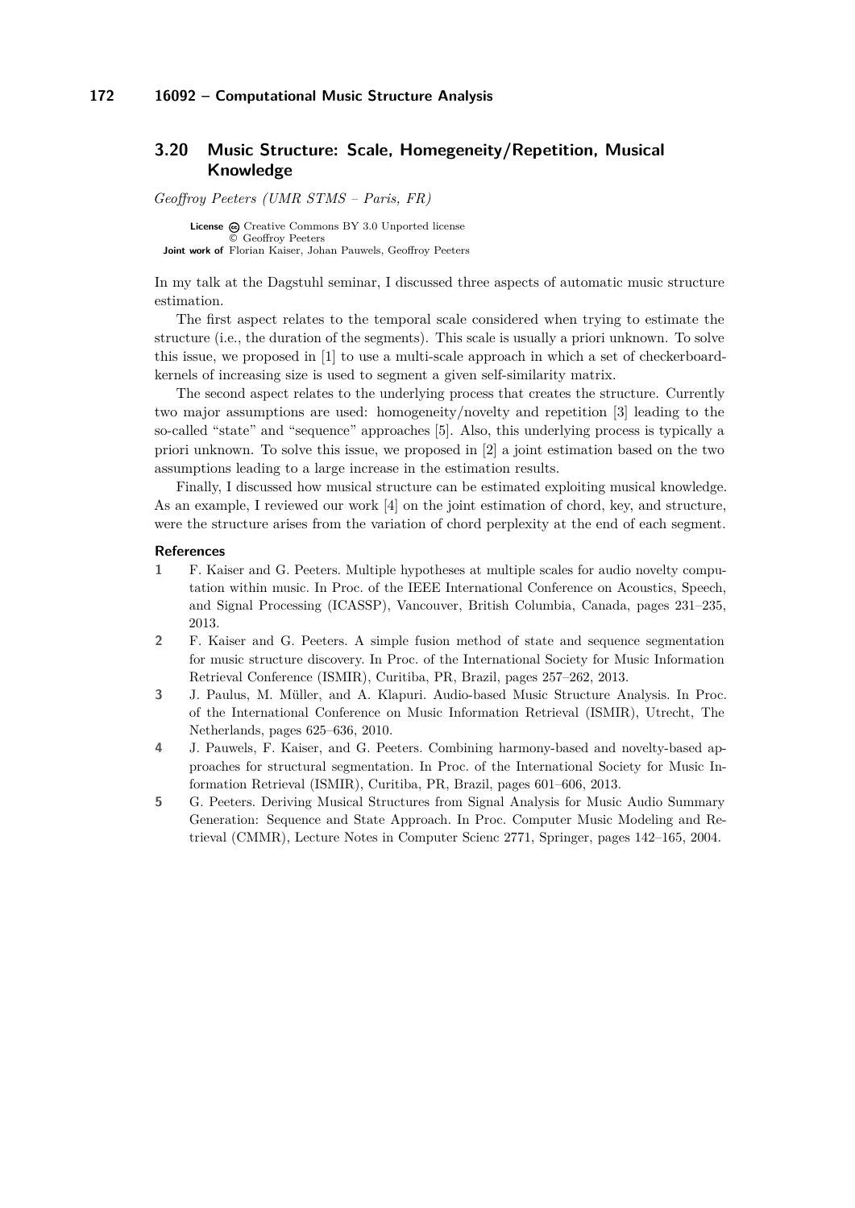## 3.20 Music Structure: Scale, Homegeneity/Repetition, Musical Knowledge

*Geoffroy Peeters (UMR STMS – Paris, FR)*

**License** Creative Commons BY 3.0 Unported license
© Geoffroy Peeters
**Joint work of** Florian Kaiser, Johan Pauwels, Geoffroy Peeters

In my talk at the Dagstuhl seminar, I discussed three aspects of automatic music structure estimation.

The first aspect relates to the temporal scale considered when trying to estimate the structure (i.e., the duration of the segments). This scale is usually a priori unknown. To solve this issue, we proposed in [1] to use a multi-scale approach in which a set of checkerboard-kernels of increasing size is used to segment a given self-similarity matrix.

The second aspect relates to the underlying process that creates the structure. Currently two major assumptions are used: homogeneity/novelty and repetition [3] leading to the so-called "state" and "sequence" approaches [5]. Also, this underlying process is typically a priori unknown. To solve this issue, we proposed in [2] a joint estimation based on the two assumptions leading to a large increase in the estimation results.

Finally, I discussed how musical structure can be estimated exploiting musical knowledge. As an example, I reviewed our work [4] on the joint estimation of chord, key, and structure, were the structure arises from the variation of chord perplexity at the end of each segment.

### References

1. F. Kaiser and G. Peeters. Multiple hypotheses at multiple scales for audio novelty computation within music. In Proc. of the IEEE International Conference on Acoustics, Speech, and Signal Processing (ICASSP), Vancouver, British Columbia, Canada, pages 231–235, 2013.
2. F. Kaiser and G. Peeters. A simple fusion method of state and sequence segmentation for music structure discovery. In Proc. of the International Society for Music Information Retrieval Conference (ISMIR), Curitiba, PR, Brazil, pages 257–262, 2013.
3. J. Paulus, M. Müller, and A. Klapuri. Audio-based Music Structure Analysis. In Proc. of the International Conference on Music Information Retrieval (ISMIR), Utrecht, The Netherlands, pages 625–636, 2010.
4. J. Pauwels, F. Kaiser, and G. Peeters. Combining harmony-based and novelty-based approaches for structural segmentation. In Proc. of the International Society for Music Information Retrieval (ISMIR), Curitiba, PR, Brazil, pages 601–606, 2013.
5. G. Peeters. Deriving Musical Structures from Signal Analysis for Music Audio Summary Generation: Sequence and State Approach. In Proc. Computer Music Modeling and Retrieval (CMMR), Lecture Notes in Computer Scienc 2771, Springer, pages 142–165, 2004.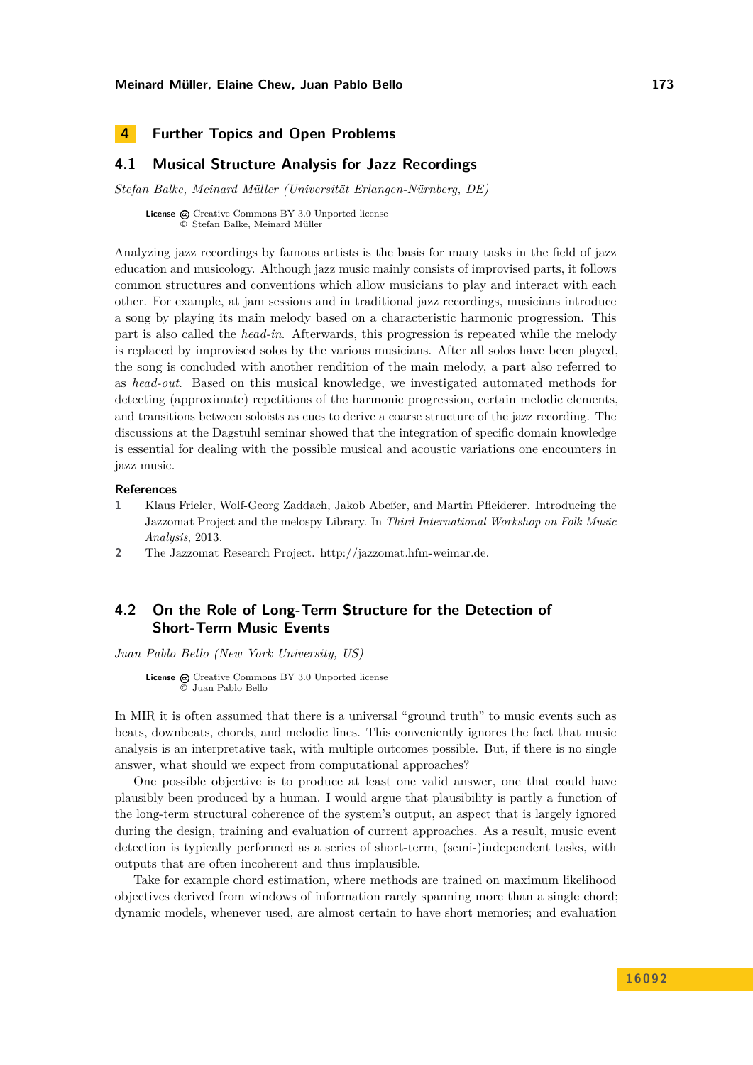# 4 Further Topics and Open Problems

## 4.1 Musical Structure Analysis for Jazz Recordings

*Stefan Balke, Meinard Müller (Universität Erlangen-Nürnberg, DE)*

**License** Creative Commons BY 3.0 Unported license
© Stefan Balke, Meinard Müller

Analyzing jazz recordings by famous artists is the basis for many tasks in the field of jazz education and musicology. Although jazz music mainly consists of improvised parts, it follows common structures and conventions which allow musicians to play and interact with each other. For example, at jam sessions and in traditional jazz recordings, musicians introduce a song by playing its main melody based on a characteristic harmonic progression. This part is also called the *head-in*. Afterwards, this progression is repeated while the melody is replaced by improvised solos by the various musicians. After all solos have been played, the song is concluded with another rendition of the main melody, a part also referred to as *head-out*. Based on this musical knowledge, we investigated automated methods for detecting (approximate) repetitions of the harmonic progression, certain melodic elements, and transitions between soloists as cues to derive a coarse structure of the jazz recording. The discussions at the Dagstuhl seminar showed that the integration of specific domain knowledge is essential for dealing with the possible musical and acoustic variations one encounters in jazz music.

**References**

1. Klaus Frieler, Wolf-Georg Zaddach, Jakob Abeßer, and Martin Pfleiderer. Introducing the Jazzomat Project and the melospy Library. In *Third International Workshop on Folk Music Analysis*, 2013.
2. The Jazzomat Research Project. http://jazzomat.hfm-weimar.de.

## 4.2 On the Role of Long-Term Structure for the Detection of Short-Term Music Events

*Juan Pablo Bello (New York University, US)*

**License** Creative Commons BY 3.0 Unported license
© Juan Pablo Bello

In MIR it is often assumed that there is a universal "ground truth" to music events such as beats, downbeats, chords, and melodic lines. This conveniently ignores the fact that music analysis is an interpretative task, with multiple outcomes possible. But, if there is no single answer, what should we expect from computational approaches?

One possible objective is to produce at least one valid answer, one that could have plausibly been produced by a human. I would argue that plausibility is partly a function of the long-term structural coherence of the system's output, an aspect that is largely ignored during the design, training and evaluation of current approaches. As a result, music event detection is typically performed as a series of short-term, (semi-)independent tasks, with outputs that are often incoherent and thus implausible.

Take for example chord estimation, where methods are trained on maximum likelihood objectives derived from windows of information rarely spanning more than a single chord; dynamic models, whenever used, are almost certain to have short memories; and evaluation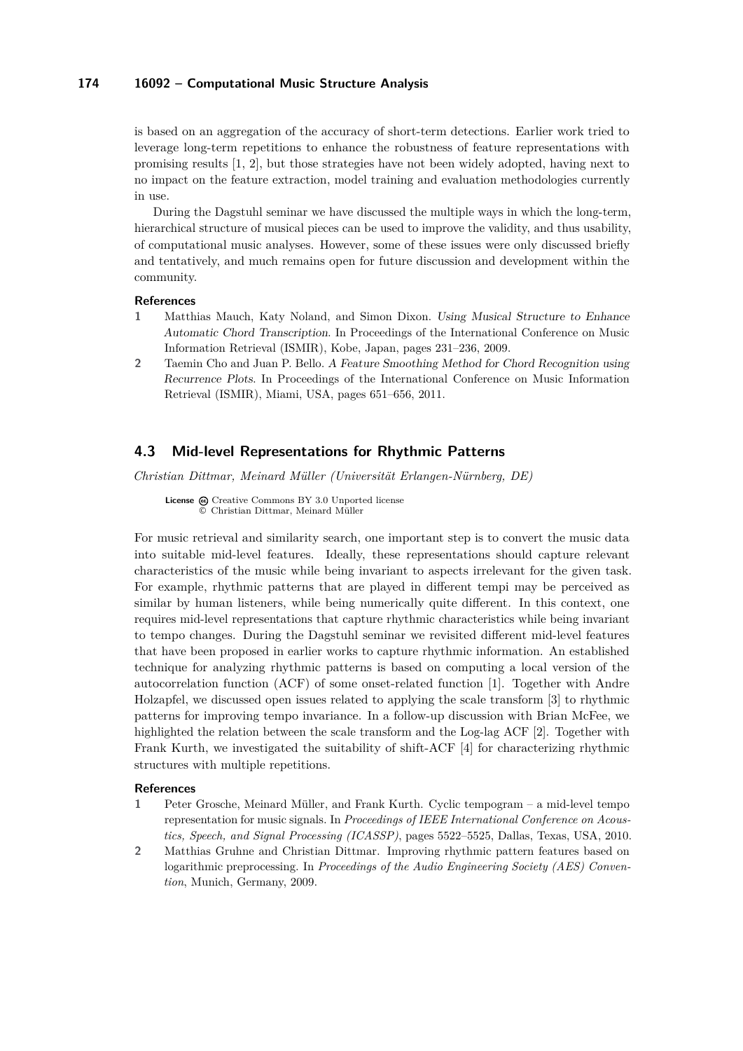is based on an aggregation of the accuracy of short-term detections. Earlier work tried to leverage long-term repetitions to enhance the robustness of feature representations with promising results [1, 2], but those strategies have not been widely adopted, having next to no impact on the feature extraction, model training and evaluation methodologies currently in use.

During the Dagstuhl seminar we have discussed the multiple ways in which the long-term, hierarchical structure of musical pieces can be used to improve the validity, and thus usability, of computational music analyses. However, some of these issues were only discussed briefly and tentatively, and much remains open for future discussion and development within the community.

### References

1. Matthias Mauch, Katy Noland, and Simon Dixon. *Using Musical Structure to Enhance Automatic Chord Transcription*. In Proceedings of the International Conference on Music Information Retrieval (ISMIR), Kobe, Japan, pages 231–236, 2009.
2. Taemin Cho and Juan P. Bello. *A Feature Smoothing Method for Chord Recognition using Recurrence Plots*. In Proceedings of the International Conference on Music Information Retrieval (ISMIR), Miami, USA, pages 651–656, 2011.

## 4.3 Mid-level Representations for Rhythmic Patterns

*Christian Dittmar, Meinard Müller (Universität Erlangen-Nürnberg, DE)*

**License** Creative Commons BY 3.0 Unported license
© Christian Dittmar, Meinard Müller

For music retrieval and similarity search, one important step is to convert the music data into suitable mid-level features. Ideally, these representations should capture relevant characteristics of the music while being invariant to aspects irrelevant for the given task. For example, rhythmic patterns that are played in different tempi may be perceived as similar by human listeners, while being numerically quite different. In this context, one requires mid-level representations that capture rhythmic characteristics while being invariant to tempo changes. During the Dagstuhl seminar we revisited different mid-level features that have been proposed in earlier works to capture rhythmic information. An established technique for analyzing rhythmic patterns is based on computing a local version of the autocorrelation function (ACF) of some onset-related function [1]. Together with Andre Holzapfel, we discussed open issues related to applying the scale transform [3] to rhythmic patterns for improving tempo invariance. In a follow-up discussion with Brian McFee, we highlighted the relation between the scale transform and the Log-lag ACF [2]. Together with Frank Kurth, we investigated the suitability of shift-ACF [4] for characterizing rhythmic structures with multiple repetitions.

### References

1. Peter Grosche, Meinard Müller, and Frank Kurth. Cyclic tempogram – a mid-level tempo representation for music signals. In *Proceedings of IEEE International Conference on Acoustics, Speech, and Signal Processing (ICASSP)*, pages 5522–5525, Dallas, Texas, USA, 2010.
2. Matthias Gruhne and Christian Dittmar. Improving rhythmic pattern features based on logarithmic preprocessing. In *Proceedings of the Audio Engineering Society (AES) Convention*, Munich, Germany, 2009.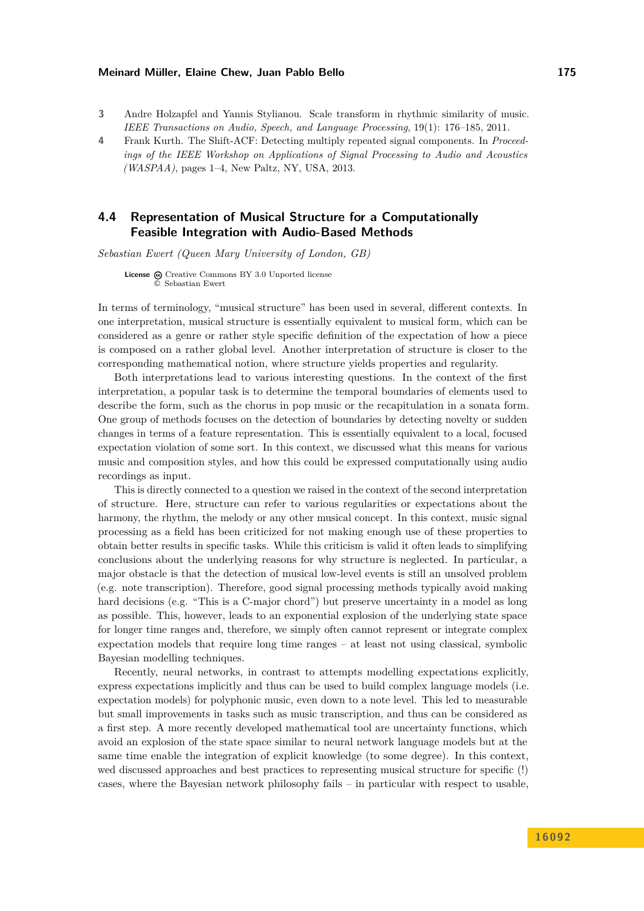3. Andre Holzapfel and Yannis Stylianou. Scale transform in rhythmic similarity of music. *IEEE Transactions on Audio, Speech, and Language Processing*, 19(1): 176–185, 2011.
4. Frank Kurth. The Shift-ACF: Detecting multiply repeated signal components. In *Proceedings of the IEEE Workshop on Applications of Signal Processing to Audio and Acoustics (WASPAA)*, pages 1–4, New Paltz, NY, USA, 2013.

## 4.4 Representation of Musical Structure for a Computationally Feasible Integration with Audio-Based Methods

*Sebastian Ewert (Queen Mary University of London, GB)*

**License** Creative Commons BY 3.0 Unported license
© Sebastian Ewert

In terms of terminology, "musical structure" has been used in several, different contexts. In one interpretation, musical structure is essentially equivalent to musical form, which can be considered as a genre or rather style specific definition of the expectation of how a piece is composed on a rather global level. Another interpretation of structure is closer to the corresponding mathematical notion, where structure yields properties and regularity.

Both interpretations lead to various interesting questions. In the context of the first interpretation, a popular task is to determine the temporal boundaries of elements used to describe the form, such as the chorus in pop music or the recapitulation in a sonata form. One group of methods focuses on the detection of boundaries by detecting novelty or sudden changes in terms of a feature representation. This is essentially equivalent to a local, focused expectation violation of some sort. In this context, we discussed what this means for various music and composition styles, and how this could be expressed computationally using audio recordings as input.

This is directly connected to a question we raised in the context of the second interpretation of structure. Here, structure can refer to various regularities or expectations about the harmony, the rhythm, the melody or any other musical concept. In this context, music signal processing as a field has been criticized for not making enough use of these properties to obtain better results in specific tasks. While this criticism is valid it often leads to simplifying conclusions about the underlying reasons for why structure is neglected. In particular, a major obstacle is that the detection of musical low-level events is still an unsolved problem (e.g. note transcription). Therefore, good signal processing methods typically avoid making hard decisions (e.g. "This is a C-major chord") but preserve uncertainty in a model as long as possible. This, however, leads to an exponential explosion of the underlying state space for longer time ranges and, therefore, we simply often cannot represent or integrate complex expectation models that require long time ranges – at least not using classical, symbolic Bayesian modelling techniques.

Recently, neural networks, in contrast to attempts modelling expectations explicitly, express expectations implicitly and thus can be used to build complex language models (i.e. expectation models) for polyphonic music, even down to a note level. This led to measurable but small improvements in tasks such as music transcription, and thus can be considered as a first step. A more recently developed mathematical tool are uncertainty functions, which avoid an explosion of the state space similar to neural network language models but at the same time enable the integration of explicit knowledge (to some degree). In this context, wed discussed approaches and best practices to representing musical structure for specific (!) cases, where the Bayesian network philosophy fails – in particular with respect to usable,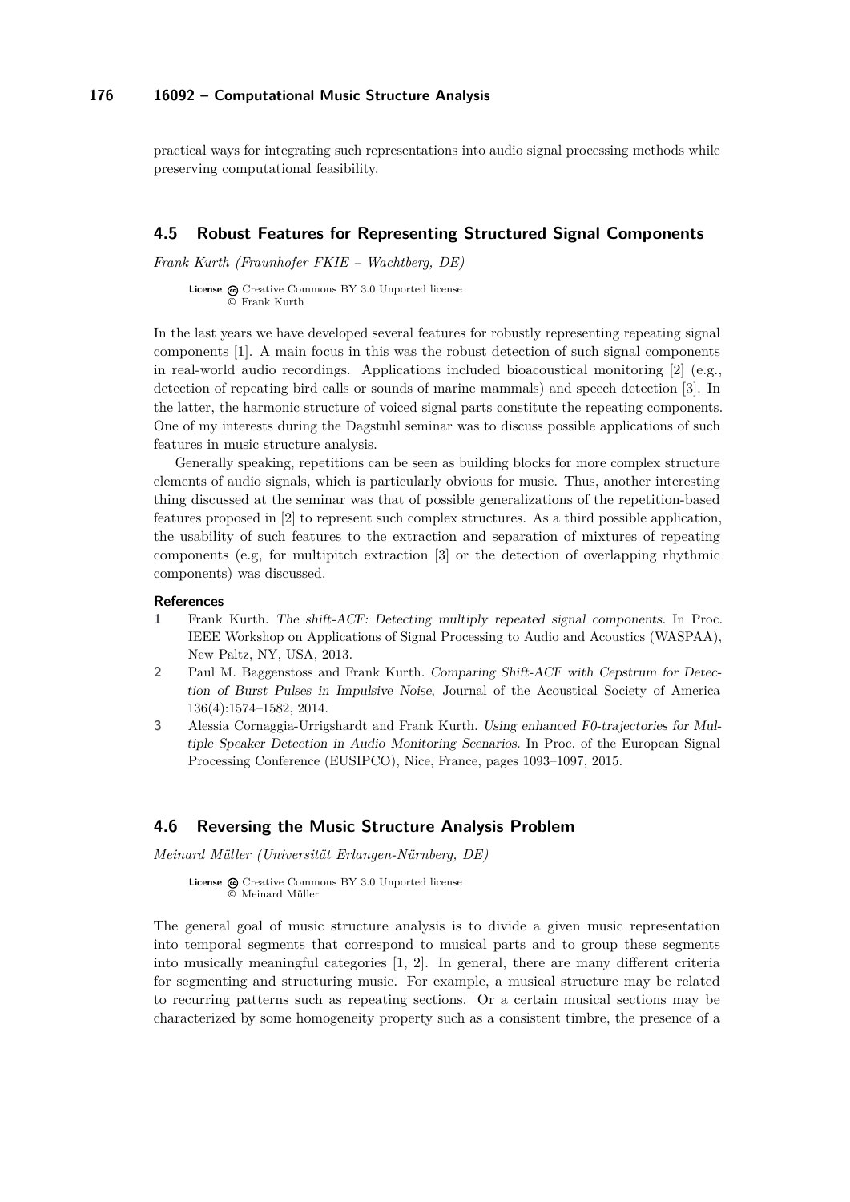practical ways for integrating such representations into audio signal processing methods while preserving computational feasibility.

## 4.5 Robust Features for Representing Structured Signal Components

*Frank Kurth (Fraunhofer FKIE – Wachtberg, DE)*

**License** Creative Commons BY 3.0 Unported license
© Frank Kurth

In the last years we have developed several features for robustly representing repeating signal components [1]. A main focus in this was the robust detection of such signal components in real-world audio recordings. Applications included bioacoustical monitoring [2] (e.g., detection of repeating bird calls or sounds of marine mammals) and speech detection [3]. In the latter, the harmonic structure of voiced signal parts constitute the repeating components. One of my interests during the Dagstuhl seminar was to discuss possible applications of such features in music structure analysis.

Generally speaking, repetitions can be seen as building blocks for more complex structure elements of audio signals, which is particularly obvious for music. Thus, another interesting thing discussed at the seminar was that of possible generalizations of the repetition-based features proposed in [2] to represent such complex structures. As a third possible application, the usability of such features to the extraction and separation of mixtures of repeating components (e.g, for multipitch extraction [3] or the detection of overlapping rhythmic components) was discussed.

#### References

1. Frank Kurth. *The shift-ACF: Detecting multiply repeated signal components.* In Proc. IEEE Workshop on Applications of Signal Processing to Audio and Acoustics (WASPAA), New Paltz, NY, USA, 2013.
2. Paul M. Baggenstoss and Frank Kurth. *Comparing Shift-ACF with Cepstrum for Detection of Burst Pulses in Impulsive Noise*, Journal of the Acoustical Society of America 136(4):1574–1582, 2014.
3. Alessia Cornaggia-Urrigshardt and Frank Kurth. *Using enhanced F0-trajectories for Multiple Speaker Detection in Audio Monitoring Scenarios.* In Proc. of the European Signal Processing Conference (EUSIPCO), Nice, France, pages 1093–1097, 2015.

## 4.6 Reversing the Music Structure Analysis Problem

*Meinard Müller (Universität Erlangen-Nürnberg, DE)*

**License** Creative Commons BY 3.0 Unported license
© Meinard Müller

The general goal of music structure analysis is to divide a given music representation into temporal segments that correspond to musical parts and to group these segments into musically meaningful categories [1, 2]. In general, there are many different criteria for segmenting and structuring music. For example, a musical structure may be related to recurring patterns such as repeating sections. Or a certain musical sections may be characterized by some homogeneity property such as a consistent timbre, the presence of a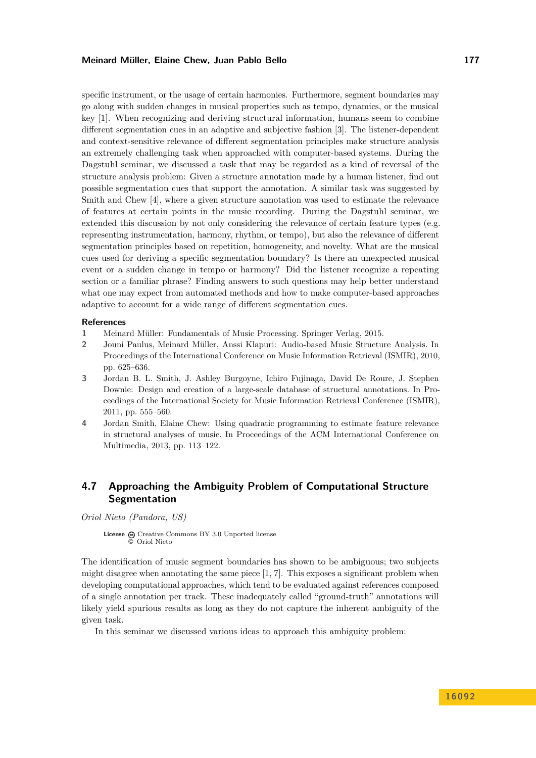specific instrument, or the usage of certain harmonies. Furthermore, segment boundaries may go along with sudden changes in musical properties such as tempo, dynamics, or the musical key [1]. When recognizing and deriving structural information, humans seem to combine different segmentation cues in an adaptive and subjective fashion [3]. The listener-dependent and context-sensitive relevance of different segmentation principles make structure analysis an extremely challenging task when approached with computer-based systems. During the Dagstuhl seminar, we discussed a task that may be regarded as a kind of reversal of the structure analysis problem: Given a structure annotation made by a human listener, find out possible segmentation cues that support the annotation. A similar task was suggested by Smith and Chew [4], where a given structure annotation was used to estimate the relevance of features at certain points in the music recording. During the Dagstuhl seminar, we extended this discussion by not only considering the relevance of certain feature types (e.g. representing instrumentation, harmony, rhythm, or tempo), but also the relevance of different segmentation principles based on repetition, homogeneity, and novelty. What are the musical cues used for deriving a specific segmentation boundary? Is there an unexpected musical event or a sudden change in tempo or harmony? Did the listener recognize a repeating section or a familiar phrase? Finding answers to such questions may help better understand what one may expect from automated methods and how to make computer-based approaches adaptive to account for a wide range of different segmentation cues.

**References**

1. Meinard Müller: Fundamentals of Music Processing. Springer Verlag, 2015.
2. Jouni Paulus, Meinard Müller, Anssi Klapuri: Audio-based Music Structure Analysis. In Proceedings of the International Conference on Music Information Retrieval (ISMIR), 2010, pp. 625–636.
3. Jordan B. L. Smith, J. Ashley Burgoyne, Ichiro Fujinaga, David De Roure, J. Stephen Downie: Design and creation of a large-scale database of structural annotations. In Proceedings of the International Society for Music Information Retrieval Conference (ISMIR), 2011, pp. 555–560.
4. Jordan Smith, Elaine Chew: Using quadratic programming to estimate feature relevance in structural analyses of music. In Proceedings of the ACM International Conference on Multimedia, 2013, pp. 113–122.

## 4.7 Approaching the Ambiguity Problem of Computational Structure Segmentation

*Oriol Nieto (Pandora, US)*

**License** Creative Commons BY 3.0 Unported license
© Oriol Nieto

The identification of music segment boundaries has shown to be ambiguous; two subjects might disagree when annotating the same piece [1, 7]. This exposes a significant problem when developing computational approaches, which tend to be evaluated against references composed of a single annotation per track. These inadequately called "ground-truth" annotations will likely yield spurious results as long as they do not capture the inherent ambiguity of the given task.

In this seminar we discussed various ideas to approach this ambiguity problem: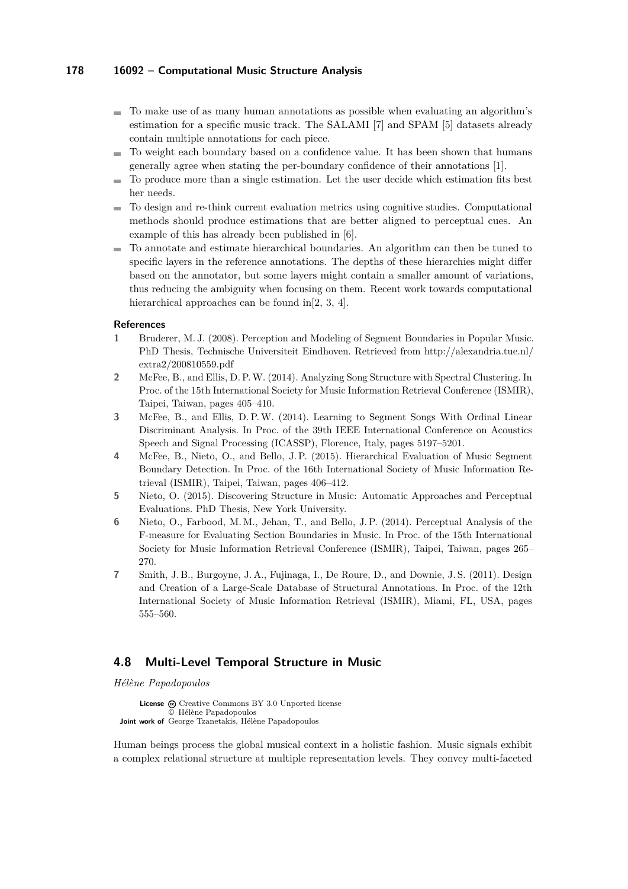- To make use of as many human annotations as possible when evaluating an algorithm's estimation for a specific music track. The SALAMI [7] and SPAM [5] datasets already contain multiple annotations for each piece.
- To weight each boundary based on a confidence value. It has been shown that humans generally agree when stating the per-boundary confidence of their annotations [1].
- To produce more than a single estimation. Let the user decide which estimation fits best her needs.
- To design and re-think current evaluation metrics using cognitive studies. Computational methods should produce estimations that are better aligned to perceptual cues. An example of this has already been published in [6].
- To annotate and estimate hierarchical boundaries. An algorithm can then be tuned to specific layers in the reference annotations. The depths of these hierarchies might differ based on the annotator, but some layers might contain a smaller amount of variations, thus reducing the ambiguity when focusing on them. Recent work towards computational hierarchical approaches can be found in[2, 3, 4].

**References**

1. Bruderer, M. J. (2008). Perception and Modeling of Segment Boundaries in Popular Music. PhD Thesis, Technische Universiteit Eindhoven. Retrieved from http://alexandria.tue.nl/extra2/200810559.pdf
2. McFee, B., and Ellis, D. P. W. (2014). Analyzing Song Structure with Spectral Clustering. In Proc. of the 15th International Society for Music Information Retrieval Conference (ISMIR), Taipei, Taiwan, pages 405–410.
3. McFee, B., and Ellis, D. P. W. (2014). Learning to Segment Songs With Ordinal Linear Discriminant Analysis. In Proc. of the 39th IEEE International Conference on Acoustics Speech and Signal Processing (ICASSP), Florence, Italy, pages 5197–5201.
4. McFee, B., Nieto, O., and Bello, J. P. (2015). Hierarchical Evaluation of Music Segment Boundary Detection. In Proc. of the 16th International Society of Music Information Retrieval (ISMIR), Taipei, Taiwan, pages 406–412.
5. Nieto, O. (2015). Discovering Structure in Music: Automatic Approaches and Perceptual Evaluations. PhD Thesis, New York University.
6. Nieto, O., Farbood, M. M., Jehan, T., and Bello, J. P. (2014). Perceptual Analysis of the F-measure for Evaluating Section Boundaries in Music. In Proc. of the 15th International Society for Music Information Retrieval Conference (ISMIR), Taipei, Taiwan, pages 265–270.
7. Smith, J. B., Burgoyne, J. A., Fujinaga, I., De Roure, D., and Downie, J. S. (2011). Design and Creation of a Large-Scale Database of Structural Annotations. In Proc. of the 12th International Society of Music Information Retrieval (ISMIR), Miami, FL, USA, pages 555–560.

## 4.8 Multi-Level Temporal Structure in Music

*Hélène Papadopoulos*

**License** Creative Commons BY 3.0 Unported license
© Hélène Papadopoulos
**Joint work of** George Tzanetakis, Hélène Papadopoulos

Human beings process the global musical context in a holistic fashion. Music signals exhibit a complex relational structure at multiple representation levels. They convey multi-faceted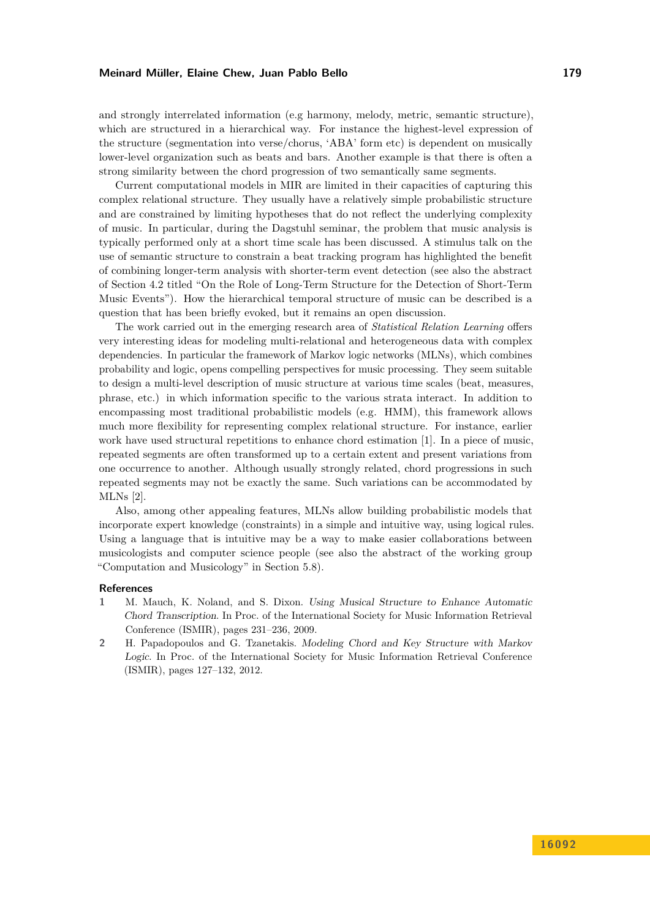and strongly interrelated information (e.g harmony, melody, metric, semantic structure), which are structured in a hierarchical way. For instance the highest-level expression of the structure (segmentation into verse/chorus, 'ABA' form etc) is dependent on musically lower-level organization such as beats and bars. Another example is that there is often a strong similarity between the chord progression of two semantically same segments.

Current computational models in MIR are limited in their capacities of capturing this complex relational structure. They usually have a relatively simple probabilistic structure and are constrained by limiting hypotheses that do not reflect the underlying complexity of music. In particular, during the Dagstuhl seminar, the problem that music analysis is typically performed only at a short time scale has been discussed. A stimulus talk on the use of semantic structure to constrain a beat tracking program has highlighted the benefit of combining longer-term analysis with shorter-term event detection (see also the abstract of Section 4.2 titled "On the Role of Long-Term Structure for the Detection of Short-Term Music Events"). How the hierarchical temporal structure of music can be described is a question that has been briefly evoked, but it remains an open discussion.

The work carried out in the emerging research area of *Statistical Relation Learning* offers very interesting ideas for modeling multi-relational and heterogeneous data with complex dependencies. In particular the framework of Markov logic networks (MLNs), which combines probability and logic, opens compelling perspectives for music processing. They seem suitable to design a multi-level description of music structure at various time scales (beat, measures, phrase, etc.) in which information specific to the various strata interact. In addition to encompassing most traditional probabilistic models (e.g. HMM), this framework allows much more flexibility for representing complex relational structure. For instance, earlier work have used structural repetitions to enhance chord estimation [1]. In a piece of music, repeated segments are often transformed up to a certain extent and present variations from one occurrence to another. Although usually strongly related, chord progressions in such repeated segments may not be exactly the same. Such variations can be accommodated by MLNs [2].

Also, among other appealing features, MLNs allow building probabilistic models that incorporate expert knowledge (constraints) in a simple and intuitive way, using logical rules. Using a language that is intuitive may be a way to make easier collaborations between musicologists and computer science people (see also the abstract of the working group "Computation and Musicology" in Section 5.8).

### References

1. M. Mauch, K. Noland, and S. Dixon. *Using Musical Structure to Enhance Automatic Chord Transcription*. In Proc. of the International Society for Music Information Retrieval Conference (ISMIR), pages 231–236, 2009.
2. H. Papadopoulos and G. Tzanetakis. *Modeling Chord and Key Structure with Markov Logic*. In Proc. of the International Society for Music Information Retrieval Conference (ISMIR), pages 127–132, 2012.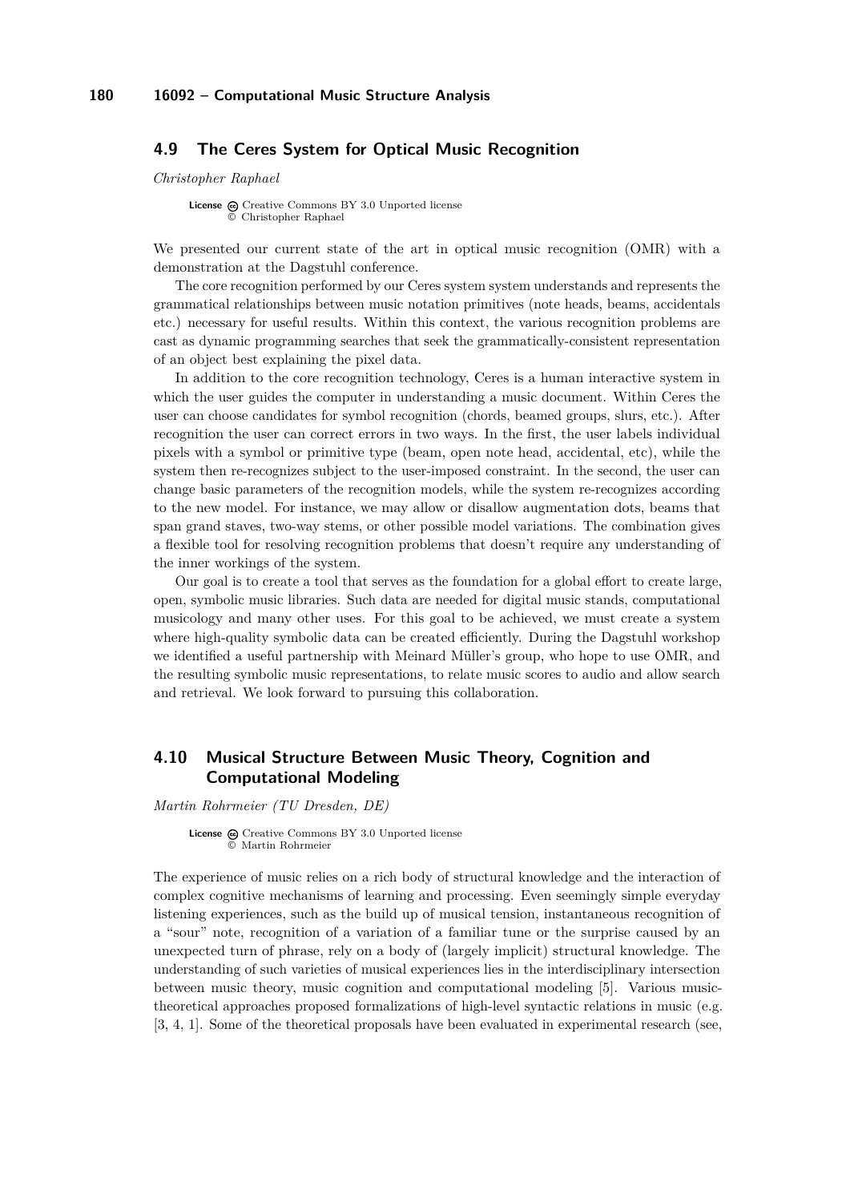## 4.9 The Ceres System for Optical Music Recognition

*Christopher Raphael*

**License** Creative Commons BY 3.0 Unported license
© Christopher Raphael

We presented our current state of the art in optical music recognition (OMR) with a demonstration at the Dagstuhl conference.

The core recognition performed by our Ceres system system understands and represents the grammatical relationships between music notation primitives (note heads, beams, accidentals etc.) necessary for useful results. Within this context, the various recognition problems are cast as dynamic programming searches that seek the grammatically-consistent representation of an object best explaining the pixel data.

In addition to the core recognition technology, Ceres is a human interactive system in which the user guides the computer in understanding a music document. Within Ceres the user can choose candidates for symbol recognition (chords, beamed groups, slurs, etc.). After recognition the user can correct errors in two ways. In the first, the user labels individual pixels with a symbol or primitive type (beam, open note head, accidental, etc), while the system then re-recognizes subject to the user-imposed constraint. In the second, the user can change basic parameters of the recognition models, while the system re-recognizes according to the new model. For instance, we may allow or disallow augmentation dots, beams that span grand staves, two-way stems, or other possible model variations. The combination gives a flexible tool for resolving recognition problems that doesn't require any understanding of the inner workings of the system.

Our goal is to create a tool that serves as the foundation for a global effort to create large, open, symbolic music libraries. Such data are needed for digital music stands, computational musicology and many other uses. For this goal to be achieved, we must create a system where high-quality symbolic data can be created efficiently. During the Dagstuhl workshop we identified a useful partnership with Meinard Müller's group, who hope to use OMR, and the resulting symbolic music representations, to relate music scores to audio and allow search and retrieval. We look forward to pursuing this collaboration.

## 4.10 Musical Structure Between Music Theory, Cognition and Computational Modeling

*Martin Rohrmeier (TU Dresden, DE)*

**License** Creative Commons BY 3.0 Unported license
© Martin Rohrmeier

The experience of music relies on a rich body of structural knowledge and the interaction of complex cognitive mechanisms of learning and processing. Even seemingly simple everyday listening experiences, such as the build up of musical tension, instantaneous recognition of a "sour" note, recognition of a variation of a familiar tune or the surprise caused by an unexpected turn of phrase, rely on a body of (largely implicit) structural knowledge. The understanding of such varieties of musical experiences lies in the interdisciplinary intersection between music theory, music cognition and computational modeling [5]. Various music-theoretical approaches proposed formalizations of high-level syntactic relations in music (e.g. [3, 4, 1]. Some of the theoretical proposals have been evaluated in experimental research (see,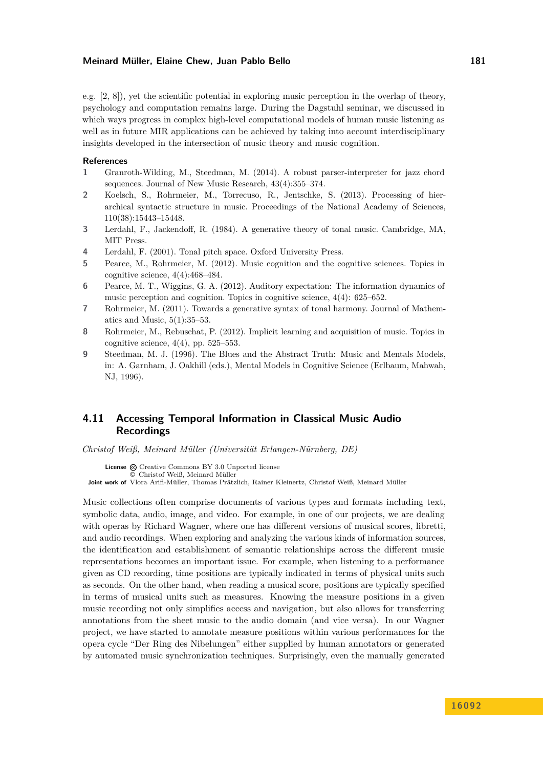e.g. [2, 8]), yet the scientific potential in exploring music perception in the overlap of theory, psychology and computation remains large. During the Dagstuhl seminar, we discussed in which ways progress in complex high-level computational models of human music listening as well as in future MIR applications can be achieved by taking into account interdisciplinary insights developed in the intersection of music theory and music cognition.

#### References

1. Granroth-Wilding, M., Steedman, M. (2014). A robust parser-interpreter for jazz chord sequences. Journal of New Music Research, 43(4):355–374.
2. Koelsch, S., Rohrmeier, M., Torrecuso, R., Jentschke, S. (2013). Processing of hierarchical syntactic structure in music. Proceedings of the National Academy of Sciences, 110(38):15443–15448.
3. Lerdahl, F., Jackendoff, R. (1984). A generative theory of tonal music. Cambridge, MA, MIT Press.
4. Lerdahl, F. (2001). Tonal pitch space. Oxford University Press.
5. Pearce, M., Rohrmeier, M. (2012). Music cognition and the cognitive sciences. Topics in cognitive science, 4(4):468–484.
6. Pearce, M. T., Wiggins, G. A. (2012). Auditory expectation: The information dynamics of music perception and cognition. Topics in cognitive science, 4(4): 625–652.
7. Rohrmeier, M. (2011). Towards a generative syntax of tonal harmony. Journal of Mathematics and Music, 5(1):35–53.
8. Rohrmeier, M., Rebuschat, P. (2012). Implicit learning and acquisition of music. Topics in cognitive science, 4(4), pp. 525–553.
9. Steedman, M. J. (1996). The Blues and the Abstract Truth: Music and Mentals Models, in: A. Garnham, J. Oakhill (eds.), Mental Models in Cognitive Science (Erlbaum, Mahwah, NJ, 1996).

## 4.11 Accessing Temporal Information in Classical Music Audio Recordings

*Christof Weiß, Meinard Müller (Universität Erlangen-Nürnberg, DE)*

**License** Creative Commons BY 3.0 Unported license
© Christof Weiß, Meinard Müller
**Joint work of** Vlora Arifi-Müller, Thomas Prätzlich, Rainer Kleinertz, Christof Weiß, Meinard Müller

Music collections often comprise documents of various types and formats including text, symbolic data, audio, image, and video. For example, in one of our projects, we are dealing with operas by Richard Wagner, where one has different versions of musical scores, libretti, and audio recordings. When exploring and analyzing the various kinds of information sources, the identification and establishment of semantic relationships across the different music representations becomes an important issue. For example, when listening to a performance given as CD recording, time positions are typically indicated in terms of physical units such as seconds. On the other hand, when reading a musical score, positions are typically specified in terms of musical units such as measures. Knowing the measure positions in a given music recording not only simplifies access and navigation, but also allows for transferring annotations from the sheet music to the audio domain (and vice versa). In our Wagner project, we have started to annotate measure positions within various performances for the opera cycle "Der Ring des Nibelungen" either supplied by human annotators or generated by automated music synchronization techniques. Surprisingly, even the manually generated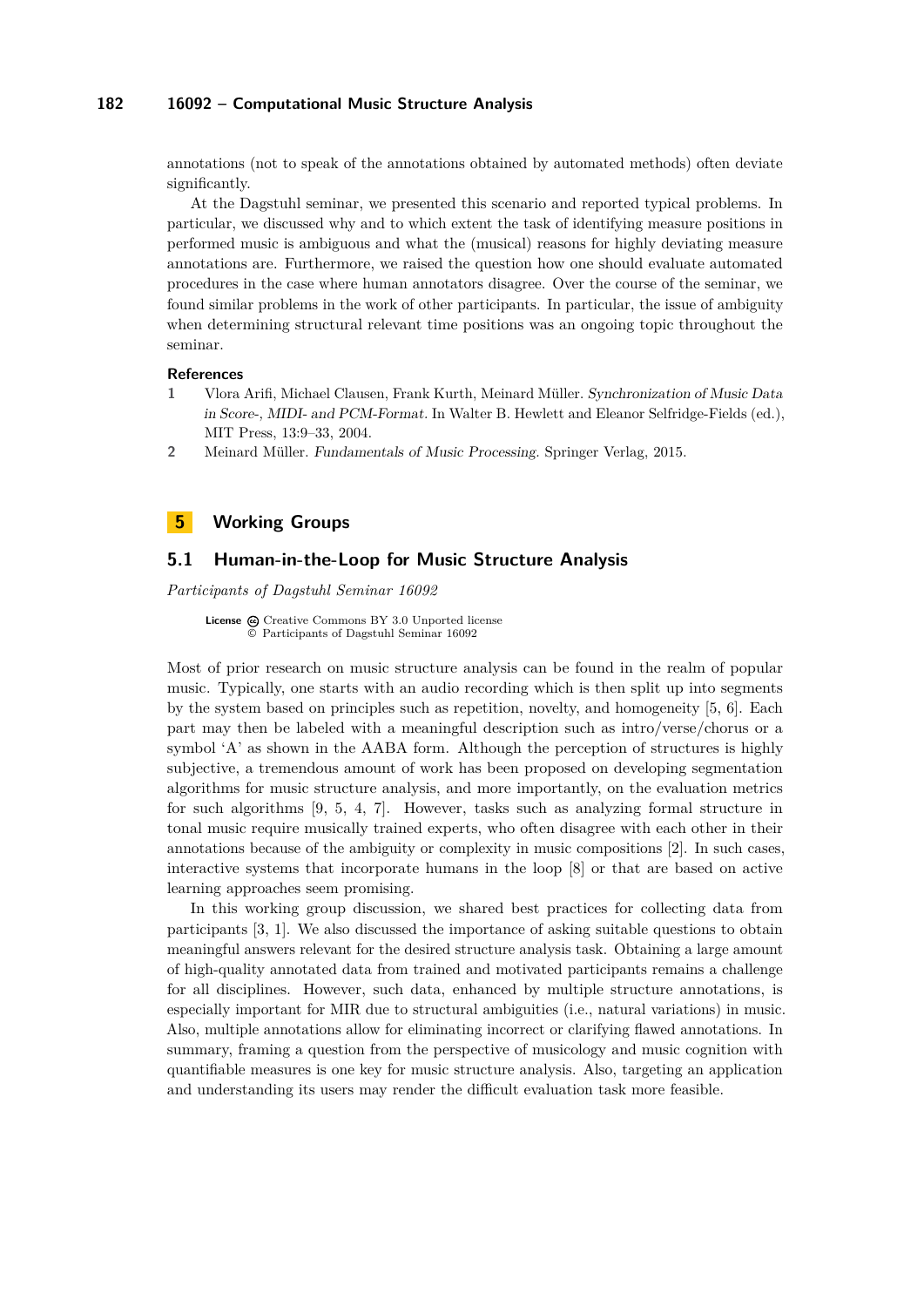annotations (not to speak of the annotations obtained by automated methods) often deviate significantly.

At the Dagstuhl seminar, we presented this scenario and reported typical problems. In particular, we discussed why and to which extent the task of identifying measure positions in performed music is ambiguous and what the (musical) reasons for highly deviating measure annotations are. Furthermore, we raised the question how one should evaluate automated procedures in the case where human annotators disagree. Over the course of the seminar, we found similar problems in the work of other participants. In particular, the issue of ambiguity when determining structural relevant time positions was an ongoing topic throughout the seminar.

### References

1. Vlora Arifi, Michael Clausen, Frank Kurth, Meinard Müller. *Synchronization of Music Data in Score-, MIDI- and PCM-Format.* In Walter B. Hewlett and Eleanor Selfridge-Fields (ed.), MIT Press, 13:9–33, 2004.
2. Meinard Müller. *Fundamentals of Music Processing.* Springer Verlag, 2015.

# 5 Working Groups

## 5.1 Human-in-the-Loop for Music Structure Analysis

*Participants of Dagstuhl Seminar 16092*

**License** Creative Commons BY 3.0 Unported license
© Participants of Dagstuhl Seminar 16092

Most of prior research on music structure analysis can be found in the realm of popular music. Typically, one starts with an audio recording which is then split up into segments by the system based on principles such as repetition, novelty, and homogeneity [5, 6]. Each part may then be labeled with a meaningful description such as intro/verse/chorus or a symbol 'A' as shown in the AABA form. Although the perception of structures is highly subjective, a tremendous amount of work has been proposed on developing segmentation algorithms for music structure analysis, and more importantly, on the evaluation metrics for such algorithms [9, 5, 4, 7]. However, tasks such as analyzing formal structure in tonal music require musically trained experts, who often disagree with each other in their annotations because of the ambiguity or complexity in music compositions [2]. In such cases, interactive systems that incorporate humans in the loop [8] or that are based on active learning approaches seem promising.

In this working group discussion, we shared best practices for collecting data from participants [3, 1]. We also discussed the importance of asking suitable questions to obtain meaningful answers relevant for the desired structure analysis task. Obtaining a large amount of high-quality annotated data from trained and motivated participants remains a challenge for all disciplines. However, such data, enhanced by multiple structure annotations, is especially important for MIR due to structural ambiguities (i.e., natural variations) in music. Also, multiple annotations allow for eliminating incorrect or clarifying flawed annotations. In summary, framing a question from the perspective of musicology and music cognition with quantifiable measures is one key for music structure analysis. Also, targeting an application and understanding its users may render the difficult evaluation task more feasible.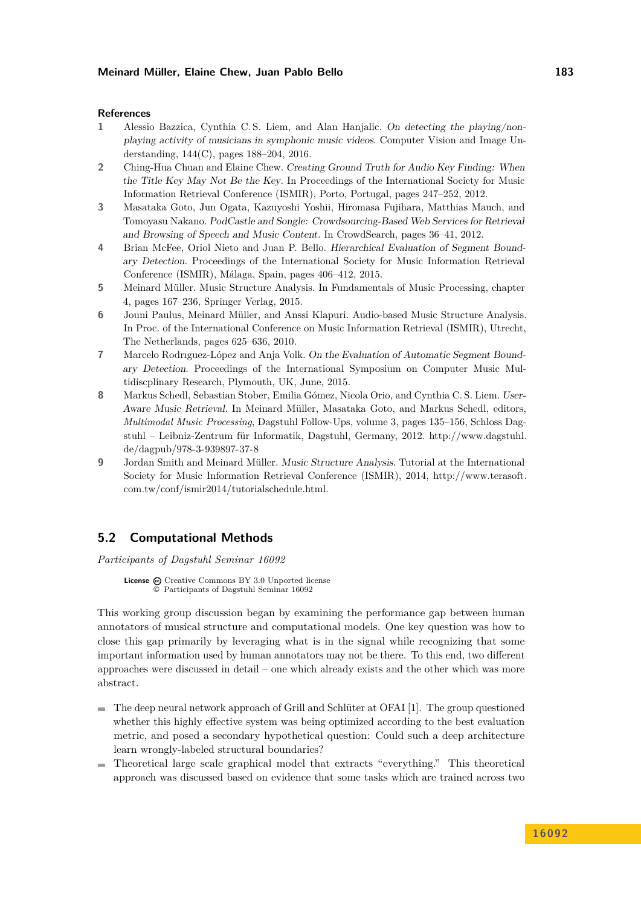### References

1. Alessio Bazzica, Cynthia C. S. Liem, and Alan Hanjalic. *On detecting the playing/non-playing activity of musicians in symphonic music videos*. Computer Vision and Image Understanding, 144(C), pages 188–204, 2016.
2. Ching-Hua Chuan and Elaine Chew. *Creating Ground Truth for Audio Key Finding: When the Title Key May Not Be the Key*. In Proceedings of the International Society for Music Information Retrieval Conference (ISMIR), Porto, Portugal, pages 247–252, 2012.
3. Masataka Goto, Jun Ogata, Kazuyoshi Yoshii, Hiromasa Fujihara, Matthias Mauch, and Tomoyasu Nakano. *PodCastle and Songle: Crowdsourcing-Based Web Services for Retrieval and Browsing of Speech and Music Content*. In CrowdSearch, pages 36–41, 2012.
4. Brian McFee, Oriol Nieto and Juan P. Bello. *Hierarchical Evaluation of Segment Boundary Detection*. Proceedings of the International Society for Music Information Retrieval Conference (ISMIR), Málaga, Spain, pages 406–412, 2015.
5. Meinard Müller. Music Structure Analysis. In Fundamentals of Music Processing, chapter 4, pages 167–236, Springer Verlag, 2015.
6. Jouni Paulus, Meinard Müller, and Anssi Klapuri. Audio-based Music Structure Analysis. In Proc. of the International Conference on Music Information Retrieval (ISMIR), Utrecht, The Netherlands, pages 625–636, 2010.
7. Marcelo Rodrıguez-López and Anja Volk. *On the Evaluation of Automatic Segment Boundary Detection*. Proceedings of the International Symposium on Computer Music Multidiscplinary Research, Plymouth, UK, June, 2015.
8. Markus Schedl, Sebastian Stober, Emilia Gómez, Nicola Orio, and Cynthia C. S. Liem. *User-Aware Music Retrieval*. In Meinard Müller, Masataka Goto, and Markus Schedl, editors, *Multimodal Music Processing*, Dagstuhl Follow-Ups, volume 3, pages 135–156, Schloss Dagstuhl – Leibniz-Zentrum für Informatik, Dagstuhl, Germany, 2012. http://www.dagstuhl.de/dagpub/978-3-939897-37-8
9. Jordan Smith and Meinard Müller. *Music Structure Analysis*. Tutorial at the International Society for Music Information Retrieval Conference (ISMIR), 2014, http://www.terasoft.com.tw/conf/ismir2014/tutorialschedule.html.

## 5.2 Computational Methods

*Participants of Dagstuhl Seminar 16092*

**License** Creative Commons BY 3.0 Unported license
© Participants of Dagstuhl Seminar 16092

This working group discussion began by examining the performance gap between human annotators of musical structure and computational models. One key question was how to close this gap primarily by leveraging what is in the signal while recognizing that some important information used by human annotators may not be there. To this end, two different approaches were discussed in detail – one which already exists and the other which was more abstract.

- The deep neural network approach of Grill and Schlüter at OFAI [1]. The group questioned whether this highly effective system was being optimized according to the best evaluation metric, and posed a secondary hypothetical question: Could such a deep architecture learn wrongly-labeled structural boundaries?
- Theoretical large scale graphical model that extracts "everything." This theoretical approach was discussed based on evidence that some tasks which are trained across two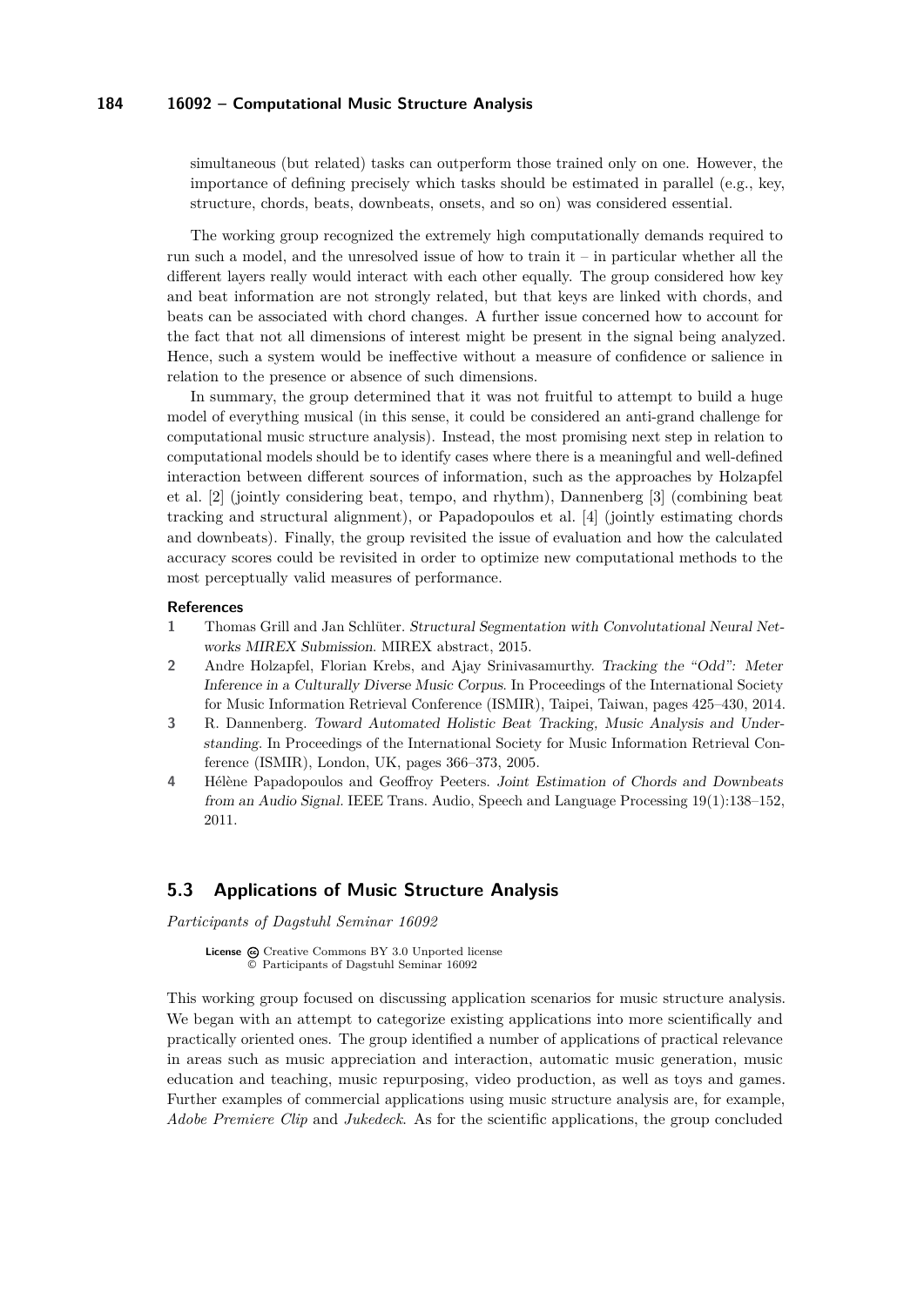simultaneous (but related) tasks can outperform those trained only on one. However, the importance of defining precisely which tasks should be estimated in parallel (e.g., key, structure, chords, beats, downbeats, onsets, and so on) was considered essential.

The working group recognized the extremely high computationally demands required to run such a model, and the unresolved issue of how to train it – in particular whether all the different layers really would interact with each other equally. The group considered how key and beat information are not strongly related, but that keys are linked with chords, and beats can be associated with chord changes. A further issue concerned how to account for the fact that not all dimensions of interest might be present in the signal being analyzed. Hence, such a system would be ineffective without a measure of confidence or salience in relation to the presence or absence of such dimensions.

In summary, the group determined that it was not fruitful to attempt to build a huge model of everything musical (in this sense, it could be considered an anti-grand challenge for computational music structure analysis). Instead, the most promising next step in relation to computational models should be to identify cases where there is a meaningful and well-defined interaction between different sources of information, such as the approaches by Holzapfel et al. [2] (jointly considering beat, tempo, and rhythm), Dannenberg [3] (combining beat tracking and structural alignment), or Papadopoulos et al. [4] (jointly estimating chords and downbeats). Finally, the group revisited the issue of evaluation and how the calculated accuracy scores could be revisited in order to optimize new computational methods to the most perceptually valid measures of performance.

#### References

1. Thomas Grill and Jan Schlüter. *Structural Segmentation with Convolutational Neural Networks MIREX Submission*. MIREX abstract, 2015.
2. Andre Holzapfel, Florian Krebs, and Ajay Srinivasamurthy. *Tracking the "Odd": Meter Inference in a Culturally Diverse Music Corpus*. In Proceedings of the International Society for Music Information Retrieval Conference (ISMIR), Taipei, Taiwan, pages 425–430, 2014.
3. R. Dannenberg. *Toward Automated Holistic Beat Tracking, Music Analysis and Understanding*. In Proceedings of the International Society for Music Information Retrieval Conference (ISMIR), London, UK, pages 366–373, 2005.
4. Hélène Papadopoulos and Geoffroy Peeters. *Joint Estimation of Chords and Downbeats from an Audio Signal*. IEEE Trans. Audio, Speech and Language Processing 19(1):138–152, 2011.

## 5.3 Applications of Music Structure Analysis

*Participants of Dagstuhl Seminar 16092*

**License** Creative Commons BY 3.0 Unported license
© Participants of Dagstuhl Seminar 16092

This working group focused on discussing application scenarios for music structure analysis. We began with an attempt to categorize existing applications into more scientifically and practically oriented ones. The group identified a number of applications of practical relevance in areas such as music appreciation and interaction, automatic music generation, music education and teaching, music repurposing, video production, as well as toys and games. Further examples of commercial applications using music structure analysis are, for example, *Adobe Premiere Clip* and *Jukedeck*. As for the scientific applications, the group concluded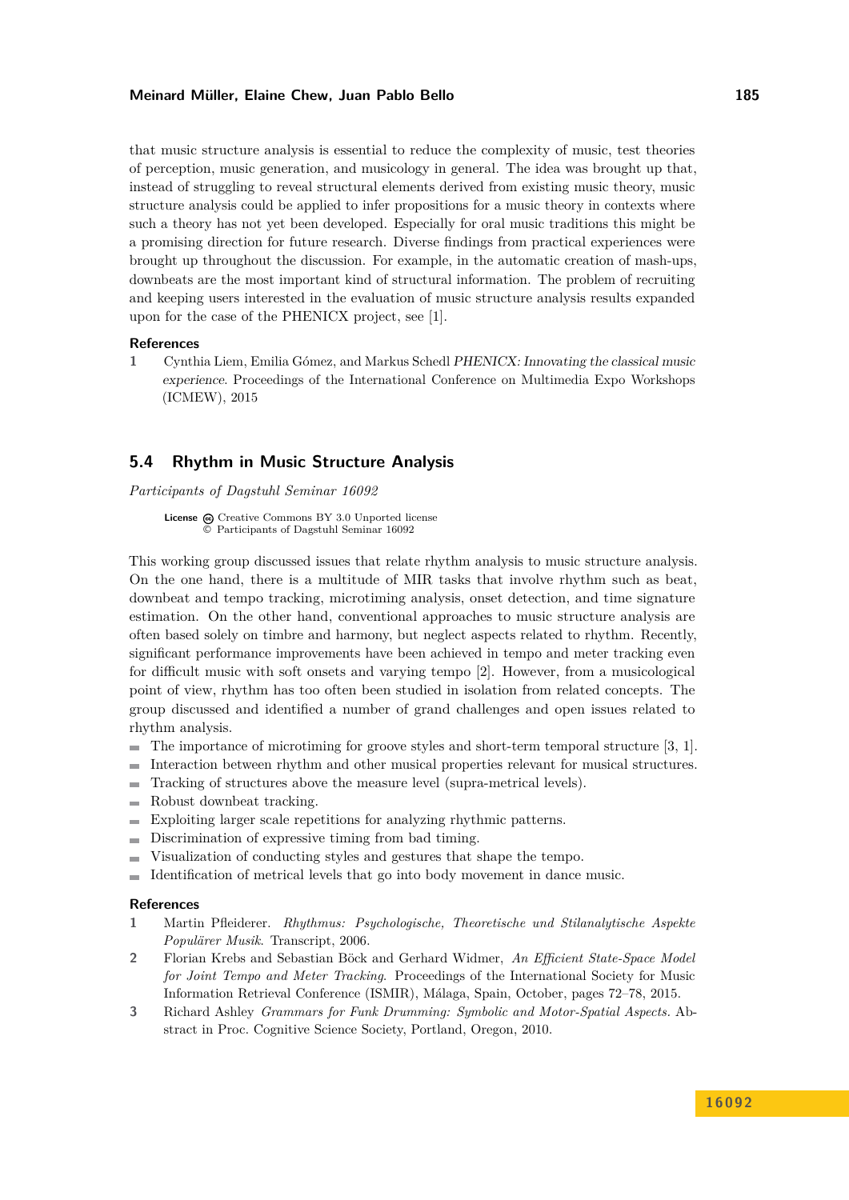that music structure analysis is essential to reduce the complexity of music, test theories of perception, music generation, and musicology in general. The idea was brought up that, instead of struggling to reveal structural elements derived from existing music theory, music structure analysis could be applied to infer propositions for a music theory in contexts where such a theory has not yet been developed. Especially for oral music traditions this might be a promising direction for future research. Diverse findings from practical experiences were brought up throughout the discussion. For example, in the automatic creation of mash-ups, downbeats are the most important kind of structural information. The problem of recruiting and keeping users interested in the evaluation of music structure analysis results expanded upon for the case of the PHENICX project, see [1].

### References

1. Cynthia Liem, Emilia Gómez, and Markus Schedl *PHENICX: Innovating the classical music experience*. Proceedings of the International Conference on Multimedia Expo Workshops (ICMEW), 2015

## 5.4 Rhythm in Music Structure Analysis

*Participants of Dagstuhl Seminar 16092*

**License** Creative Commons BY 3.0 Unported license
© Participants of Dagstuhl Seminar 16092

This working group discussed issues that relate rhythm analysis to music structure analysis. On the one hand, there is a multitude of MIR tasks that involve rhythm such as beat, downbeat and tempo tracking, microtiming analysis, onset detection, and time signature estimation. On the other hand, conventional approaches to music structure analysis are often based solely on timbre and harmony, but neglect aspects related to rhythm. Recently, significant performance improvements have been achieved in tempo and meter tracking even for difficult music with soft onsets and varying tempo [2]. However, from a musicological point of view, rhythm has too often been studied in isolation from related concepts. The group discussed and identified a number of grand challenges and open issues related to rhythm analysis.

- The importance of microtiming for groove styles and short-term temporal structure [3, 1].
- Interaction between rhythm and other musical properties relevant for musical structures.
- Tracking of structures above the measure level (supra-metrical levels).
- Robust downbeat tracking.
- Exploiting larger scale repetitions for analyzing rhythmic patterns.
- Discrimination of expressive timing from bad timing.
- Visualization of conducting styles and gestures that shape the tempo.
- Identification of metrical levels that go into body movement in dance music.

### References

1. Martin Pfleiderer. *Rhythmus: Psychologische, Theoretische und Stilanalytische Aspekte Populärer Musik*. Transcript, 2006.
2. Florian Krebs and Sebastian Böck and Gerhard Widmer, *An Efficient State-Space Model for Joint Tempo and Meter Tracking*. Proceedings of the International Society for Music Information Retrieval Conference (ISMIR), Málaga, Spain, October, pages 72–78, 2015.
3. Richard Ashley *Grammars for Funk Drumming: Symbolic and Motor-Spatial Aspects*. Abstract in Proc. Cognitive Science Society, Portland, Oregon, 2010.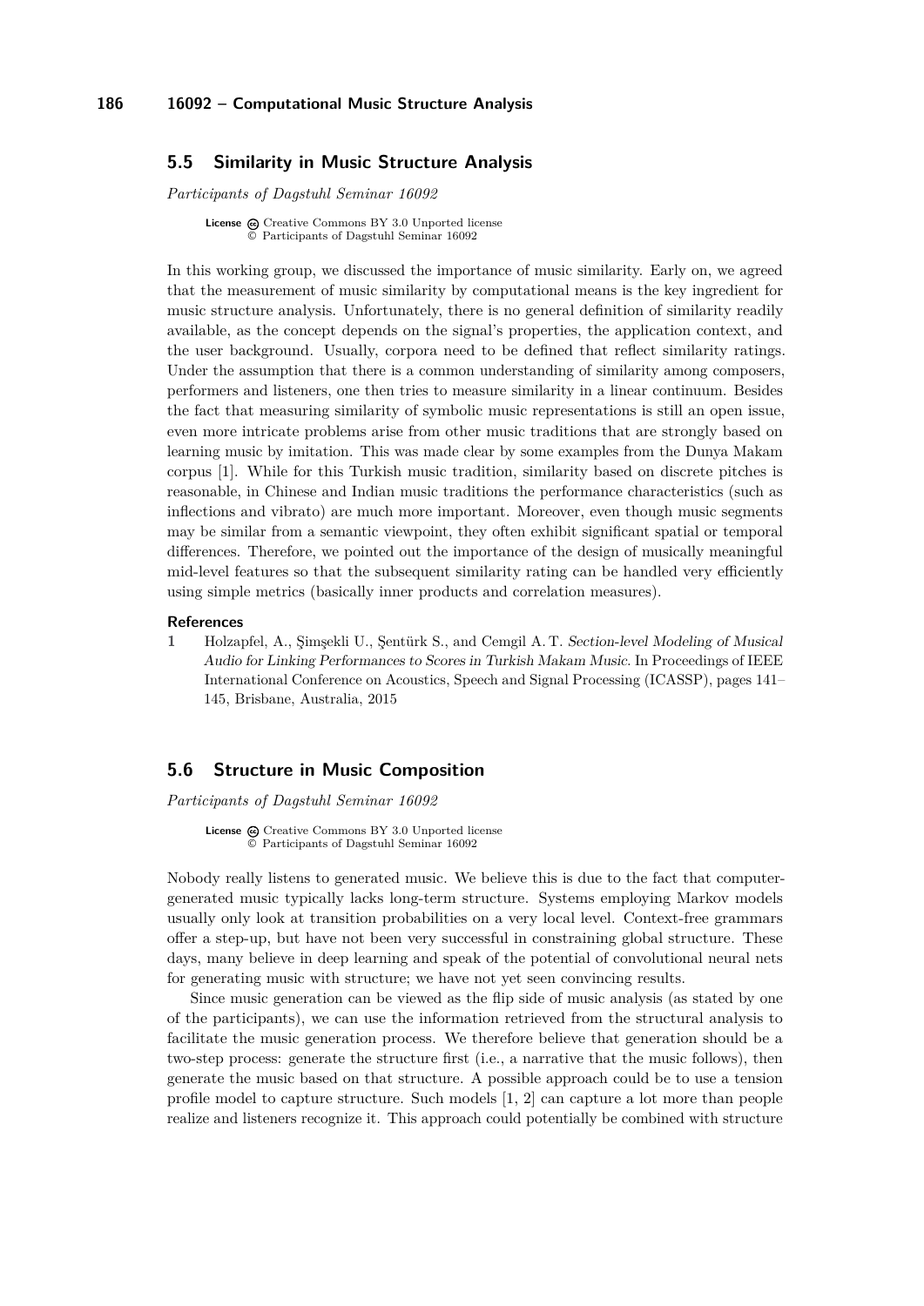## 5.5 Similarity in Music Structure Analysis

*Participants of Dagstuhl Seminar 16092*

**License** Creative Commons BY 3.0 Unported license
© Participants of Dagstuhl Seminar 16092

In this working group, we discussed the importance of music similarity. Early on, we agreed that the measurement of music similarity by computational means is the key ingredient for music structure analysis. Unfortunately, there is no general definition of similarity readily available, as the concept depends on the signal's properties, the application context, and the user background. Usually, corpora need to be defined that reflect similarity ratings. Under the assumption that there is a common understanding of similarity among composers, performers and listeners, one then tries to measure similarity in a linear continuum. Besides the fact that measuring similarity of symbolic music representations is still an open issue, even more intricate problems arise from other music traditions that are strongly based on learning music by imitation. This was made clear by some examples from the Dunya Makam corpus [1]. While for this Turkish music tradition, similarity based on discrete pitches is reasonable, in Chinese and Indian music traditions the performance characteristics (such as inflections and vibrato) are much more important. Moreover, even though music segments may be similar from a semantic viewpoint, they often exhibit significant spatial or temporal differences. Therefore, we pointed out the importance of the design of musically meaningful mid-level features so that the subsequent similarity rating can be handled very efficiently using simple metrics (basically inner products and correlation measures).

**References**

1. Holzapfel, A., Şimşekli U., Şentürk S., and Cemgil A. T. *Section-level Modeling of Musical Audio for Linking Performances to Scores in Turkish Makam Music*. In Proceedings of IEEE International Conference on Acoustics, Speech and Signal Processing (ICASSP), pages 141–145, Brisbane, Australia, 2015

## 5.6 Structure in Music Composition

*Participants of Dagstuhl Seminar 16092*

**License** Creative Commons BY 3.0 Unported license
© Participants of Dagstuhl Seminar 16092

Nobody really listens to generated music. We believe this is due to the fact that computer-generated music typically lacks long-term structure. Systems employing Markov models usually only look at transition probabilities on a very local level. Context-free grammars offer a step-up, but have not been very successful in constraining global structure. These days, many believe in deep learning and speak of the potential of convolutional neural nets for generating music with structure; we have not yet seen convincing results.

Since music generation can be viewed as the flip side of music analysis (as stated by one of the participants), we can use the information retrieved from the structural analysis to facilitate the music generation process. We therefore believe that generation should be a two-step process: generate the structure first (i.e., a narrative that the music follows), then generate the music based on that structure. A possible approach could be to use a tension profile model to capture structure. Such models [1, 2] can capture a lot more than people realize and listeners recognize it. This approach could potentially be combined with structure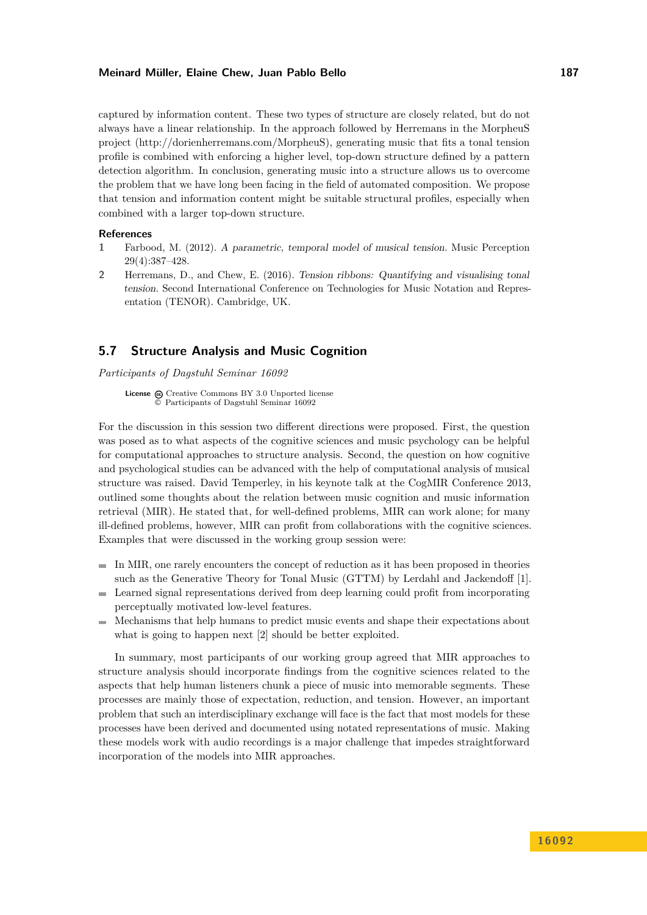captured by information content. These two types of structure are closely related, but do not always have a linear relationship. In the approach followed by Herremans in the MorpheuS project (http://dorienherremans.com/MorpheuS), generating music that fits a tonal tension profile is combined with enforcing a higher level, top-down structure defined by a pattern detection algorithm. In conclusion, generating music into a structure allows us to overcome the problem that we have long been facing in the field of automated composition. We propose that tension and information content might be suitable structural profiles, especially when combined with a larger top-down structure.

**References**

1. Farbood, M. (2012). *A parametric, temporal model of musical tension.* Music Perception 29(4):387–428.
2. Herremans, D., and Chew, E. (2016). *Tension ribbons: Quantifying and visualising tonal tension.* Second International Conference on Technologies for Music Notation and Representation (TENOR). Cambridge, UK.

## 5.7 Structure Analysis and Music Cognition

*Participants of Dagstuhl Seminar 16092*

**License** Creative Commons BY 3.0 Unported license
© Participants of Dagstuhl Seminar 16092

For the discussion in this session two different directions were proposed. First, the question was posed as to what aspects of the cognitive sciences and music psychology can be helpful for computational approaches to structure analysis. Second, the question on how cognitive and psychological studies can be advanced with the help of computational analysis of musical structure was raised. David Temperley, in his keynote talk at the CogMIR Conference 2013, outlined some thoughts about the relation between music cognition and music information retrieval (MIR). He stated that, for well-defined problems, MIR can work alone; for many ill-defined problems, however, MIR can profit from collaborations with the cognitive sciences. Examples that were discussed in the working group session were:

- In MIR, one rarely encounters the concept of reduction as it has been proposed in theories such as the Generative Theory for Tonal Music (GTTM) by Lerdahl and Jackendoff [1].
- Learned signal representations derived from deep learning could profit from incorporating perceptually motivated low-level features.
- Mechanisms that help humans to predict music events and shape their expectations about what is going to happen next [2] should be better exploited.

In summary, most participants of our working group agreed that MIR approaches to structure analysis should incorporate findings from the cognitive sciences related to the aspects that help human listeners chunk a piece of music into memorable segments. These processes are mainly those of expectation, reduction, and tension. However, an important problem that such an interdisciplinary exchange will face is the fact that most models for these processes have been derived and documented using notated representations of music. Making these models work with audio recordings is a major challenge that impedes straightforward incorporation of the models into MIR approaches.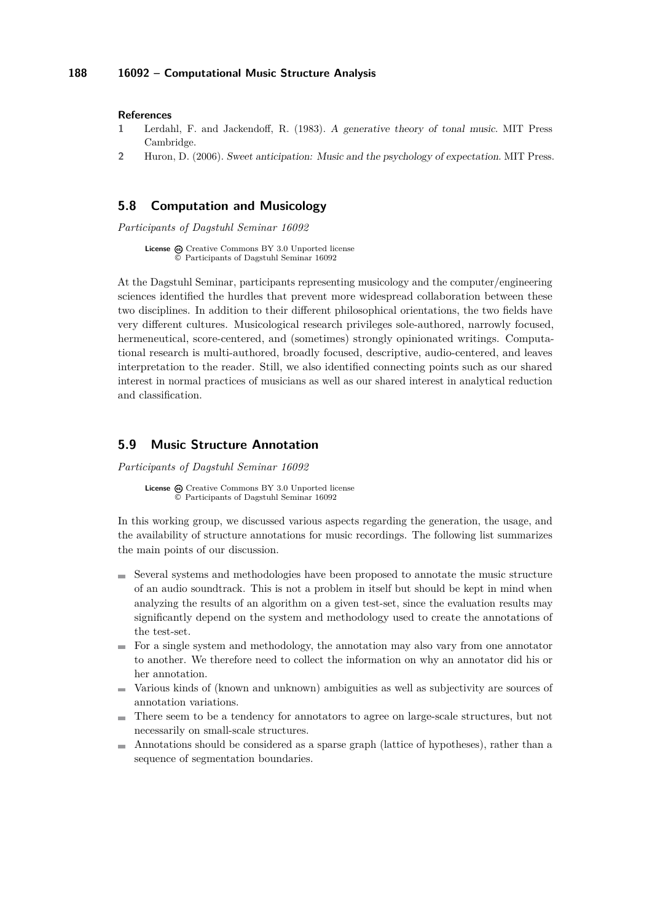#### References

1. Lerdahl, F. and Jackendoff, R. (1983). *A generative theory of tonal music*. MIT Press Cambridge.
2. Huron, D. (2006). *Sweet anticipation: Music and the psychology of expectation*. MIT Press.

## 5.8 Computation and Musicology

*Participants of Dagstuhl Seminar 16092*

**License** Creative Commons BY 3.0 Unported license
© Participants of Dagstuhl Seminar 16092

At the Dagstuhl Seminar, participants representing musicology and the computer/engineering sciences identified the hurdles that prevent more widespread collaboration between these two disciplines. In addition to their different philosophical orientations, the two fields have very different cultures. Musicological research privileges sole-authored, narrowly focused, hermeneutical, score-centered, and (sometimes) strongly opinionated writings. Computational research is multi-authored, broadly focused, descriptive, audio-centered, and leaves interpretation to the reader. Still, we also identified connecting points such as our shared interest in normal practices of musicians as well as our shared interest in analytical reduction and classification.

## 5.9 Music Structure Annotation

*Participants of Dagstuhl Seminar 16092*

**License** Creative Commons BY 3.0 Unported license
© Participants of Dagstuhl Seminar 16092

In this working group, we discussed various aspects regarding the generation, the usage, and the availability of structure annotations for music recordings. The following list summarizes the main points of our discussion.

- Several systems and methodologies have been proposed to annotate the music structure of an audio soundtrack. This is not a problem in itself but should be kept in mind when analyzing the results of an algorithm on a given test-set, since the evaluation results may significantly depend on the system and methodology used to create the annotations of the test-set.
- For a single system and methodology, the annotation may also vary from one annotator to another. We therefore need to collect the information on why an annotator did his or her annotation.
- Various kinds of (known and unknown) ambiguities as well as subjectivity are sources of annotation variations.
- There seem to be a tendency for annotators to agree on large-scale structures, but not necessarily on small-scale structures.
- Annotations should be considered as a sparse graph (lattice of hypotheses), rather than a sequence of segmentation boundaries.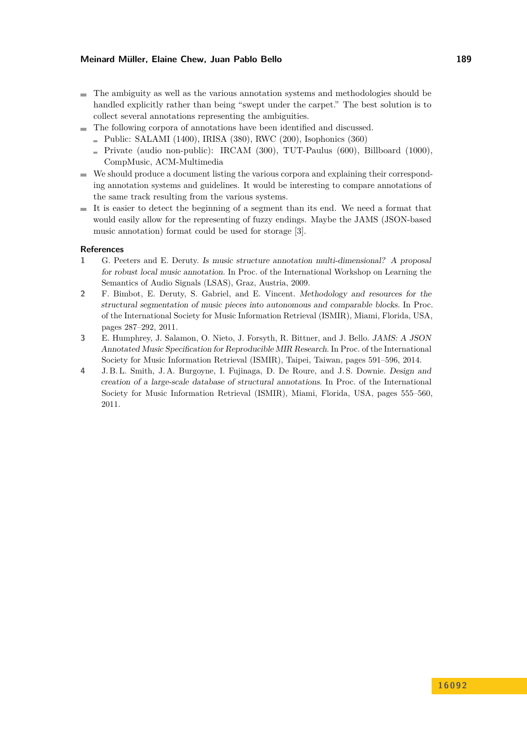- The ambiguity as well as the various annotation systems and methodologies should be handled explicitly rather than being "swept under the carpet." The best solution is to collect several annotations representing the ambiguities.
- The following corpora of annotations have been identified and discussed.
  - Public: SALAMI (1400), IRISA (380), RWC (200), Isophonics (360)
  - Private (audio non-public): IRCAM (300), TUT-Paulus (600), Billboard (1000), CompMusic, ACM-Multimedia
- We should produce a document listing the various corpora and explaining their corresponding annotation systems and guidelines. It would be interesting to compare annotations of the same track resulting from the various systems.
- It is easier to detect the beginning of a segment than its end. We need a format that would easily allow for the representing of fuzzy endings. Maybe the JAMS (JSON-based music annotation) format could be used for storage [3].

### References

1. G. Peeters and E. Deruty. *Is music structure annotation multi-dimensional? A proposal for robust local music annotation.* In Proc. of the International Workshop on Learning the Semantics of Audio Signals (LSAS), Graz, Austria, 2009.
2. F. Bimbot, E. Deruty, S. Gabriel, and E. Vincent. *Methodology and resources for the structural segmentation of music pieces into autonomous and comparable blocks.* In Proc. of the International Society for Music Information Retrieval (ISMIR), Miami, Florida, USA, pages 287–292, 2011.
3. E. Humphrey, J. Salamon, O. Nieto, J. Forsyth, R. Bittner, and J. Bello. *JAMS: A JSON Annotated Music Specification for Reproducible MIR Research.* In Proc. of the International Society for Music Information Retrieval (ISMIR), Taipei, Taiwan, pages 591–596, 2014.
4. J. B. L. Smith, J. A. Burgoyne, I. Fujinaga, D. De Roure, and J. S. Downie. *Design and creation of a large-scale database of structural annotations.* In Proc. of the International Society for Music Information Retrieval (ISMIR), Miami, Florida, USA, pages 555–560, 2011.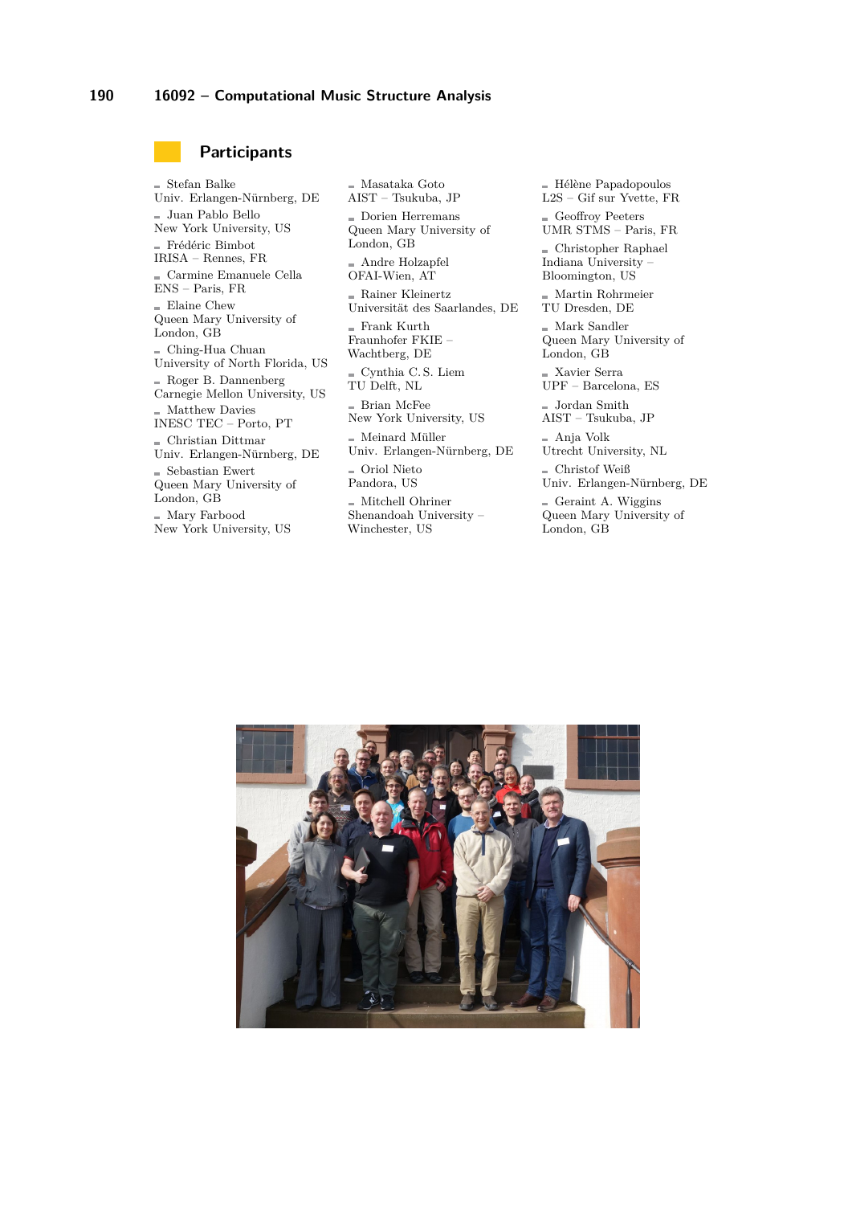## Participants

- Stefan Balke
  Univ. Erlangen-Nürnberg, DE
- Juan Pablo Bello
  New York University, US
- Frédéric Bimbot
  IRISA – Rennes, FR
- Carmine Emanuele Cella
  ENS – Paris, FR
- Elaine Chew
  Queen Mary University of London, GB
- Ching-Hua Chuan
  University of North Florida, US
- Roger B. Dannenberg
  Carnegie Mellon University, US
- Matthew Davies
  INESC TEC – Porto, PT
- Christian Dittmar
  Univ. Erlangen-Nürnberg, DE
- Sebastian Ewert
  Queen Mary University of London, GB
- Mary Farbood
  New York University, US
- Masataka Goto
  AIST – Tsukuba, JP
- Dorien Herremans
  Queen Mary University of London, GB
- Andre Holzapfel
  OFAI-Wien, AT
- Rainer Kleinertz
  Universität des Saarlandes, DE
- Frank Kurth
  Fraunhofer FKIE – Wachtberg, DE
- Cynthia C. S. Liem
  TU Delft, NL
- Brian McFee
  New York University, US
- Meinard Müller
  Univ. Erlangen-Nürnberg, DE
- Oriol Nieto
  Pandora, US
- Mitchell Ohriner
  Shenandoah University – Winchester, US
- Hélène Papadopoulos
  L2S – Gif sur Yvette, FR
- Geoffroy Peeters
  UMR STMS – Paris, FR
- Christopher Raphael
  Indiana University – Bloomington, US
- Martin Rohrmeier
  TU Dresden, DE
- Mark Sandler
  Queen Mary University of London, GB
- Xavier Serra
  UPF – Barcelona, ES
- Jordan Smith
  AIST – Tsukuba, JP
- Anja Volk
  Utrecht University, NL
- Christof Weiß
  Univ. Erlangen-Nürnberg, DE
- Geraint A. Wiggins
  Queen Mary University of London, GB